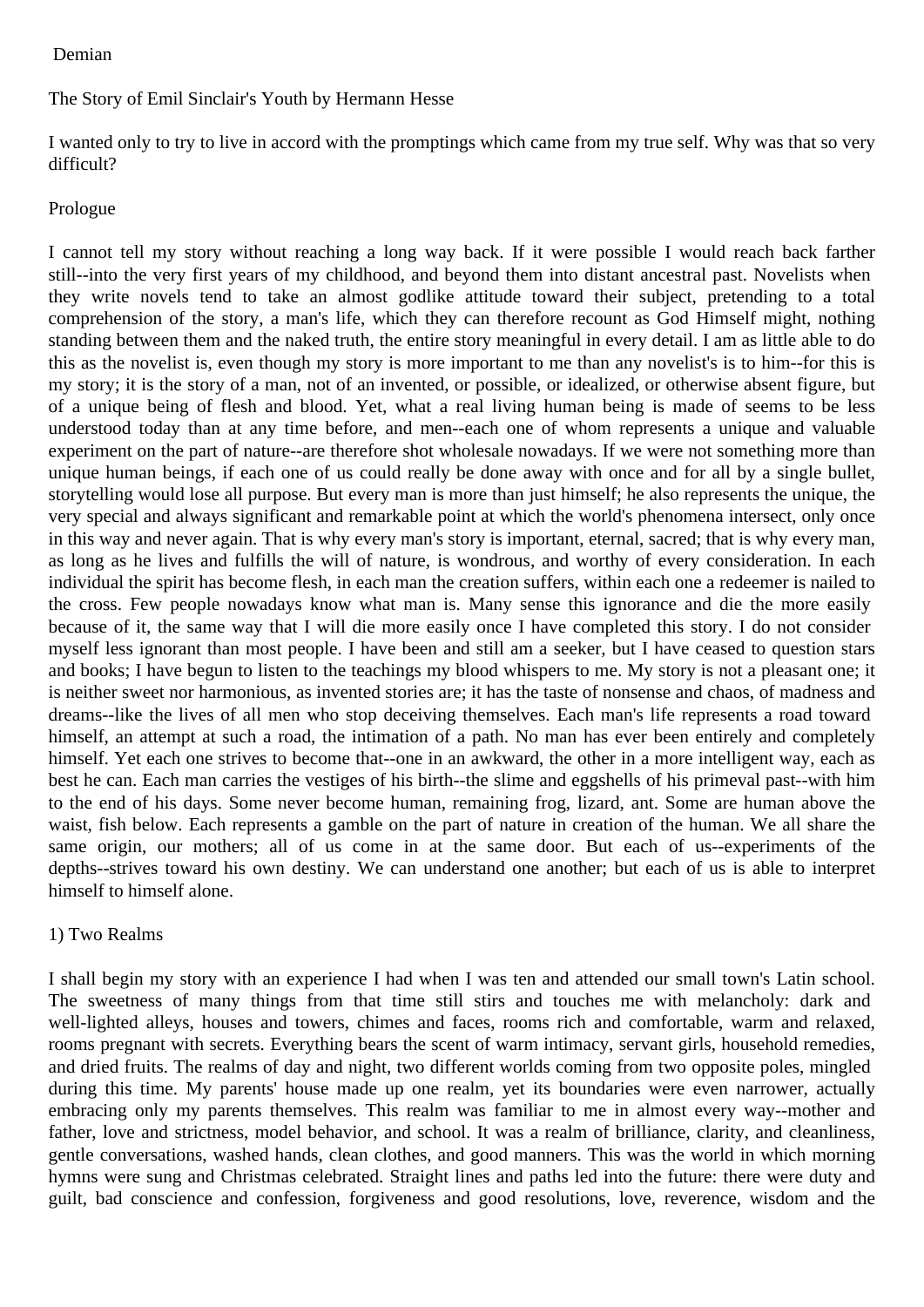# Demian

The Story of Emil Sinclair's Youth by Hermann Hesse

I wanted only to try to live in accord with the promptings which came from my true self. Why was that so very difficult?

## Prologue

I cannot tell my story without reaching a long way back. If it were possible I would reach back farther still--into the very first years of my childhood, and beyond them into distant ancestral past. Novelists when they write novels tend to take an almost godlike attitude toward their subject, pretending to a total comprehension of the story, a man's life, which they can therefore recount as God Himself might, nothing standing between them and the naked truth, the entire story meaningful in every detail. I am as little able to do this as the novelist is, even though my story is more important to me than any novelist's is to him--for this is my story; it is the story of a man, not of an invented, or possible, or idealized, or otherwise absent figure, but of a unique being of flesh and blood. Yet, what a real living human being is made of seems to be less understood today than at any time before, and men--each one of whom represents a unique and valuable experiment on the part of nature--are therefore shot wholesale nowadays. If we were not something more than unique human beings, if each one of us could really be done away with once and for all by a single bullet, storytelling would lose all purpose. But every man is more than just himself; he also represents the unique, the very special and always significant and remarkable point at which the world's phenomena intersect, only once in this way and never again. That is why every man's story is important, eternal, sacred; that is why every man, as long as he lives and fulfills the will of nature, is wondrous, and worthy of every consideration. In each individual the spirit has become flesh, in each man the creation suffers, within each one a redeemer is nailed to the cross. Few people nowadays know what man is. Many sense this ignorance and die the more easily because of it, the same way that I will die more easily once I have completed this story. I do not consider myself less ignorant than most people. I have been and still am a seeker, but I have ceased to question stars and books; I have begun to listen to the teachings my blood whispers to me. My story is not a pleasant one; it is neither sweet nor harmonious, as invented stories are; it has the taste of nonsense and chaos, of madness and dreams--like the lives of all men who stop deceiving themselves. Each man's life represents a road toward himself, an attempt at such a road, the intimation of a path. No man has ever been entirely and completely himself. Yet each one strives to become that--one in an awkward, the other in a more intelligent way, each as best he can. Each man carries the vestiges of his birth--the slime and eggshells of his primeval past--with him to the end of his days. Some never become human, remaining frog, lizard, ant. Some are human above the waist, fish below. Each represents a gamble on the part of nature in creation of the human. We all share the same origin, our mothers; all of us come in at the same door. But each of us--experiments of the depths--strives toward his own destiny. We can understand one another; but each of us is able to interpret himself to himself alone.

## 1) Two Realms

I shall begin my story with an experience I had when I was ten and attended our small town's Latin school. The sweetness of many things from that time still stirs and touches me with melancholy: dark and well-lighted alleys, houses and towers, chimes and faces, rooms rich and comfortable, warm and relaxed, rooms pregnant with secrets. Everything bears the scent of warm intimacy, servant girls, household remedies, and dried fruits. The realms of day and night, two different worlds coming from two opposite poles, mingled during this time. My parents' house made up one realm, yet its boundaries were even narrower, actually embracing only my parents themselves. This realm was familiar to me in almost every way--mother and father, love and strictness, model behavior, and school. It was a realm of brilliance, clarity, and cleanliness, gentle conversations, washed hands, clean clothes, and good manners. This was the world in which morning hymns were sung and Christmas celebrated. Straight lines and paths led into the future: there were duty and guilt, bad conscience and confession, forgiveness and good resolutions, love, reverence, wisdom and the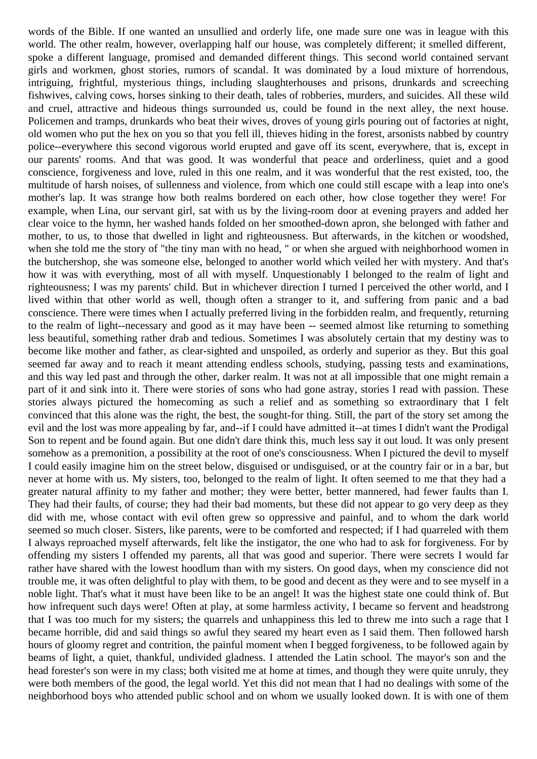words of the Bible. If one wanted an unsullied and orderly life, one made sure one was in league with this world. The other realm, however, overlapping half our house, was completely different; it smelled different, spoke a different language, promised and demanded different things. This second world contained servant girls and workmen, ghost stories, rumors of scandal. It was dominated by a loud mixture of horrendous, intriguing, frightful, mysterious things, including slaughterhouses and prisons, drunkards and screeching fishwives, calving cows, horses sinking to their death, tales of robberies, murders, and suicides. All these wild and cruel, attractive and hideous things surrounded us, could be found in the next alley, the next house. Policemen and tramps, drunkards who beat their wives, droves of young girls pouring out of factories at night, old women who put the hex on you so that you fell ill, thieves hiding in the forest, arsonists nabbed by country police--everywhere this second vigorous world erupted and gave off its scent, everywhere, that is, except in our parents' rooms. And that was good. It was wonderful that peace and orderliness, quiet and a good conscience, forgiveness and love, ruled in this one realm, and it was wonderful that the rest existed, too, the multitude of harsh noises, of sullenness and violence, from which one could still escape with a leap into one's mother's lap. It was strange how both realms bordered on each other, how close together they were! For example, when Lina, our servant girl, sat with us by the living-room door at evening prayers and added her clear voice to the hymn, her washed hands folded on her smoothed-down apron, she belonged with father and mother, to us, to those that dwelled in light and righteousness. But afterwards, in the kitchen or woodshed, when she told me the story of "the tiny man with no head, " or when she argued with neighborhood women in the butchershop, she was someone else, belonged to another world which veiled her with mystery. And that's how it was with everything, most of all with myself. Unquestionably I belonged to the realm of light and righteousness; I was my parents' child. But in whichever direction I turned I perceived the other world, and I lived within that other world as well, though often a stranger to it, and suffering from panic and a bad conscience. There were times when I actually preferred living in the forbidden realm, and frequently, returning to the realm of light--necessary and good as it may have been -- seemed almost like returning to something less beautiful, something rather drab and tedious. Sometimes I was absolutely certain that my destiny was to become like mother and father, as clear-sighted and unspoiled, as orderly and superior as they. But this goal seemed far away and to reach it meant attending endless schools, studying, passing tests and examinations, and this way led past and through the other, darker realm. It was not at all impossible that one might remain a part of it and sink into it. There were stories of sons who had gone astray, stories I read with passion. These stories always pictured the homecoming as such a relief and as something so extraordinary that I felt convinced that this alone was the right, the best, the sought-for thing. Still, the part of the story set among the evil and the lost was more appealing by far, and--if I could have admitted it--at times I didn't want the Prodigal Son to repent and be found again. But one didn't dare think this, much less say it out loud. It was only present somehow as a premonition, a possibility at the root of one's consciousness. When I pictured the devil to myself I could easily imagine him on the street below, disguised or undisguised, or at the country fair or in a bar, but never at home with us. My sisters, too, belonged to the realm of light. It often seemed to me that they had a greater natural affinity to my father and mother; they were better, better mannered, had fewer faults than I. They had their faults, of course; they had their bad moments, but these did not appear to go very deep as they did with me, whose contact with evil often grew so oppressive and painful, and to whom the dark world seemed so much closer. Sisters, like parents, were to be comforted and respected; if I had quarreled with them I always reproached myself afterwards, felt like the instigator, the one who had to ask for forgiveness. For by offending my sisters I offended my parents, all that was good and superior. There were secrets I would far rather have shared with the lowest hoodlum than with my sisters. On good days, when my conscience did not trouble me, it was often delightful to play with them, to be good and decent as they were and to see myself in a noble light. That's what it must have been like to be an angel! It was the highest state one could think of. But how infrequent such days were! Often at play, at some harmless activity, I became so fervent and headstrong that I was too much for my sisters; the quarrels and unhappiness this led to threw me into such a rage that I became horrible, did and said things so awful they seared my heart even as I said them. Then followed harsh hours of gloomy regret and contrition, the painful moment when I begged forgiveness, to be followed again by beams of light, a quiet, thankful, undivided gladness. I attended the Latin school. The mayor's son and the head forester's son were in my class; both visited me at home at times, and though they were quite unruly, they were both members of the good, the legal world. Yet this did not mean that I had no dealings with some of the neighborhood boys who attended public school and on whom we usually looked down. It is with one of them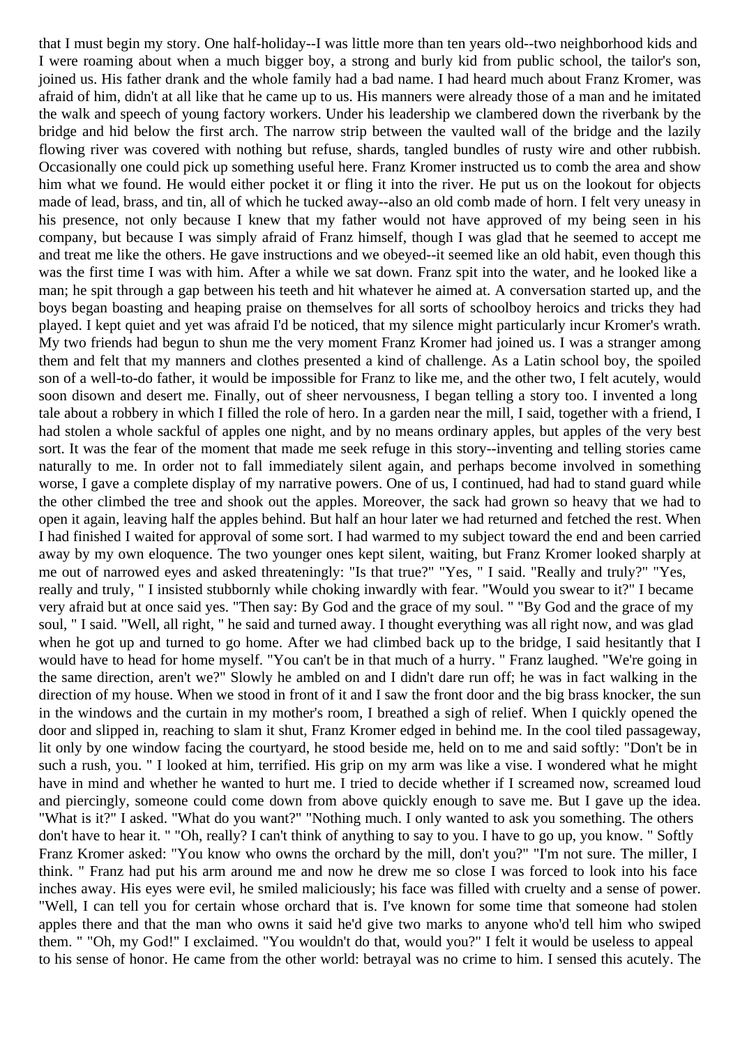that I must begin my story. One half-holiday--I was little more than ten years old--two neighborhood kids and I were roaming about when a much bigger boy, a strong and burly kid from public school, the tailor's son, joined us. His father drank and the whole family had a bad name. I had heard much about Franz Kromer, was afraid of him, didn't at all like that he came up to us. His manners were already those of a man and he imitated the walk and speech of young factory workers. Under his leadership we clambered down the riverbank by the bridge and hid below the first arch. The narrow strip between the vaulted wall of the bridge and the lazily flowing river was covered with nothing but refuse, shards, tangled bundles of rusty wire and other rubbish. Occasionally one could pick up something useful here. Franz Kromer instructed us to comb the area and show him what we found. He would either pocket it or fling it into the river. He put us on the lookout for objects made of lead, brass, and tin, all of which he tucked away--also an old comb made of horn. I felt very uneasy in his presence, not only because I knew that my father would not have approved of my being seen in his company, but because I was simply afraid of Franz himself, though I was glad that he seemed to accept me and treat me like the others. He gave instructions and we obeyed--it seemed like an old habit, even though this was the first time I was with him. After a while we sat down. Franz spit into the water, and he looked like a man; he spit through a gap between his teeth and hit whatever he aimed at. A conversation started up, and the boys began boasting and heaping praise on themselves for all sorts of schoolboy heroics and tricks they had played. I kept quiet and yet was afraid I'd be noticed, that my silence might particularly incur Kromer's wrath. My two friends had begun to shun me the very moment Franz Kromer had joined us. I was a stranger among them and felt that my manners and clothes presented a kind of challenge. As a Latin school boy, the spoiled son of a well-to-do father, it would be impossible for Franz to like me, and the other two, I felt acutely, would soon disown and desert me. Finally, out of sheer nervousness, I began telling a story too. I invented a long tale about a robbery in which I filled the role of hero. In a garden near the mill, I said, together with a friend, I had stolen a whole sackful of apples one night, and by no means ordinary apples, but apples of the very best sort. It was the fear of the moment that made me seek refuge in this story--inventing and telling stories came naturally to me. In order not to fall immediately silent again, and perhaps become involved in something worse, I gave a complete display of my narrative powers. One of us, I continued, had had to stand guard while the other climbed the tree and shook out the apples. Moreover, the sack had grown so heavy that we had to open it again, leaving half the apples behind. But half an hour later we had returned and fetched the rest. When I had finished I waited for approval of some sort. I had warmed to my subject toward the end and been carried away by my own eloquence. The two younger ones kept silent, waiting, but Franz Kromer looked sharply at me out of narrowed eyes and asked threateningly: "Is that true?" "Yes, " I said. "Really and truly?" "Yes, really and truly, " I insisted stubbornly while choking inwardly with fear. "Would you swear to it?" I became very afraid but at once said yes. "Then say: By God and the grace of my soul. " "By God and the grace of my soul, " I said. "Well, all right, " he said and turned away. I thought everything was all right now, and was glad when he got up and turned to go home. After we had climbed back up to the bridge, I said hesitantly that I would have to head for home myself. "You can't be in that much of a hurry. " Franz laughed. "We're going in the same direction, aren't we?" Slowly he ambled on and I didn't dare run off; he was in fact walking in the direction of my house. When we stood in front of it and I saw the front door and the big brass knocker, the sun in the windows and the curtain in my mother's room, I breathed a sigh of relief. When I quickly opened the door and slipped in, reaching to slam it shut, Franz Kromer edged in behind me. In the cool tiled passageway, lit only by one window facing the courtyard, he stood beside me, held on to me and said softly: "Don't be in such a rush, you. " I looked at him, terrified. His grip on my arm was like a vise. I wondered what he might have in mind and whether he wanted to hurt me. I tried to decide whether if I screamed now, screamed loud and piercingly, someone could come down from above quickly enough to save me. But I gave up the idea. "What is it?" I asked. "What do you want?" "Nothing much. I only wanted to ask you something. The others don't have to hear it. " "Oh, really? I can't think of anything to say to you. I have to go up, you know. " Softly Franz Kromer asked: "You know who owns the orchard by the mill, don't you?" "I'm not sure. The miller, I think. " Franz had put his arm around me and now he drew me so close I was forced to look into his face inches away. His eyes were evil, he smiled maliciously; his face was filled with cruelty and a sense of power. "Well, I can tell you for certain whose orchard that is. I've known for some time that someone had stolen apples there and that the man who owns it said he'd give two marks to anyone who'd tell him who swiped them. " "Oh, my God!" I exclaimed. "You wouldn't do that, would you?" I felt it would be useless to appeal to his sense of honor. He came from the other world: betrayal was no crime to him. I sensed this acutely. The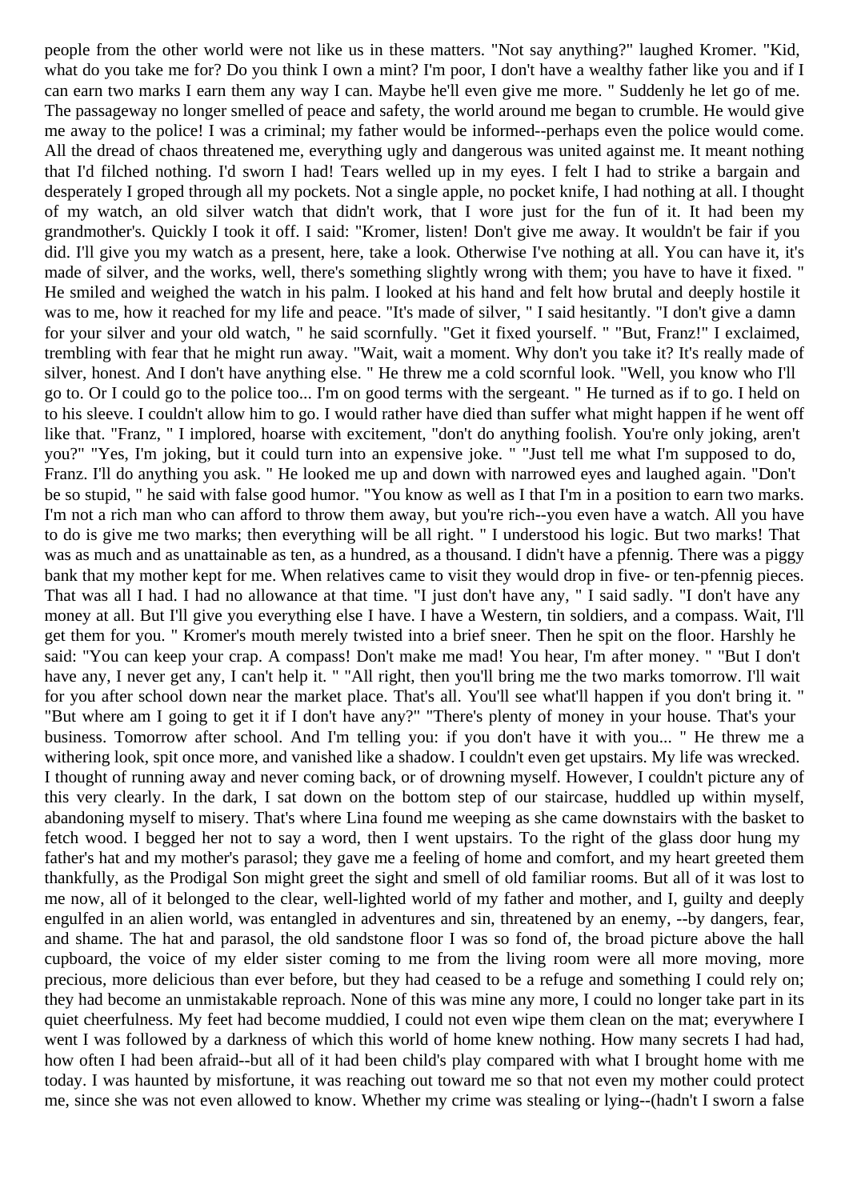people from the other world were not like us in these matters. "Not say anything?" laughed Kromer. "Kid, what do you take me for? Do you think I own a mint? I'm poor, I don't have a wealthy father like you and if I can earn two marks I earn them any way I can. Maybe he'll even give me more. " Suddenly he let go of me. The passageway no longer smelled of peace and safety, the world around me began to crumble. He would give me away to the police! I was a criminal; my father would be informed--perhaps even the police would come. All the dread of chaos threatened me, everything ugly and dangerous was united against me. It meant nothing that I'd filched nothing. I'd sworn I had! Tears welled up in my eyes. I felt I had to strike a bargain and desperately I groped through all my pockets. Not a single apple, no pocket knife, I had nothing at all. I thought of my watch, an old silver watch that didn't work, that I wore just for the fun of it. It had been my grandmother's. Quickly I took it off. I said: "Kromer, listen! Don't give me away. It wouldn't be fair if you did. I'll give you my watch as a present, here, take a look. Otherwise I've nothing at all. You can have it, it's made of silver, and the works, well, there's something slightly wrong with them; you have to have it fixed. " He smiled and weighed the watch in his palm. I looked at his hand and felt how brutal and deeply hostile it was to me, how it reached for my life and peace. "It's made of silver, " I said hesitantly. "I don't give a damn for your silver and your old watch, " he said scornfully. "Get it fixed yourself. " "But, Franz!" I exclaimed, trembling with fear that he might run away. "Wait, wait a moment. Why don't you take it? It's really made of silver, honest. And I don't have anything else. " He threw me a cold scornful look. "Well, you know who I'll go to. Or I could go to the police too... I'm on good terms with the sergeant. " He turned as if to go. I held on to his sleeve. I couldn't allow him to go. I would rather have died than suffer what might happen if he went off like that. "Franz, " I implored, hoarse with excitement, "don't do anything foolish. You're only joking, aren't you?" "Yes, I'm joking, but it could turn into an expensive joke. " "Just tell me what I'm supposed to do, Franz. I'll do anything you ask. " He looked me up and down with narrowed eyes and laughed again. "Don't be so stupid, " he said with false good humor. "You know as well as I that I'm in a position to earn two marks. I'm not a rich man who can afford to throw them away, but you're rich--you even have a watch. All you have to do is give me two marks; then everything will be all right. " I understood his logic. But two marks! That was as much and as unattainable as ten, as a hundred, as a thousand. I didn't have a pfennig. There was a piggy bank that my mother kept for me. When relatives came to visit they would drop in five- or ten-pfennig pieces. That was all I had. I had no allowance at that time. "I just don't have any, " I said sadly. "I don't have any money at all. But I'll give you everything else I have. I have a Western, tin soldiers, and a compass. Wait, I'll get them for you. " Kromer's mouth merely twisted into a brief sneer. Then he spit on the floor. Harshly he said: "You can keep your crap. A compass! Don't make me mad! You hear, I'm after money. " "But I don't have any, I never get any, I can't help it. " "All right, then you'll bring me the two marks tomorrow. I'll wait for you after school down near the market place. That's all. You'll see what'll happen if you don't bring it. " "But where am I going to get it if I don't have any?" "There's plenty of money in your house. That's your business. Tomorrow after school. And I'm telling you: if you don't have it with you... " He threw me a withering look, spit once more, and vanished like a shadow. I couldn't even get upstairs. My life was wrecked. I thought of running away and never coming back, or of drowning myself. However, I couldn't picture any of this very clearly. In the dark, I sat down on the bottom step of our staircase, huddled up within myself, abandoning myself to misery. That's where Lina found me weeping as she came downstairs with the basket to fetch wood. I begged her not to say a word, then I went upstairs. To the right of the glass door hung my father's hat and my mother's parasol; they gave me a feeling of home and comfort, and my heart greeted them thankfully, as the Prodigal Son might greet the sight and smell of old familiar rooms. But all of it was lost to me now, all of it belonged to the clear, well-lighted world of my father and mother, and I, guilty and deeply engulfed in an alien world, was entangled in adventures and sin, threatened by an enemy, --by dangers, fear, and shame. The hat and parasol, the old sandstone floor I was so fond of, the broad picture above the hall cupboard, the voice of my elder sister coming to me from the living room were all more moving, more precious, more delicious than ever before, but they had ceased to be a refuge and something I could rely on; they had become an unmistakable reproach. None of this was mine any more, I could no longer take part in its quiet cheerfulness. My feet had become muddied, I could not even wipe them clean on the mat; everywhere I went I was followed by a darkness of which this world of home knew nothing. How many secrets I had had, how often I had been afraid--but all of it had been child's play compared with what I brought home with me today. I was haunted by misfortune, it was reaching out toward me so that not even my mother could protect me, since she was not even allowed to know. Whether my crime was stealing or lying--(hadn't I sworn a false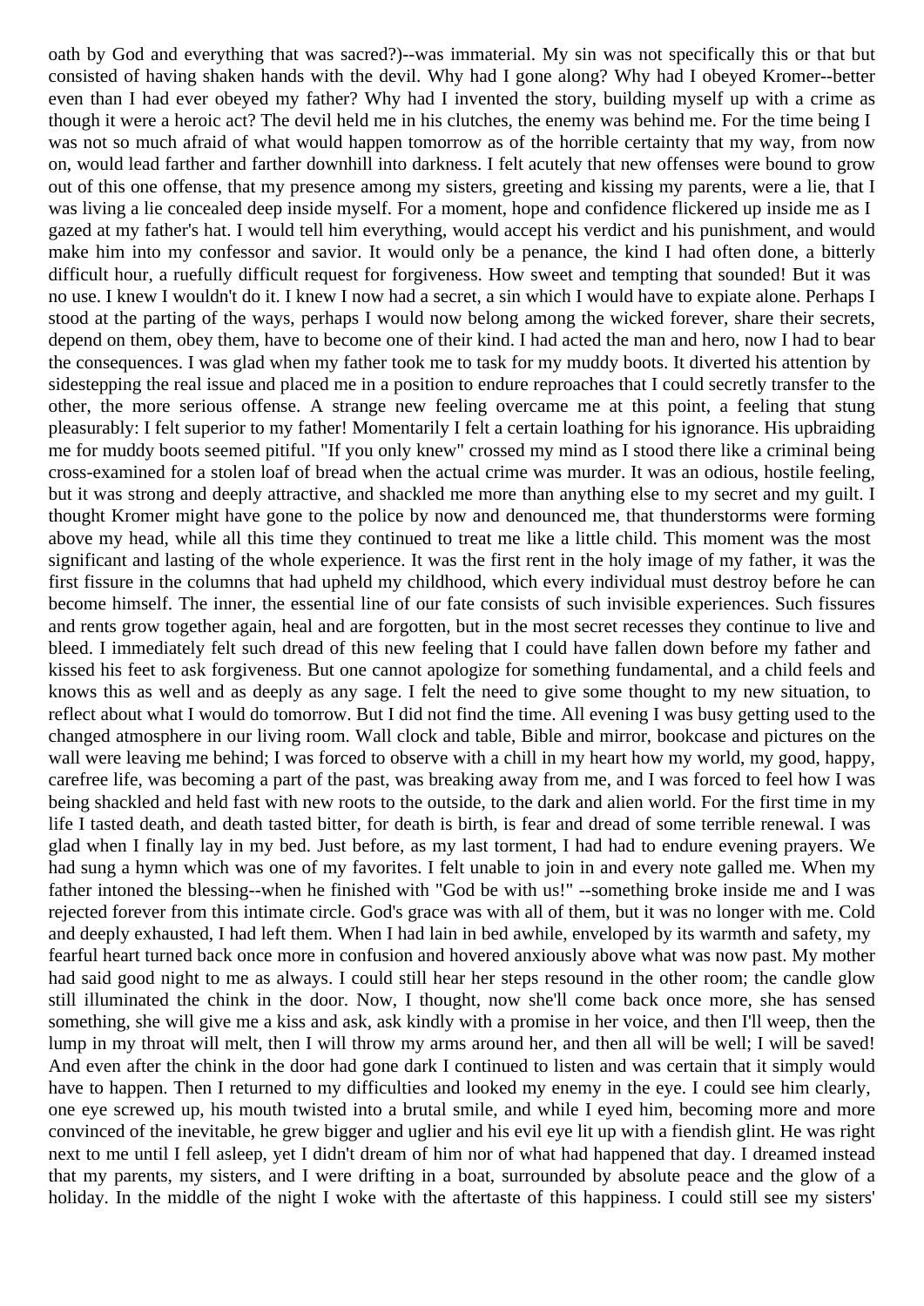oath by God and everything that was sacred?)--was immaterial. My sin was not specifically this or that but consisted of having shaken hands with the devil. Why had I gone along? Why had I obeyed Kromer--better even than I had ever obeyed my father? Why had I invented the story, building myself up with a crime as though it were a heroic act? The devil held me in his clutches, the enemy was behind me. For the time being I was not so much afraid of what would happen tomorrow as of the horrible certainty that my way, from now on, would lead farther and farther downhill into darkness. I felt acutely that new offenses were bound to grow out of this one offense, that my presence among my sisters, greeting and kissing my parents, were a lie, that I was living a lie concealed deep inside myself. For a moment, hope and confidence flickered up inside me as I gazed at my father's hat. I would tell him everything, would accept his verdict and his punishment, and would make him into my confessor and savior. It would only be a penance, the kind I had often done, a bitterly difficult hour, a ruefully difficult request for forgiveness. How sweet and tempting that sounded! But it was no use. I knew I wouldn't do it. I knew I now had a secret, a sin which I would have to expiate alone. Perhaps I stood at the parting of the ways, perhaps I would now belong among the wicked forever, share their secrets, depend on them, obey them, have to become one of their kind. I had acted the man and hero, now I had to bear the consequences. I was glad when my father took me to task for my muddy boots. It diverted his attention by sidestepping the real issue and placed me in a position to endure reproaches that I could secretly transfer to the other, the more serious offense. A strange new feeling overcame me at this point, a feeling that stung pleasurably: I felt superior to my father! Momentarily I felt a certain loathing for his ignorance. His upbraiding me for muddy boots seemed pitiful. "If you only knew" crossed my mind as I stood there like a criminal being cross-examined for a stolen loaf of bread when the actual crime was murder. It was an odious, hostile feeling, but it was strong and deeply attractive, and shackled me more than anything else to my secret and my guilt. I thought Kromer might have gone to the police by now and denounced me, that thunderstorms were forming above my head, while all this time they continued to treat me like a little child. This moment was the most significant and lasting of the whole experience. It was the first rent in the holy image of my father, it was the first fissure in the columns that had upheld my childhood, which every individual must destroy before he can become himself. The inner, the essential line of our fate consists of such invisible experiences. Such fissures and rents grow together again, heal and are forgotten, but in the most secret recesses they continue to live and bleed. I immediately felt such dread of this new feeling that I could have fallen down before my father and kissed his feet to ask forgiveness. But one cannot apologize for something fundamental, and a child feels and knows this as well and as deeply as any sage. I felt the need to give some thought to my new situation, to reflect about what I would do tomorrow. But I did not find the time. All evening I was busy getting used to the changed atmosphere in our living room. Wall clock and table, Bible and mirror, bookcase and pictures on the wall were leaving me behind; I was forced to observe with a chill in my heart how my world, my good, happy, carefree life, was becoming a part of the past, was breaking away from me, and I was forced to feel how I was being shackled and held fast with new roots to the outside, to the dark and alien world. For the first time in my life I tasted death, and death tasted bitter, for death is birth, is fear and dread of some terrible renewal. I was glad when I finally lay in my bed. Just before, as my last torment, I had had to endure evening prayers. We had sung a hymn which was one of my favorites. I felt unable to join in and every note galled me. When my father intoned the blessing--when he finished with "God be with us!" --something broke inside me and I was rejected forever from this intimate circle. God's grace was with all of them, but it was no longer with me. Cold and deeply exhausted, I had left them. When I had lain in bed awhile, enveloped by its warmth and safety, my fearful heart turned back once more in confusion and hovered anxiously above what was now past. My mother had said good night to me as always. I could still hear her steps resound in the other room; the candle glow still illuminated the chink in the door. Now, I thought, now she'll come back once more, she has sensed something, she will give me a kiss and ask, ask kindly with a promise in her voice, and then I'll weep, then the lump in my throat will melt, then I will throw my arms around her, and then all will be well; I will be saved! And even after the chink in the door had gone dark I continued to listen and was certain that it simply would have to happen. Then I returned to my difficulties and looked my enemy in the eye. I could see him clearly, one eye screwed up, his mouth twisted into a brutal smile, and while I eyed him, becoming more and more convinced of the inevitable, he grew bigger and uglier and his evil eye lit up with a fiendish glint. He was right next to me until I fell asleep, yet I didn't dream of him nor of what had happened that day. I dreamed instead that my parents, my sisters, and I were drifting in a boat, surrounded by absolute peace and the glow of a holiday. In the middle of the night I woke with the aftertaste of this happiness. I could still see my sisters'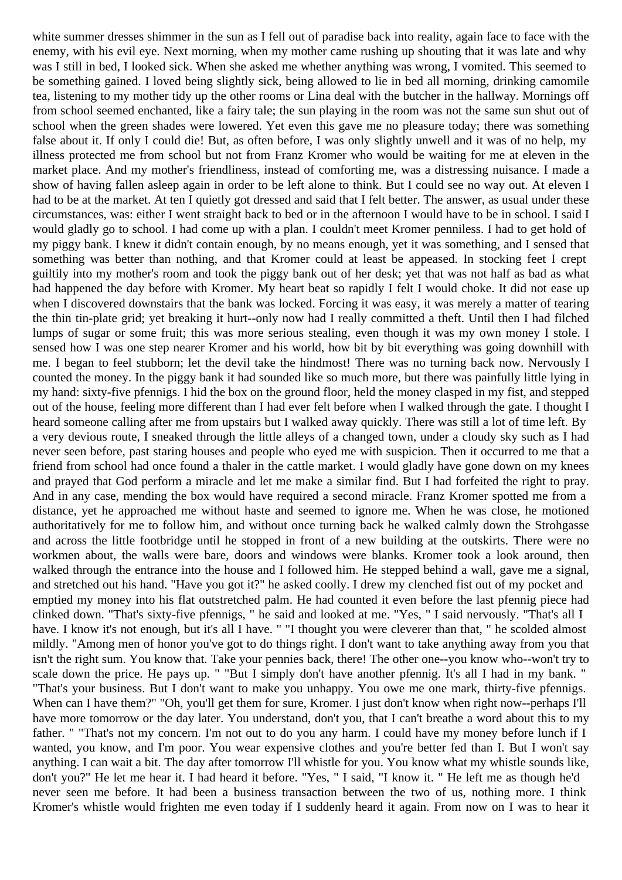white summer dresses shimmer in the sun as I fell out of paradise back into reality, again face to face with the enemy, with his evil eye. Next morning, when my mother came rushing up shouting that it was late and why was I still in bed, I looked sick. When she asked me whether anything was wrong, I vomited. This seemed to be something gained. I loved being slightly sick, being allowed to lie in bed all morning, drinking camomile tea, listening to my mother tidy up the other rooms or Lina deal with the butcher in the hallway. Mornings off from school seemed enchanted, like a fairy tale; the sun playing in the room was not the same sun shut out of school when the green shades were lowered. Yet even this gave me no pleasure today; there was something false about it. If only I could die! But, as often before, I was only slightly unwell and it was of no help, my illness protected me from school but not from Franz Kromer who would be waiting for me at eleven in the market place. And my mother's friendliness, instead of comforting me, was a distressing nuisance. I made a show of having fallen asleep again in order to be left alone to think. But I could see no way out. At eleven I had to be at the market. At ten I quietly got dressed and said that I felt better. The answer, as usual under these circumstances, was: either I went straight back to bed or in the afternoon I would have to be in school. I said I would gladly go to school. I had come up with a plan. I couldn't meet Kromer penniless. I had to get hold of my piggy bank. I knew it didn't contain enough, by no means enough, yet it was something, and I sensed that something was better than nothing, and that Kromer could at least be appeased. In stocking feet I crept guiltily into my mother's room and took the piggy bank out of her desk; yet that was not half as bad as what had happened the day before with Kromer. My heart beat so rapidly I felt I would choke. It did not ease up when I discovered downstairs that the bank was locked. Forcing it was easy, it was merely a matter of tearing the thin tin-plate grid; yet breaking it hurt--only now had I really committed a theft. Until then I had filched lumps of sugar or some fruit; this was more serious stealing, even though it was my own money I stole. I sensed how I was one step nearer Kromer and his world, how bit by bit everything was going downhill with me. I began to feel stubborn; let the devil take the hindmost! There was no turning back now. Nervously I counted the money. In the piggy bank it had sounded like so much more, but there was painfully little lying in my hand: sixty-five pfennigs. I hid the box on the ground floor, held the money clasped in my fist, and stepped out of the house, feeling more different than I had ever felt before when I walked through the gate. I thought I heard someone calling after me from upstairs but I walked away quickly. There was still a lot of time left. By a very devious route, I sneaked through the little alleys of a changed town, under a cloudy sky such as I had never seen before, past staring houses and people who eyed me with suspicion. Then it occurred to me that a friend from school had once found a thaler in the cattle market. I would gladly have gone down on my knees and prayed that God perform a miracle and let me make a similar find. But I had forfeited the right to pray. And in any case, mending the box would have required a second miracle. Franz Kromer spotted me from a distance, yet he approached me without haste and seemed to ignore me. When he was close, he motioned authoritatively for me to follow him, and without once turning back he walked calmly down the Strohgasse and across the little footbridge until he stopped in front of a new building at the outskirts. There were no workmen about, the walls were bare, doors and windows were blanks. Kromer took a look around, then walked through the entrance into the house and I followed him. He stepped behind a wall, gave me a signal, and stretched out his hand. "Have you got it?" he asked coolly. I drew my clenched fist out of my pocket and emptied my money into his flat outstretched palm. He had counted it even before the last pfennig piece had clinked down. "That's sixty-five pfennigs, " he said and looked at me. "Yes, " I said nervously. "That's all I have. I know it's not enough, but it's all I have. " "I thought you were cleverer than that, " he scolded almost mildly. "Among men of honor you've got to do things right. I don't want to take anything away from you that isn't the right sum. You know that. Take your pennies back, there! The other one--you know who--won't try to scale down the price. He pays up. " "But I simply don't have another pfennig. It's all I had in my bank. " "That's your business. But I don't want to make you unhappy. You owe me one mark, thirty-five pfennigs. When can I have them?" "Oh, you'll get them for sure, Kromer. I just don't know when right now--perhaps I'll have more tomorrow or the day later. You understand, don't you, that I can't breathe a word about this to my father. " "That's not my concern. I'm not out to do you any harm. I could have my money before lunch if I wanted, you know, and I'm poor. You wear expensive clothes and you're better fed than I. But I won't say anything. I can wait a bit. The day after tomorrow I'll whistle for you. You know what my whistle sounds like, don't you?" He let me hear it. I had heard it before. "Yes, " I said, "I know it. " He left me as though he'd never seen me before. It had been a business transaction between the two of us, nothing more. I think Kromer's whistle would frighten me even today if I suddenly heard it again. From now on I was to hear it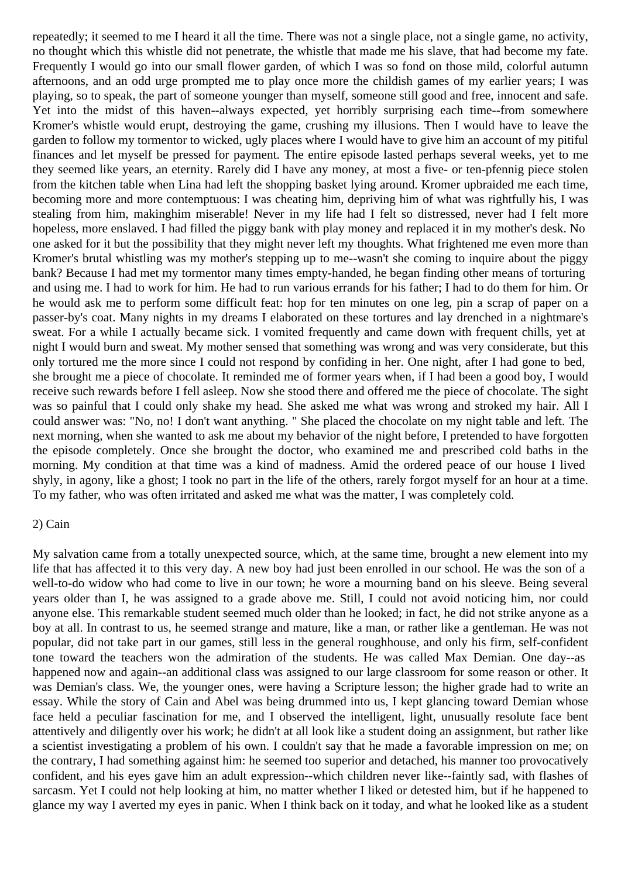repeatedly; it seemed to me I heard it all the time. There was not a single place, not a single game, no activity, no thought which this whistle did not penetrate, the whistle that made me his slave, that had become my fate. Frequently I would go into our small flower garden, of which I was so fond on those mild, colorful autumn afternoons, and an odd urge prompted me to play once more the childish games of my earlier years; I was playing, so to speak, the part of someone younger than myself, someone still good and free, innocent and safe. Yet into the midst of this haven--always expected, yet horribly surprising each time--from somewhere Kromer's whistle would erupt, destroying the game, crushing my illusions. Then I would have to leave the garden to follow my tormentor to wicked, ugly places where I would have to give him an account of my pitiful finances and let myself be pressed for payment. The entire episode lasted perhaps several weeks, yet to me they seemed like years, an eternity. Rarely did I have any money, at most a five- or ten-pfennig piece stolen from the kitchen table when Lina had left the shopping basket lying around. Kromer upbraided me each time, becoming more and more contemptuous: I was cheating him, depriving him of what was rightfully his, I was stealing from him, makinghim miserable! Never in my life had I felt so distressed, never had I felt more hopeless, more enslaved. I had filled the piggy bank with play money and replaced it in my mother's desk. No one asked for it but the possibility that they might never left my thoughts. What frightened me even more than Kromer's brutal whistling was my mother's stepping up to me--wasn't she coming to inquire about the piggy bank? Because I had met my tormentor many times empty-handed, he began finding other means of torturing and using me. I had to work for him. He had to run various errands for his father; I had to do them for him. Or he would ask me to perform some difficult feat: hop for ten minutes on one leg, pin a scrap of paper on a passer-by's coat. Many nights in my dreams I elaborated on these tortures and lay drenched in a nightmare's sweat. For a while I actually became sick. I vomited frequently and came down with frequent chills, yet at night I would burn and sweat. My mother sensed that something was wrong and was very considerate, but this only tortured me the more since I could not respond by confiding in her. One night, after I had gone to bed, she brought me a piece of chocolate. It reminded me of former years when, if I had been a good boy, I would receive such rewards before I fell asleep. Now she stood there and offered me the piece of chocolate. The sight was so painful that I could only shake my head. She asked me what was wrong and stroked my hair. All I could answer was: "No, no! I don't want anything. " She placed the chocolate on my night table and left. The next morning, when she wanted to ask me about my behavior of the night before, I pretended to have forgotten the episode completely. Once she brought the doctor, who examined me and prescribed cold baths in the morning. My condition at that time was a kind of madness. Amid the ordered peace of our house I lived shyly, in agony, like a ghost; I took no part in the life of the others, rarely forgot myself for an hour at a time. To my father, who was often irritated and asked me what was the matter, I was completely cold.

## 2) Cain

My salvation came from a totally unexpected source, which, at the same time, brought a new element into my life that has affected it to this very day. A new boy had just been enrolled in our school. He was the son of a well-to-do widow who had come to live in our town; he wore a mourning band on his sleeve. Being several years older than I, he was assigned to a grade above me. Still, I could not avoid noticing him, nor could anyone else. This remarkable student seemed much older than he looked; in fact, he did not strike anyone as a boy at all. In contrast to us, he seemed strange and mature, like a man, or rather like a gentleman. He was not popular, did not take part in our games, still less in the general roughhouse, and only his firm, self-confident tone toward the teachers won the admiration of the students. He was called Max Demian. One day--as happened now and again--an additional class was assigned to our large classroom for some reason or other. It was Demian's class. We, the younger ones, were having a Scripture lesson; the higher grade had to write an essay. While the story of Cain and Abel was being drummed into us, I kept glancing toward Demian whose face held a peculiar fascination for me, and I observed the intelligent, light, unusually resolute face bent attentively and diligently over his work; he didn't at all look like a student doing an assignment, but rather like a scientist investigating a problem of his own. I couldn't say that he made a favorable impression on me; on the contrary, I had something against him: he seemed too superior and detached, his manner too provocatively confident, and his eyes gave him an adult expression--which children never like--faintly sad, with flashes of sarcasm. Yet I could not help looking at him, no matter whether I liked or detested him, but if he happened to glance my way I averted my eyes in panic. When I think back on it today, and what he looked like as a student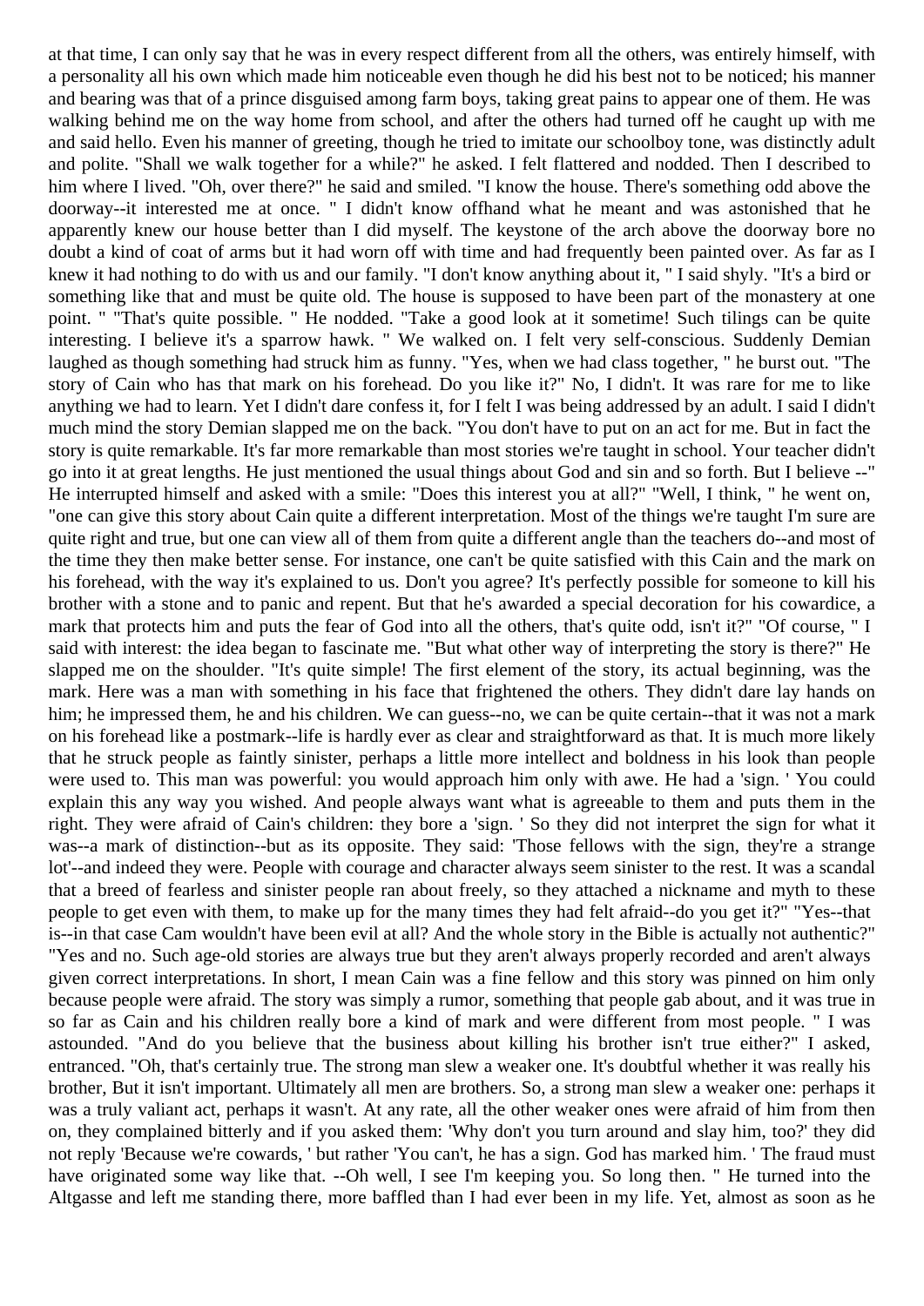at that time, I can only say that he was in every respect different from all the others, was entirely himself, with a personality all his own which made him noticeable even though he did his best not to be noticed; his manner and bearing was that of a prince disguised among farm boys, taking great pains to appear one of them. He was walking behind me on the way home from school, and after the others had turned off he caught up with me and said hello. Even his manner of greeting, though he tried to imitate our schoolboy tone, was distinctly adult and polite. "Shall we walk together for a while?" he asked. I felt flattered and nodded. Then I described to him where I lived. "Oh, over there?" he said and smiled. "I know the house. There's something odd above the doorway--it interested me at once. " I didn't know offhand what he meant and was astonished that he apparently knew our house better than I did myself. The keystone of the arch above the doorway bore no doubt a kind of coat of arms but it had worn off with time and had frequently been painted over. As far as I knew it had nothing to do with us and our family. "I don't know anything about it, " I said shyly. "It's a bird or something like that and must be quite old. The house is supposed to have been part of the monastery at one point. " "That's quite possible. " He nodded. "Take a good look at it sometime! Such tilings can be quite interesting. I believe it's a sparrow hawk. " We walked on. I felt very self-conscious. Suddenly Demian laughed as though something had struck him as funny. "Yes, when we had class together, " he burst out. "The story of Cain who has that mark on his forehead. Do you like it?" No, I didn't. It was rare for me to like anything we had to learn. Yet I didn't dare confess it, for I felt I was being addressed by an adult. I said I didn't much mind the story Demian slapped me on the back. "You don't have to put on an act for me. But in fact the story is quite remarkable. It's far more remarkable than most stories we're taught in school. Your teacher didn't go into it at great lengths. He just mentioned the usual things about God and sin and so forth. But I believe --" He interrupted himself and asked with a smile: "Does this interest you at all?" "Well, I think, " he went on, "one can give this story about Cain quite a different interpretation. Most of the things we're taught I'm sure are quite right and true, but one can view all of them from quite a different angle than the teachers do--and most of the time they then make better sense. For instance, one can't be quite satisfied with this Cain and the mark on his forehead, with the way it's explained to us. Don't you agree? It's perfectly possible for someone to kill his brother with a stone and to panic and repent. But that he's awarded a special decoration for his cowardice, a mark that protects him and puts the fear of God into all the others, that's quite odd, isn't it?" "Of course, " I said with interest: the idea began to fascinate me. "But what other way of interpreting the story is there?" He slapped me on the shoulder. "It's quite simple! The first element of the story, its actual beginning, was the mark. Here was a man with something in his face that frightened the others. They didn't dare lay hands on him; he impressed them, he and his children. We can guess--no, we can be quite certain--that it was not a mark on his forehead like a postmark--life is hardly ever as clear and straightforward as that. It is much more likely that he struck people as faintly sinister, perhaps a little more intellect and boldness in his look than people were used to. This man was powerful: you would approach him only with awe. He had a 'sign. ' You could explain this any way you wished. And people always want what is agreeable to them and puts them in the right. They were afraid of Cain's children: they bore a 'sign. ' So they did not interpret the sign for what it was--a mark of distinction--but as its opposite. They said: 'Those fellows with the sign, they're a strange lot'--and indeed they were. People with courage and character always seem sinister to the rest. It was a scandal that a breed of fearless and sinister people ran about freely, so they attached a nickname and myth to these people to get even with them, to make up for the many times they had felt afraid--do you get it?" "Yes--that is--in that case Cam wouldn't have been evil at all? And the whole story in the Bible is actually not authentic?" "Yes and no. Such age-old stories are always true but they aren't always properly recorded and aren't always given correct interpretations. In short, I mean Cain was a fine fellow and this story was pinned on him only because people were afraid. The story was simply a rumor, something that people gab about, and it was true in so far as Cain and his children really bore a kind of mark and were different from most people. " I was astounded. "And do you believe that the business about killing his brother isn't true either?" I asked, entranced. "Oh, that's certainly true. The strong man slew a weaker one. It's doubtful whether it was really his brother, But it isn't important. Ultimately all men are brothers. So, a strong man slew a weaker one: perhaps it was a truly valiant act, perhaps it wasn't. At any rate, all the other weaker ones were afraid of him from then on, they complained bitterly and if you asked them: 'Why don't you turn around and slay him, too?' they did not reply 'Because we're cowards, ' but rather 'You can't, he has a sign. God has marked him. ' The fraud must have originated some way like that. --Oh well, I see I'm keeping you. So long then. " He turned into the Altgasse and left me standing there, more baffled than I had ever been in my life. Yet, almost as soon as he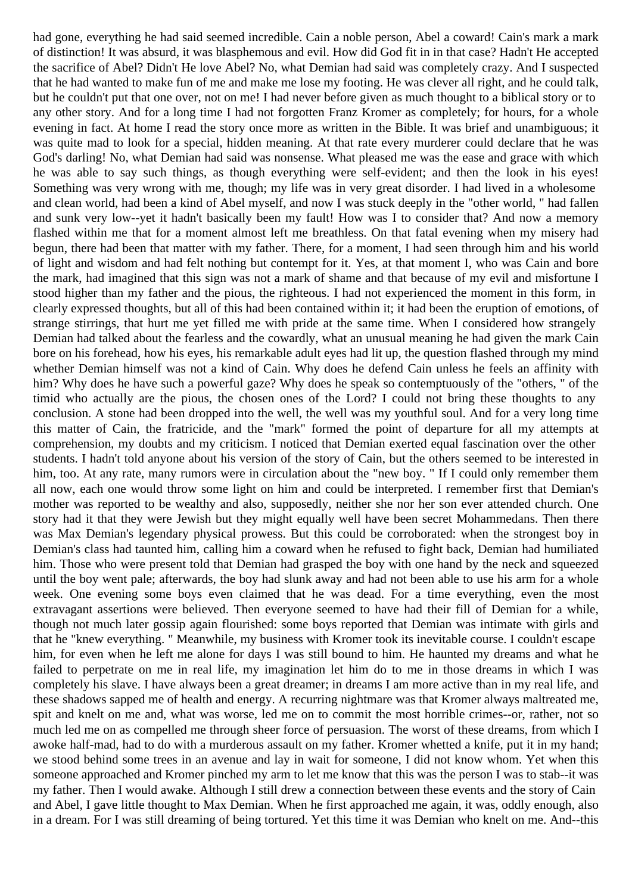had gone, everything he had said seemed incredible. Cain a noble person, Abel a coward! Cain's mark a mark of distinction! It was absurd, it was blasphemous and evil. How did God fit in in that case? Hadn't He accepted the sacrifice of Abel? Didn't He love Abel? No, what Demian had said was completely crazy. And I suspected that he had wanted to make fun of me and make me lose my footing. He was clever all right, and he could talk, but he couldn't put that one over, not on me! I had never before given as much thought to a biblical story or to any other story. And for a long time I had not forgotten Franz Kromer as completely; for hours, for a whole evening in fact. At home I read the story once more as written in the Bible. It was brief and unambiguous; it was quite mad to look for a special, hidden meaning. At that rate every murderer could declare that he was God's darling! No, what Demian had said was nonsense. What pleased me was the ease and grace with which he was able to say such things, as though everything were self-evident; and then the look in his eyes! Something was very wrong with me, though; my life was in very great disorder. I had lived in a wholesome and clean world, had been a kind of Abel myself, and now I was stuck deeply in the "other world, " had fallen and sunk very low--yet it hadn't basically been my fault! How was I to consider that? And now a memory flashed within me that for a moment almost left me breathless. On that fatal evening when my misery had begun, there had been that matter with my father. There, for a moment, I had seen through him and his world of light and wisdom and had felt nothing but contempt for it. Yes, at that moment I, who was Cain and bore the mark, had imagined that this sign was not a mark of shame and that because of my evil and misfortune I stood higher than my father and the pious, the righteous. I had not experienced the moment in this form, in clearly expressed thoughts, but all of this had been contained within it; it had been the eruption of emotions, of strange stirrings, that hurt me yet filled me with pride at the same time. When I considered how strangely Demian had talked about the fearless and the cowardly, what an unusual meaning he had given the mark Cain bore on his forehead, how his eyes, his remarkable adult eyes had lit up, the question flashed through my mind whether Demian himself was not a kind of Cain. Why does he defend Cain unless he feels an affinity with him? Why does he have such a powerful gaze? Why does he speak so contemptuously of the "others, " of the timid who actually are the pious, the chosen ones of the Lord? I could not bring these thoughts to any conclusion. A stone had been dropped into the well, the well was my youthful soul. And for a very long time this matter of Cain, the fratricide, and the "mark" formed the point of departure for all my attempts at comprehension, my doubts and my criticism. I noticed that Demian exerted equal fascination over the other students. I hadn't told anyone about his version of the story of Cain, but the others seemed to be interested in him, too. At any rate, many rumors were in circulation about the "new boy. " If I could only remember them all now, each one would throw some light on him and could be interpreted. I remember first that Demian's mother was reported to be wealthy and also, supposedly, neither she nor her son ever attended church. One story had it that they were Jewish but they might equally well have been secret Mohammedans. Then there was Max Demian's legendary physical prowess. But this could be corroborated: when the strongest boy in Demian's class had taunted him, calling him a coward when he refused to fight back, Demian had humiliated him. Those who were present told that Demian had grasped the boy with one hand by the neck and squeezed until the boy went pale; afterwards, the boy had slunk away and had not been able to use his arm for a whole week. One evening some boys even claimed that he was dead. For a time everything, even the most extravagant assertions were believed. Then everyone seemed to have had their fill of Demian for a while, though not much later gossip again flourished: some boys reported that Demian was intimate with girls and that he "knew everything. " Meanwhile, my business with Kromer took its inevitable course. I couldn't escape him, for even when he left me alone for days I was still bound to him. He haunted my dreams and what he failed to perpetrate on me in real life, my imagination let him do to me in those dreams in which I was completely his slave. I have always been a great dreamer; in dreams I am more active than in my real life, and these shadows sapped me of health and energy. A recurring nightmare was that Kromer always maltreated me, spit and knelt on me and, what was worse, led me on to commit the most horrible crimes--or, rather, not so much led me on as compelled me through sheer force of persuasion. The worst of these dreams, from which I awoke half-mad, had to do with a murderous assault on my father. Kromer whetted a knife, put it in my hand; we stood behind some trees in an avenue and lay in wait for someone, I did not know whom. Yet when this someone approached and Kromer pinched my arm to let me know that this was the person I was to stab--it was my father. Then I would awake. Although I still drew a connection between these events and the story of Cain and Abel, I gave little thought to Max Demian. When he first approached me again, it was, oddly enough, also in a dream. For I was still dreaming of being tortured. Yet this time it was Demian who knelt on me. And--this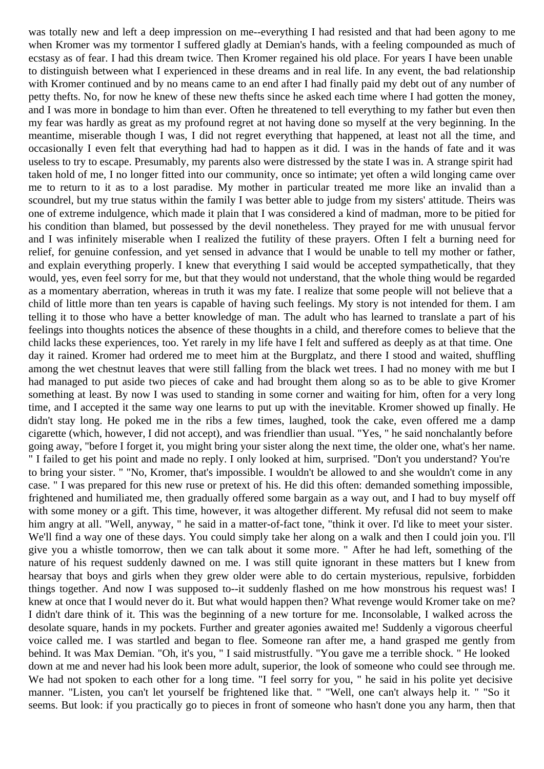was totally new and left a deep impression on me--everything I had resisted and that had been agony to me when Kromer was my tormentor I suffered gladly at Demian's hands, with a feeling compounded as much of ecstasy as of fear. I had this dream twice. Then Kromer regained his old place. For years I have been unable to distinguish between what I experienced in these dreams and in real life. In any event, the bad relationship with Kromer continued and by no means came to an end after I had finally paid my debt out of any number of petty thefts. No, for now he knew of these new thefts since he asked each time where I had gotten the money, and I was more in bondage to him than ever. Often he threatened to tell everything to my father but even then my fear was hardly as great as my profound regret at not having done so myself at the very beginning. In the meantime, miserable though I was, I did not regret everything that happened, at least not all the time, and occasionally I even felt that everything had had to happen as it did. I was in the hands of fate and it was useless to try to escape. Presumably, my parents also were distressed by the state I was in. A strange spirit had taken hold of me, I no longer fitted into our community, once so intimate; yet often a wild longing came over me to return to it as to a lost paradise. My mother in particular treated me more like an invalid than a scoundrel, but my true status within the family I was better able to judge from my sisters' attitude. Theirs was one of extreme indulgence, which made it plain that I was considered a kind of madman, more to be pitied for his condition than blamed, but possessed by the devil nonetheless. They prayed for me with unusual fervor and I was infinitely miserable when I realized the futility of these prayers. Often I felt a burning need for relief, for genuine confession, and yet sensed in advance that I would be unable to tell my mother or father, and explain everything properly. I knew that everything I said would be accepted sympathetically, that they would, yes, even feel sorry for me, but that they would not understand, that the whole thing would be regarded as a momentary aberration, whereas in truth it was my fate. I realize that some people will not believe that a child of little more than ten years is capable of having such feelings. My story is not intended for them. I am telling it to those who have a better knowledge of man. The adult who has learned to translate a part of his feelings into thoughts notices the absence of these thoughts in a child, and therefore comes to believe that the child lacks these experiences, too. Yet rarely in my life have I felt and suffered as deeply as at that time. One day it rained. Kromer had ordered me to meet him at the Burgplatz, and there I stood and waited, shuffling among the wet chestnut leaves that were still falling from the black wet trees. I had no money with me but I had managed to put aside two pieces of cake and had brought them along so as to be able to give Kromer something at least. By now I was used to standing in some corner and waiting for him, often for a very long time, and I accepted it the same way one learns to put up with the inevitable. Kromer showed up finally. He didn't stay long. He poked me in the ribs a few times, laughed, took the cake, even offered me a damp cigarette (which, however, I did not accept), and was friendlier than usual. "Yes, " he said nonchalantly before going away, "before I forget it, you might bring your sister along the next time, the older one, what's her name. " I failed to get his point and made no reply. I only looked at him, surprised. "Don't you understand? You're to bring your sister. " "No, Kromer, that's impossible. I wouldn't be allowed to and she wouldn't come in any case. " I was prepared for this new ruse or pretext of his. He did this often: demanded something impossible, frightened and humiliated me, then gradually offered some bargain as a way out, and I had to buy myself off with some money or a gift. This time, however, it was altogether different. My refusal did not seem to make him angry at all. "Well, anyway, " he said in a matter-of-fact tone, "think it over. I'd like to meet your sister. We'll find a way one of these days. You could simply take her along on a walk and then I could join you. I'll give you a whistle tomorrow, then we can talk about it some more. " After he had left, something of the nature of his request suddenly dawned on me. I was still quite ignorant in these matters but I knew from hearsay that boys and girls when they grew older were able to do certain mysterious, repulsive, forbidden things together. And now I was supposed to--it suddenly flashed on me how monstrous his request was! I knew at once that I would never do it. But what would happen then? What revenge would Kromer take on me? I didn't dare think of it. This was the beginning of a new torture for me. Inconsolable, I walked across the desolate square, hands in my pockets. Further and greater agonies awaited me! Suddenly a vigorous cheerful voice called me. I was startled and began to flee. Someone ran after me, a hand grasped me gently from behind. It was Max Demian. "Oh, it's you, " I said mistrustfully. "You gave me a terrible shock. " He looked down at me and never had his look been more adult, superior, the look of someone who could see through me. We had not spoken to each other for a long time. "I feel sorry for you, " he said in his polite yet decisive manner. "Listen, you can't let yourself be frightened like that. " "Well, one can't always help it. " "So it seems. But look: if you practically go to pieces in front of someone who hasn't done you any harm, then that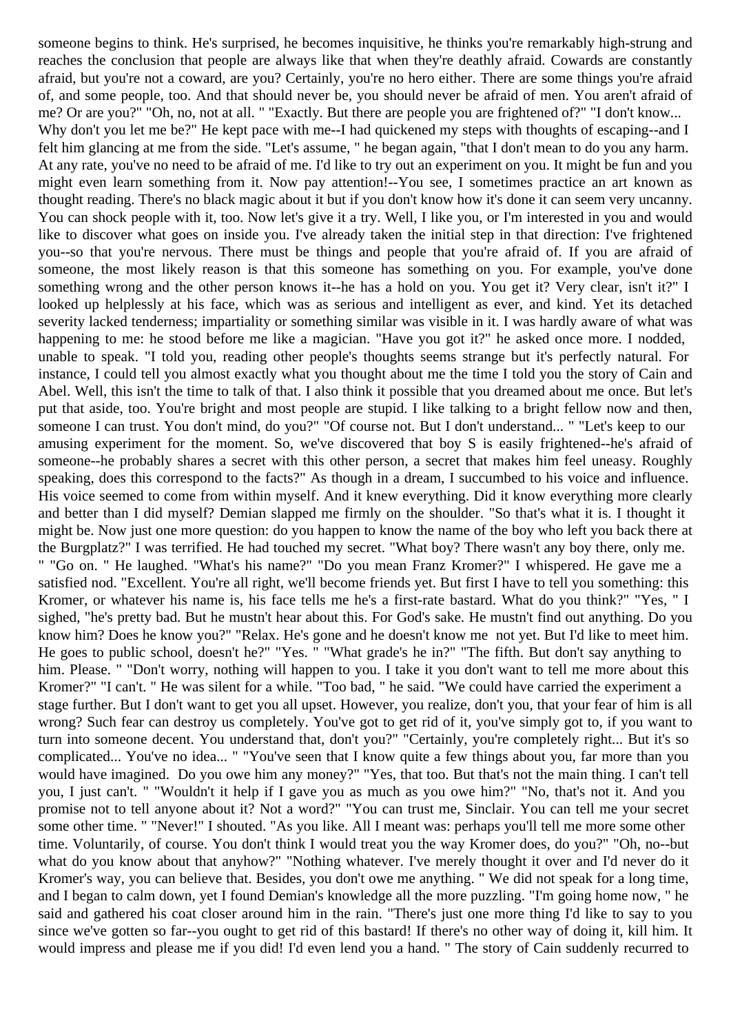someone begins to think. He's surprised, he becomes inquisitive, he thinks you're remarkably high-strung and reaches the conclusion that people are always like that when they're deathly afraid. Cowards are constantly afraid, but you're not a coward, are you? Certainly, you're no hero either. There are some things you're afraid of, and some people, too. And that should never be, you should never be afraid of men. You aren't afraid of me? Or are you?" "Oh, no, not at all. " "Exactly. But there are people you are frightened of?" "I don't know... Why don't you let me be?" He kept pace with me--I had quickened my steps with thoughts of escaping--and I felt him glancing at me from the side. "Let's assume, " he began again, "that I don't mean to do you any harm. At any rate, you've no need to be afraid of me. I'd like to try out an experiment on you. It might be fun and you might even learn something from it. Now pay attention!--You see, I sometimes practice an art known as thought reading. There's no black magic about it but if you don't know how it's done it can seem very uncanny. You can shock people with it, too. Now let's give it a try. Well, I like you, or I'm interested in you and would like to discover what goes on inside you. I've already taken the initial step in that direction: I've frightened you--so that you're nervous. There must be things and people that you're afraid of. If you are afraid of someone, the most likely reason is that this someone has something on you. For example, you've done something wrong and the other person knows it--he has a hold on you. You get it? Very clear, isn't it?" I looked up helplessly at his face, which was as serious and intelligent as ever, and kind. Yet its detached severity lacked tenderness; impartiality or something similar was visible in it. I was hardly aware of what was happening to me: he stood before me like a magician. "Have you got it?" he asked once more. I nodded, unable to speak. "I told you, reading other people's thoughts seems strange but it's perfectly natural. For instance, I could tell you almost exactly what you thought about me the time I told you the story of Cain and Abel. Well, this isn't the time to talk of that. I also think it possible that you dreamed about me once. But let's put that aside, too. You're bright and most people are stupid. I like talking to a bright fellow now and then, someone I can trust. You don't mind, do you?" "Of course not. But I don't understand... " "Let's keep to our amusing experiment for the moment. So, we've discovered that boy S is easily frightened--he's afraid of someone--he probably shares a secret with this other person, a secret that makes him feel uneasy. Roughly speaking, does this correspond to the facts?" As though in a dream, I succumbed to his voice and influence. His voice seemed to come from within myself. And it knew everything. Did it know everything more clearly and better than I did myself? Demian slapped me firmly on the shoulder. "So that's what it is. I thought it might be. Now just one more question: do you happen to know the name of the boy who left you back there at the Burgplatz?" I was terrified. He had touched my secret. "What boy? There wasn't any boy there, only me. " "Go on. " He laughed. "What's his name?" "Do you mean Franz Kromer?" I whispered. He gave me a satisfied nod. "Excellent. You're all right, we'll become friends yet. But first I have to tell you something: this Kromer, or whatever his name is, his face tells me he's a first-rate bastard. What do you think?" "Yes, " I sighed, "he's pretty bad. But he mustn't hear about this. For God's sake. He mustn't find out anything. Do you know him? Does he know you?" "Relax. He's gone and he doesn't know me not yet. But I'd like to meet him. He goes to public school, doesn't he?" "Yes. " "What grade's he in?" "The fifth. But don't say anything to him. Please. " "Don't worry, nothing will happen to you. I take it you don't want to tell me more about this Kromer?" "I can't. " He was silent for a while. "Too bad, " he said. "We could have carried the experiment a stage further. But I don't want to get you all upset. However, you realize, don't you, that your fear of him is all wrong? Such fear can destroy us completely. You've got to get rid of it, you've simply got to, if you want to turn into someone decent. You understand that, don't you?" "Certainly, you're completely right... But it's so complicated... You've no idea... " "You've seen that I know quite a few things about you, far more than you would have imagined. Do you owe him any money?" "Yes, that too. But that's not the main thing. I can't tell you, I just can't. " "Wouldn't it help if I gave you as much as you owe him?" "No, that's not it. And you promise not to tell anyone about it? Not a word?" "You can trust me, Sinclair. You can tell me your secret some other time. " "Never!" I shouted. "As you like. All I meant was: perhaps you'll tell me more some other time. Voluntarily, of course. You don't think I would treat you the way Kromer does, do you?" "Oh, no--but what do you know about that anyhow?" "Nothing whatever. I've merely thought it over and I'd never do it Kromer's way, you can believe that. Besides, you don't owe me anything. " We did not speak for a long time, and I began to calm down, yet I found Demian's knowledge all the more puzzling. "I'm going home now, " he said and gathered his coat closer around him in the rain. "There's just one more thing I'd like to say to you since we've gotten so far--you ought to get rid of this bastard! If there's no other way of doing it, kill him. It would impress and please me if you did! I'd even lend you a hand. " The story of Cain suddenly recurred to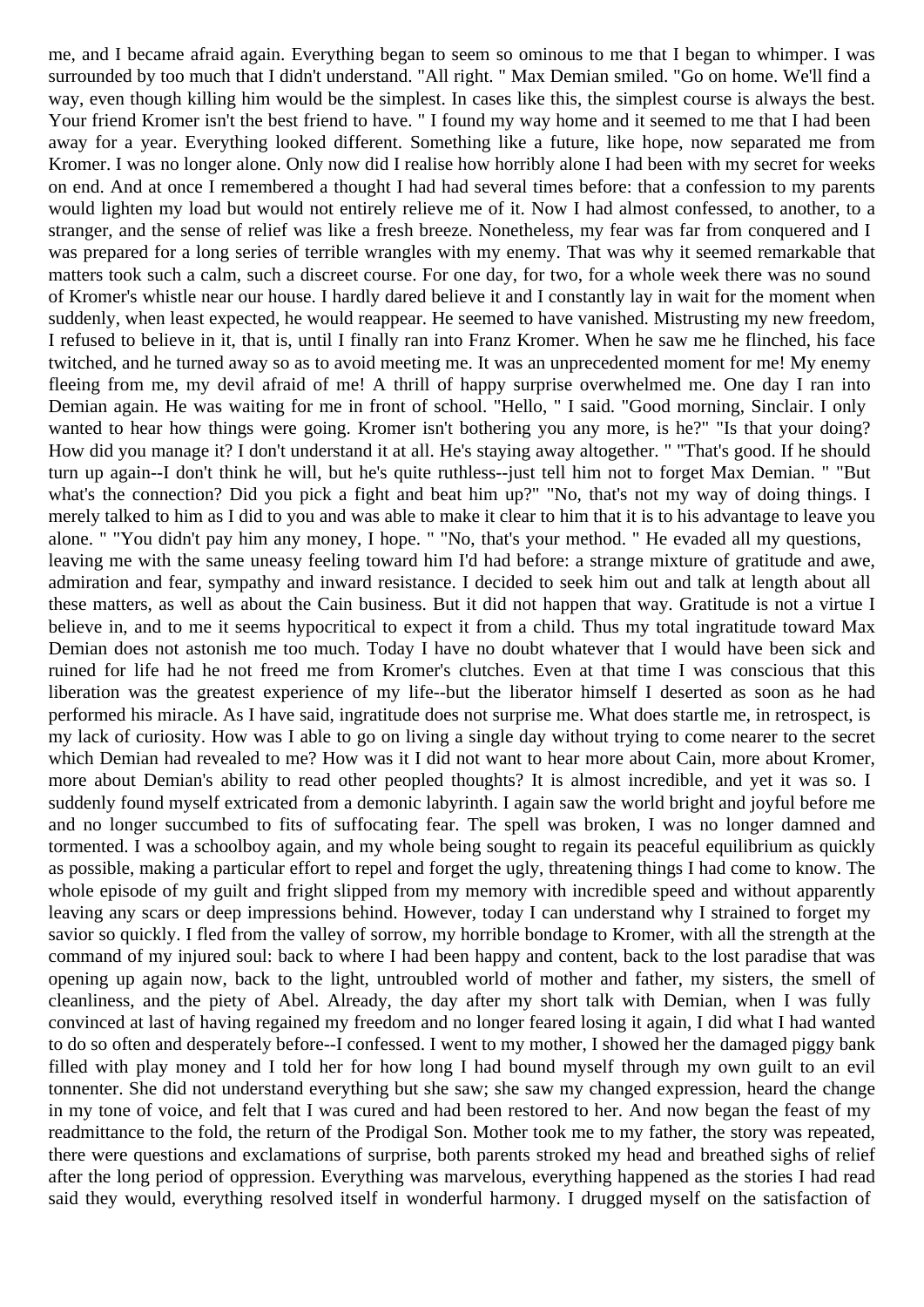me, and I became afraid again. Everything began to seem so ominous to me that I began to whimper. I was surrounded by too much that I didn't understand. "All right. " Max Demian smiled. "Go on home. We'll find a way, even though killing him would be the simplest. In cases like this, the simplest course is always the best. Your friend Kromer isn't the best friend to have. " I found my way home and it seemed to me that I had been away for a year. Everything looked different. Something like a future, like hope, now separated me from Kromer. I was no longer alone. Only now did I realise how horribly alone I had been with my secret for weeks on end. And at once I remembered a thought I had had several times before: that a confession to my parents would lighten my load but would not entirely relieve me of it. Now I had almost confessed, to another, to a stranger, and the sense of relief was like a fresh breeze. Nonetheless, my fear was far from conquered and I was prepared for a long series of terrible wrangles with my enemy. That was why it seemed remarkable that matters took such a calm, such a discreet course. For one day, for two, for a whole week there was no sound of Kromer's whistle near our house. I hardly dared believe it and I constantly lay in wait for the moment when suddenly, when least expected, he would reappear. He seemed to have vanished. Mistrusting my new freedom, I refused to believe in it, that is, until I finally ran into Franz Kromer. When he saw me he flinched, his face twitched, and he turned away so as to avoid meeting me. It was an unprecedented moment for me! My enemy fleeing from me, my devil afraid of me! A thrill of happy surprise overwhelmed me. One day I ran into Demian again. He was waiting for me in front of school. "Hello, " I said. "Good morning, Sinclair. I only wanted to hear how things were going. Kromer isn't bothering you any more, is he?" "Is that your doing? How did you manage it? I don't understand it at all. He's staying away altogether. " "That's good. If he should turn up again--I don't think he will, but he's quite ruthless--just tell him not to forget Max Demian. " "But what's the connection? Did you pick a fight and beat him up?" "No, that's not my way of doing things. I merely talked to him as I did to you and was able to make it clear to him that it is to his advantage to leave you alone. " "You didn't pay him any money, I hope. " "No, that's your method. " He evaded all my questions, leaving me with the same uneasy feeling toward him I'd had before: a strange mixture of gratitude and awe, admiration and fear, sympathy and inward resistance. I decided to seek him out and talk at length about all these matters, as well as about the Cain business. But it did not happen that way. Gratitude is not a virtue I believe in, and to me it seems hypocritical to expect it from a child. Thus my total ingratitude toward Max Demian does not astonish me too much. Today I have no doubt whatever that I would have been sick and ruined for life had he not freed me from Kromer's clutches. Even at that time I was conscious that this liberation was the greatest experience of my life--but the liberator himself I deserted as soon as he had performed his miracle. As I have said, ingratitude does not surprise me. What does startle me, in retrospect, is my lack of curiosity. How was I able to go on living a single day without trying to come nearer to the secret which Demian had revealed to me? How was it I did not want to hear more about Cain, more about Kromer, more about Demian's ability to read other peopled thoughts? It is almost incredible, and yet it was so. I suddenly found myself extricated from a demonic labyrinth. I again saw the world bright and joyful before me and no longer succumbed to fits of suffocating fear. The spell was broken, I was no longer damned and tormented. I was a schoolboy again, and my whole being sought to regain its peaceful equilibrium as quickly as possible, making a particular effort to repel and forget the ugly, threatening things I had come to know. The whole episode of my guilt and fright slipped from my memory with incredible speed and without apparently leaving any scars or deep impressions behind. However, today I can understand why I strained to forget my savior so quickly. I fled from the valley of sorrow, my horrible bondage to Kromer, with all the strength at the command of my injured soul: back to where I had been happy and content, back to the lost paradise that was opening up again now, back to the light, untroubled world of mother and father, my sisters, the smell of cleanliness, and the piety of Abel. Already, the day after my short talk with Demian, when I was fully convinced at last of having regained my freedom and no longer feared losing it again, I did what I had wanted to do so often and desperately before--I confessed. I went to my mother, I showed her the damaged piggy bank filled with play money and I told her for how long I had bound myself through my own guilt to an evil tonnenter. She did not understand everything but she saw; she saw my changed expression, heard the change in my tone of voice, and felt that I was cured and had been restored to her. And now began the feast of my readmittance to the fold, the return of the Prodigal Son. Mother took me to my father, the story was repeated, there were questions and exclamations of surprise, both parents stroked my head and breathed sighs of relief after the long period of oppression. Everything was marvelous, everything happened as the stories I had read said they would, everything resolved itself in wonderful harmony. I drugged myself on the satisfaction of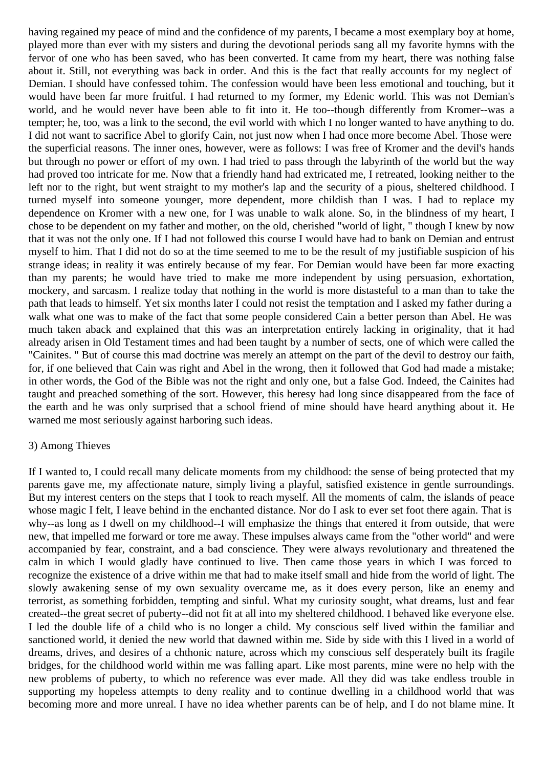having regained my peace of mind and the confidence of my parents, I became a most exemplary boy at home, played more than ever with my sisters and during the devotional periods sang all my favorite hymns with the fervor of one who has been saved, who has been converted. It came from my heart, there was nothing false about it. Still, not everything was back in order. And this is the fact that really accounts for my neglect of Demian. I should have confessed tohim. The confession would have been less emotional and touching, but it would have been far more fruitful. I had returned to my former, my Edenic world. This was not Demian's world, and he would never have been able to fit into it. He too--though differently from Kromer--was a tempter; he, too, was a link to the second, the evil world with which I no longer wanted to have anything to do. I did not want to sacrifice Abel to glorify Cain, not just now when I had once more become Abel. Those were the superficial reasons. The inner ones, however, were as follows: I was free of Kromer and the devil's hands but through no power or effort of my own. I had tried to pass through the labyrinth of the world but the way had proved too intricate for me. Now that a friendly hand had extricated me, I retreated, looking neither to the left nor to the right, but went straight to my mother's lap and the security of a pious, sheltered childhood. I turned myself into someone younger, more dependent, more childish than I was. I had to replace my dependence on Kromer with a new one, for I was unable to walk alone. So, in the blindness of my heart, I chose to be dependent on my father and mother, on the old, cherished "world of light, " though I knew by now that it was not the only one. If I had not followed this course I would have had to bank on Demian and entrust myself to him. That I did not do so at the time seemed to me to be the result of my justifiable suspicion of his strange ideas; in reality it was entirely because of my fear. For Demian would have been far more exacting than my parents; he would have tried to make me more independent by using persuasion, exhortation, mockery, and sarcasm. I realize today that nothing in the world is more distasteful to a man than to take the path that leads to himself. Yet six months later I could not resist the temptation and I asked my father during a walk what one was to make of the fact that some people considered Cain a better person than Abel. He was much taken aback and explained that this was an interpretation entirely lacking in originality, that it had already arisen in Old Testament times and had been taught by a number of sects, one of which were called the "Cainites. " But of course this mad doctrine was merely an attempt on the part of the devil to destroy our faith, for, if one believed that Cain was right and Abel in the wrong, then it followed that God had made a mistake; in other words, the God of the Bible was not the right and only one, but a false God. Indeed, the Cainites had taught and preached something of the sort. However, this heresy had long since disappeared from the face of the earth and he was only surprised that a school friend of mine should have heard anything about it. He warned me most seriously against harboring such ideas.

## 3) Among Thieves

If I wanted to, I could recall many delicate moments from my childhood: the sense of being protected that my parents gave me, my affectionate nature, simply living a playful, satisfied existence in gentle surroundings. But my interest centers on the steps that I took to reach myself. All the moments of calm, the islands of peace whose magic I felt, I leave behind in the enchanted distance. Nor do I ask to ever set foot there again. That is why--as long as I dwell on my childhood--I will emphasize the things that entered it from outside, that were new, that impelled me forward or tore me away. These impulses always came from the "other world" and were accompanied by fear, constraint, and a bad conscience. They were always revolutionary and threatened the calm in which I would gladly have continued to live. Then came those years in which I was forced to recognize the existence of a drive within me that had to make itself small and hide from the world of light. The slowly awakening sense of my own sexuality overcame me, as it does every person, like an enemy and terrorist, as something forbidden, tempting and sinful. What my curiosity sought, what dreams, lust and fear created--the great secret of puberty--did not fit at all into my sheltered childhood. I behaved like everyone else. I led the double life of a child who is no longer a child. My conscious self lived within the familiar and sanctioned world, it denied the new world that dawned within me. Side by side with this I lived in a world of dreams, drives, and desires of a chthonic nature, across which my conscious self desperately built its fragile bridges, for the childhood world within me was falling apart. Like most parents, mine were no help with the new problems of puberty, to which no reference was ever made. All they did was take endless trouble in supporting my hopeless attempts to deny reality and to continue dwelling in a childhood world that was becoming more and more unreal. I have no idea whether parents can be of help, and I do not blame mine. It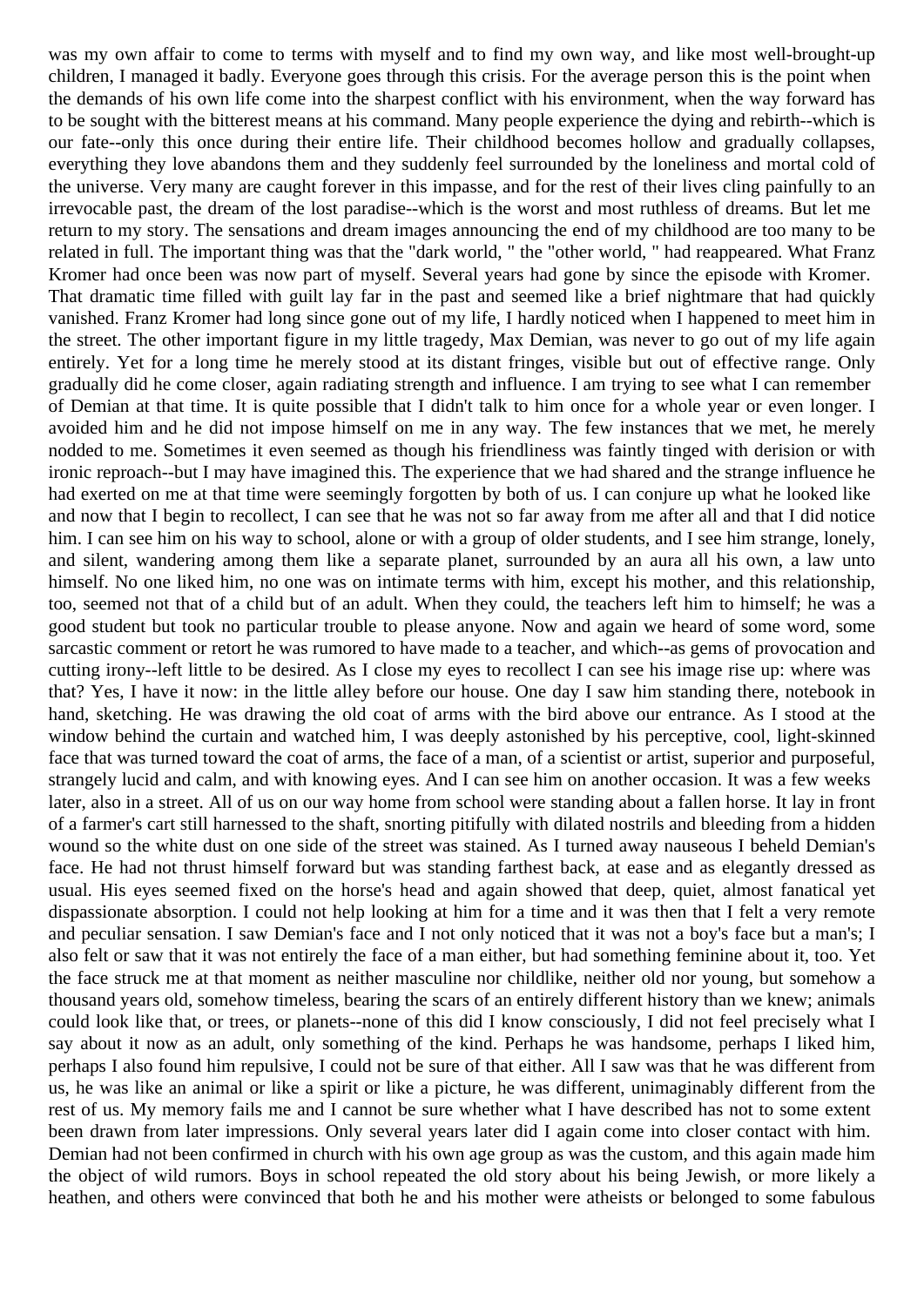was my own affair to come to terms with myself and to find my own way, and like most well-brought-up children, I managed it badly. Everyone goes through this crisis. For the average person this is the point when the demands of his own life come into the sharpest conflict with his environment, when the way forward has to be sought with the bitterest means at his command. Many people experience the dying and rebirth--which is our fate--only this once during their entire life. Their childhood becomes hollow and gradually collapses, everything they love abandons them and they suddenly feel surrounded by the loneliness and mortal cold of the universe. Very many are caught forever in this impasse, and for the rest of their lives cling painfully to an irrevocable past, the dream of the lost paradise--which is the worst and most ruthless of dreams. But let me return to my story. The sensations and dream images announcing the end of my childhood are too many to be related in full. The important thing was that the "dark world, " the "other world, " had reappeared. What Franz Kromer had once been was now part of myself. Several years had gone by since the episode with Kromer. That dramatic time filled with guilt lay far in the past and seemed like a brief nightmare that had quickly vanished. Franz Kromer had long since gone out of my life, I hardly noticed when I happened to meet him in the street. The other important figure in my little tragedy, Max Demian, was never to go out of my life again entirely. Yet for a long time he merely stood at its distant fringes, visible but out of effective range. Only gradually did he come closer, again radiating strength and influence. I am trying to see what I can remember of Demian at that time. It is quite possible that I didn't talk to him once for a whole year or even longer. I avoided him and he did not impose himself on me in any way. The few instances that we met, he merely nodded to me. Sometimes it even seemed as though his friendliness was faintly tinged with derision or with ironic reproach--but I may have imagined this. The experience that we had shared and the strange influence he had exerted on me at that time were seemingly forgotten by both of us. I can conjure up what he looked like and now that I begin to recollect, I can see that he was not so far away from me after all and that I did notice him. I can see him on his way to school, alone or with a group of older students, and I see him strange, lonely, and silent, wandering among them like a separate planet, surrounded by an aura all his own, a law unto himself. No one liked him, no one was on intimate terms with him, except his mother, and this relationship, too, seemed not that of a child but of an adult. When they could, the teachers left him to himself; he was a good student but took no particular trouble to please anyone. Now and again we heard of some word, some sarcastic comment or retort he was rumored to have made to a teacher, and which--as gems of provocation and cutting irony--left little to be desired. As I close my eyes to recollect I can see his image rise up: where was that? Yes, I have it now: in the little alley before our house. One day I saw him standing there, notebook in hand, sketching. He was drawing the old coat of arms with the bird above our entrance. As I stood at the window behind the curtain and watched him, I was deeply astonished by his perceptive, cool, light-skinned face that was turned toward the coat of arms, the face of a man, of a scientist or artist, superior and purposeful, strangely lucid and calm, and with knowing eyes. And I can see him on another occasion. It was a few weeks later, also in a street. All of us on our way home from school were standing about a fallen horse. It lay in front of a farmer's cart still harnessed to the shaft, snorting pitifully with dilated nostrils and bleeding from a hidden wound so the white dust on one side of the street was stained. As I turned away nauseous I beheld Demian's face. He had not thrust himself forward but was standing farthest back, at ease and as elegantly dressed as usual. His eyes seemed fixed on the horse's head and again showed that deep, quiet, almost fanatical yet dispassionate absorption. I could not help looking at him for a time and it was then that I felt a very remote and peculiar sensation. I saw Demian's face and I not only noticed that it was not a boy's face but a man's; I also felt or saw that it was not entirely the face of a man either, but had something feminine about it, too. Yet the face struck me at that moment as neither masculine nor childlike, neither old nor young, but somehow a thousand years old, somehow timeless, bearing the scars of an entirely different history than we knew; animals could look like that, or trees, or planets--none of this did I know consciously, I did not feel precisely what I say about it now as an adult, only something of the kind. Perhaps he was handsome, perhaps I liked him, perhaps I also found him repulsive, I could not be sure of that either. All I saw was that he was different from us, he was like an animal or like a spirit or like a picture, he was different, unimaginably different from the rest of us. My memory fails me and I cannot be sure whether what I have described has not to some extent been drawn from later impressions. Only several years later did I again come into closer contact with him. Demian had not been confirmed in church with his own age group as was the custom, and this again made him the object of wild rumors. Boys in school repeated the old story about his being Jewish, or more likely a heathen, and others were convinced that both he and his mother were atheists or belonged to some fabulous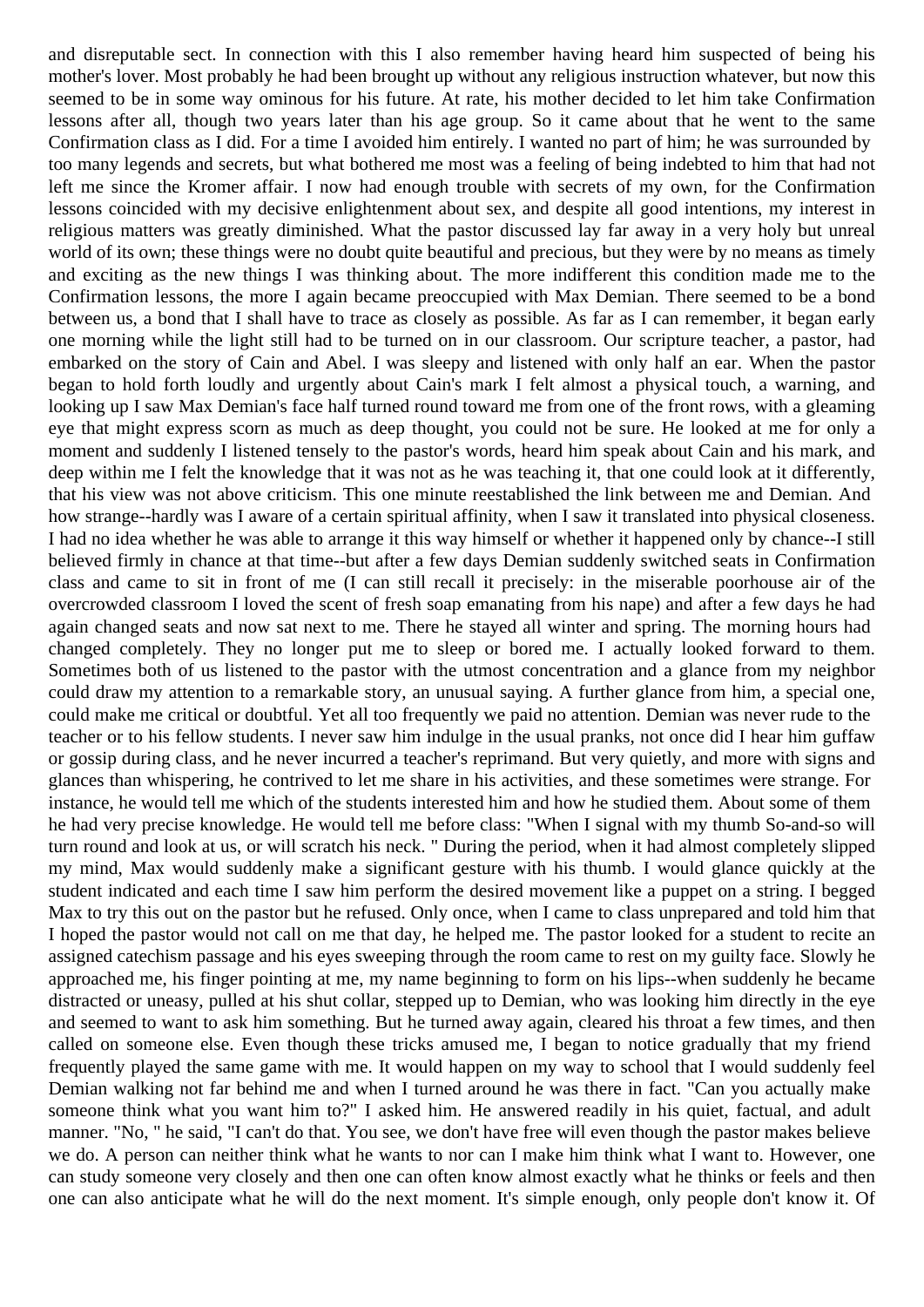and disreputable sect. In connection with this I also remember having heard him suspected of being his mother's lover. Most probably he had been brought up without any religious instruction whatever, but now this seemed to be in some way ominous for his future. At rate, his mother decided to let him take Confirmation lessons after all, though two years later than his age group. So it came about that he went to the same Confirmation class as I did. For a time I avoided him entirely. I wanted no part of him; he was surrounded by too many legends and secrets, but what bothered me most was a feeling of being indebted to him that had not left me since the Kromer affair. I now had enough trouble with secrets of my own, for the Confirmation lessons coincided with my decisive enlightenment about sex, and despite all good intentions, my interest in religious matters was greatly diminished. What the pastor discussed lay far away in a very holy but unreal world of its own; these things were no doubt quite beautiful and precious, but they were by no means as timely and exciting as the new things I was thinking about. The more indifferent this condition made me to the Confirmation lessons, the more I again became preoccupied with Max Demian. There seemed to be a bond between us, a bond that I shall have to trace as closely as possible. As far as I can remember, it began early one morning while the light still had to be turned on in our classroom. Our scripture teacher, a pastor, had embarked on the story of Cain and Abel. I was sleepy and listened with only half an ear. When the pastor began to hold forth loudly and urgently about Cain's mark I felt almost a physical touch, a warning, and looking up I saw Max Demian's face half turned round toward me from one of the front rows, with a gleaming eye that might express scorn as much as deep thought, you could not be sure. He looked at me for only a moment and suddenly I listened tensely to the pastor's words, heard him speak about Cain and his mark, and deep within me I felt the knowledge that it was not as he was teaching it, that one could look at it differently, that his view was not above criticism. This one minute reestablished the link between me and Demian. And how strange--hardly was I aware of a certain spiritual affinity, when I saw it translated into physical closeness. I had no idea whether he was able to arrange it this way himself or whether it happened only by chance--I still believed firmly in chance at that time--but after a few days Demian suddenly switched seats in Confirmation class and came to sit in front of me (I can still recall it precisely: in the miserable poorhouse air of the overcrowded classroom I loved the scent of fresh soap emanating from his nape) and after a few days he had again changed seats and now sat next to me. There he stayed all winter and spring. The morning hours had changed completely. They no longer put me to sleep or bored me. I actually looked forward to them. Sometimes both of us listened to the pastor with the utmost concentration and a glance from my neighbor could draw my attention to a remarkable story, an unusual saying. A further glance from him, a special one, could make me critical or doubtful. Yet all too frequently we paid no attention. Demian was never rude to the teacher or to his fellow students. I never saw him indulge in the usual pranks, not once did I hear him guffaw or gossip during class, and he never incurred a teacher's reprimand. But very quietly, and more with signs and glances than whispering, he contrived to let me share in his activities, and these sometimes were strange. For instance, he would tell me which of the students interested him and how he studied them. About some of them he had very precise knowledge. He would tell me before class: "When I signal with my thumb So-and-so will turn round and look at us, or will scratch his neck. " During the period, when it had almost completely slipped my mind, Max would suddenly make a significant gesture with his thumb. I would glance quickly at the student indicated and each time I saw him perform the desired movement like a puppet on a string. I begged Max to try this out on the pastor but he refused. Only once, when I came to class unprepared and told him that I hoped the pastor would not call on me that day, he helped me. The pastor looked for a student to recite an assigned catechism passage and his eyes sweeping through the room came to rest on my guilty face. Slowly he approached me, his finger pointing at me, my name beginning to form on his lips--when suddenly he became distracted or uneasy, pulled at his shut collar, stepped up to Demian, who was looking him directly in the eye and seemed to want to ask him something. But he turned away again, cleared his throat a few times, and then called on someone else. Even though these tricks amused me, I began to notice gradually that my friend frequently played the same game with me. It would happen on my way to school that I would suddenly feel Demian walking not far behind me and when I turned around he was there in fact. "Can you actually make someone think what you want him to?" I asked him. He answered readily in his quiet, factual, and adult manner. "No, " he said, "I can't do that. You see, we don't have free will even though the pastor makes believe we do. A person can neither think what he wants to nor can I make him think what I want to. However, one can study someone very closely and then one can often know almost exactly what he thinks or feels and then one can also anticipate what he will do the next moment. It's simple enough, only people don't know it. Of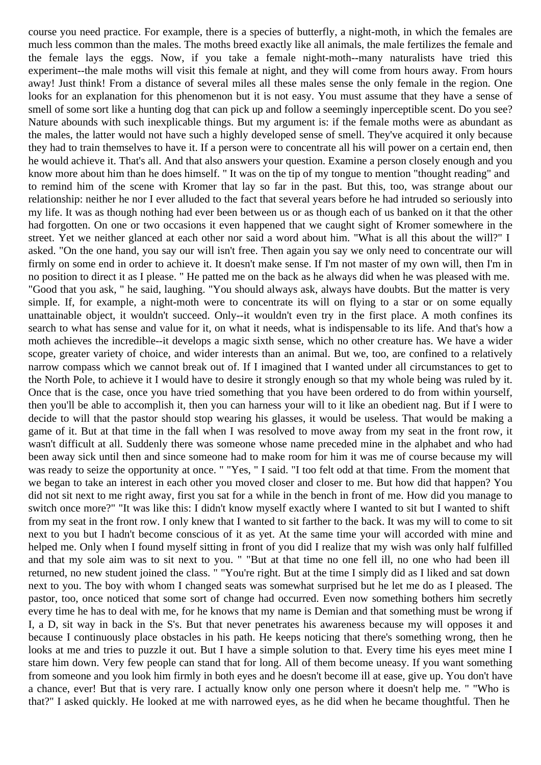course you need practice. For example, there is a species of butterfly, a night-moth, in which the females are much less common than the males. The moths breed exactly like all animals, the male fertilizes the female and the female lays the eggs. Now, if you take a female night-moth--many naturalists have tried this experiment--the male moths will visit this female at night, and they will come from hours away. From hours away! Just think! From a distance of several miles all these males sense the only female in the region. One looks for an explanation for this phenomenon but it is not easy. You must assume that they have a sense of smell of some sort like a hunting dog that can pick up and follow a seemingly inperceptible scent. Do you see? Nature abounds with such inexplicable things. But my argument is: if the female moths were as abundant as the males, the latter would not have such a highly developed sense of smell. They've acquired it only because they had to train themselves to have it. If a person were to concentrate all his will power on a certain end, then he would achieve it. That's all. And that also answers your question. Examine a person closely enough and you know more about him than he does himself. " It was on the tip of my tongue to mention "thought reading" and to remind him of the scene with Kromer that lay so far in the past. But this, too, was strange about our relationship: neither he nor I ever alluded to the fact that several years before he had intruded so seriously into my life. It was as though nothing had ever been between us or as though each of us banked on it that the other had forgotten. On one or two occasions it even happened that we caught sight of Kromer somewhere in the street. Yet we neither glanced at each other nor said a word about him. "What is all this about the will?" I asked. "On the one hand, you say our will isn't free. Then again you say we only need to concentrate our will firmly on some end in order to achieve it. It doesn't make sense. If I'm not master of my own will, then I'm in no position to direct it as I please. " He patted me on the back as he always did when he was pleased with me. "Good that you ask, " he said, laughing. "You should always ask, always have doubts. But the matter is very simple. If, for example, a night-moth were to concentrate its will on flying to a star or on some equally unattainable object, it wouldn't succeed. Only--it wouldn't even try in the first place. A moth confines its search to what has sense and value for it, on what it needs, what is indispensable to its life. And that's how a moth achieves the incredible--it develops a magic sixth sense, which no other creature has. We have a wider scope, greater variety of choice, and wider interests than an animal. But we, too, are confined to a relatively narrow compass which we cannot break out of. If I imagined that I wanted under all circumstances to get to the North Pole, to achieve it I would have to desire it strongly enough so that my whole being was ruled by it. Once that is the case, once you have tried something that you have been ordered to do from within yourself, then you'll be able to accomplish it, then you can harness your will to it like an obedient nag. But if I were to decide to will that the pastor should stop wearing his glasses, it would be useless. That would be making a game of it. But at that time in the fall when I was resolved to move away from my seat in the front row, it wasn't difficult at all. Suddenly there was someone whose name preceded mine in the alphabet and who had been away sick until then and since someone had to make room for him it was me of course because my will was ready to seize the opportunity at once. " "Yes, " I said. "I too felt odd at that time. From the moment that we began to take an interest in each other you moved closer and closer to me. But how did that happen? You did not sit next to me right away, first you sat for a while in the bench in front of me. How did you manage to switch once more?" "It was like this: I didn't know myself exactly where I wanted to sit but I wanted to shift from my seat in the front row. I only knew that I wanted to sit farther to the back. It was my will to come to sit next to you but I hadn't become conscious of it as yet. At the same time your will accorded with mine and helped me. Only when I found myself sitting in front of you did I realize that my wish was only half fulfilled and that my sole aim was to sit next to you. " "But at that time no one fell ill, no one who had been ill returned, no new student joined the class. " "You're right. But at the time I simply did as I liked and sat down next to you. The boy with whom I changed seats was somewhat surprised but he let me do as I pleased. The pastor, too, once noticed that some sort of change had occurred. Even now something bothers him secretly every time he has to deal with me, for he knows that my name is Demian and that something must be wrong if I, a D, sit way in back in the S's. But that never penetrates his awareness because my will opposes it and because I continuously place obstacles in his path. He keeps noticing that there's something wrong, then he looks at me and tries to puzzle it out. But I have a simple solution to that. Every time his eyes meet mine I stare him down. Very few people can stand that for long. All of them become uneasy. If you want something from someone and you look him firmly in both eyes and he doesn't become ill at ease, give up. You don't have a chance, ever! But that is very rare. I actually know only one person where it doesn't help me. " "Who is that?" I asked quickly. He looked at me with narrowed eyes, as he did when he became thoughtful. Then he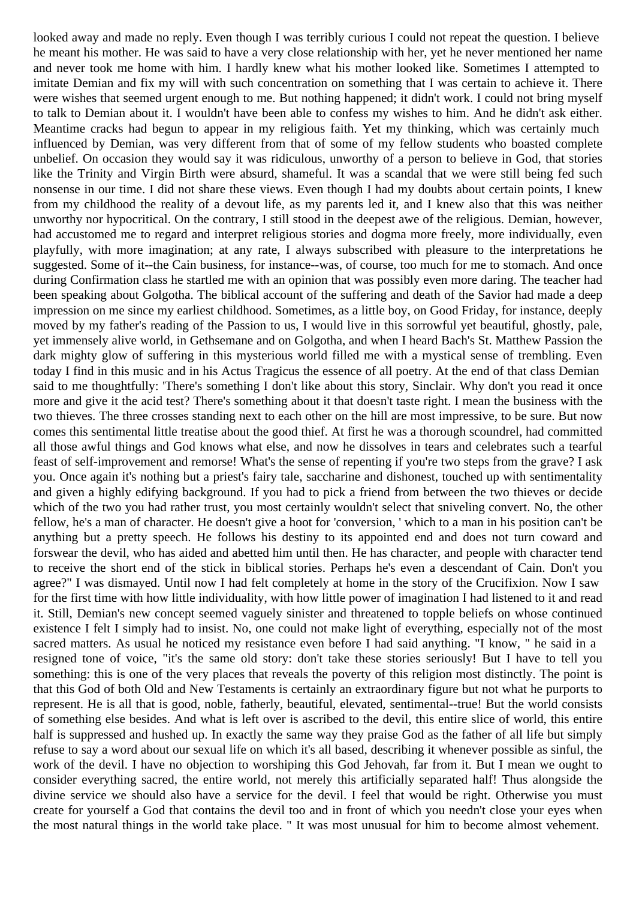looked away and made no reply. Even though I was terribly curious I could not repeat the question. I believe he meant his mother. He was said to have a very close relationship with her, yet he never mentioned her name and never took me home with him. I hardly knew what his mother looked like. Sometimes I attempted to imitate Demian and fix my will with such concentration on something that I was certain to achieve it. There were wishes that seemed urgent enough to me. But nothing happened; it didn't work. I could not bring myself to talk to Demian about it. I wouldn't have been able to confess my wishes to him. And he didn't ask either. Meantime cracks had begun to appear in my religious faith. Yet my thinking, which was certainly much influenced by Demian, was very different from that of some of my fellow students who boasted complete unbelief. On occasion they would say it was ridiculous, unworthy of a person to believe in God, that stories like the Trinity and Virgin Birth were absurd, shameful. It was a scandal that we were still being fed such nonsense in our time. I did not share these views. Even though I had my doubts about certain points, I knew from my childhood the reality of a devout life, as my parents led it, and I knew also that this was neither unworthy nor hypocritical. On the contrary, I still stood in the deepest awe of the religious. Demian, however, had accustomed me to regard and interpret religious stories and dogma more freely, more individually, even playfully, with more imagination; at any rate, I always subscribed with pleasure to the interpretations he suggested. Some of it--the Cain business, for instance--was, of course, too much for me to stomach. And once during Confirmation class he startled me with an opinion that was possibly even more daring. The teacher had been speaking about Golgotha. The biblical account of the suffering and death of the Savior had made a deep impression on me since my earliest childhood. Sometimes, as a little boy, on Good Friday, for instance, deeply moved by my father's reading of the Passion to us, I would live in this sorrowful yet beautiful, ghostly, pale, yet immensely alive world, in Gethsemane and on Golgotha, and when I heard Bach's St. Matthew Passion the dark mighty glow of suffering in this mysterious world filled me with a mystical sense of trembling. Even today I find in this music and in his Actus Tragicus the essence of all poetry. At the end of that class Demian said to me thoughtfully: 'There's something I don't like about this story, Sinclair. Why don't you read it once more and give it the acid test? There's something about it that doesn't taste right. I mean the business with the two thieves. The three crosses standing next to each other on the hill are most impressive, to be sure. But now comes this sentimental little treatise about the good thief. At first he was a thorough scoundrel, had committed all those awful things and God knows what else, and now he dissolves in tears and celebrates such a tearful feast of self-improvement and remorse! What's the sense of repenting if you're two steps from the grave? I ask you. Once again it's nothing but a priest's fairy tale, saccharine and dishonest, touched up with sentimentality and given a highly edifying background. If you had to pick a friend from between the two thieves or decide which of the two you had rather trust, you most certainly wouldn't select that sniveling convert. No, the other fellow, he's a man of character. He doesn't give a hoot for 'conversion, ' which to a man in his position can't be anything but a pretty speech. He follows his destiny to its appointed end and does not turn coward and forswear the devil, who has aided and abetted him until then. He has character, and people with character tend to receive the short end of the stick in biblical stories. Perhaps he's even a descendant of Cain. Don't you agree?" I was dismayed. Until now I had felt completely at home in the story of the Crucifixion. Now I saw for the first time with how little individuality, with how little power of imagination I had listened to it and read it. Still, Demian's new concept seemed vaguely sinister and threatened to topple beliefs on whose continued existence I felt I simply had to insist. No, one could not make light of everything, especially not of the most sacred matters. As usual he noticed my resistance even before I had said anything. "I know, " he said in a resigned tone of voice, "it's the same old story: don't take these stories seriously! But I have to tell you something: this is one of the very places that reveals the poverty of this religion most distinctly. The point is that this God of both Old and New Testaments is certainly an extraordinary figure but not what he purports to represent. He is all that is good, noble, fatherly, beautiful, elevated, sentimental--true! But the world consists of something else besides. And what is left over is ascribed to the devil, this entire slice of world, this entire half is suppressed and hushed up. In exactly the same way they praise God as the father of all life but simply refuse to say a word about our sexual life on which it's all based, describing it whenever possible as sinful, the work of the devil. I have no objection to worshiping this God Jehovah, far from it. But I mean we ought to consider everything sacred, the entire world, not merely this artificially separated half! Thus alongside the divine service we should also have a service for the devil. I feel that would be right. Otherwise you must create for yourself a God that contains the devil too and in front of which you needn't close your eyes when the most natural things in the world take place. " It was most unusual for him to become almost vehement.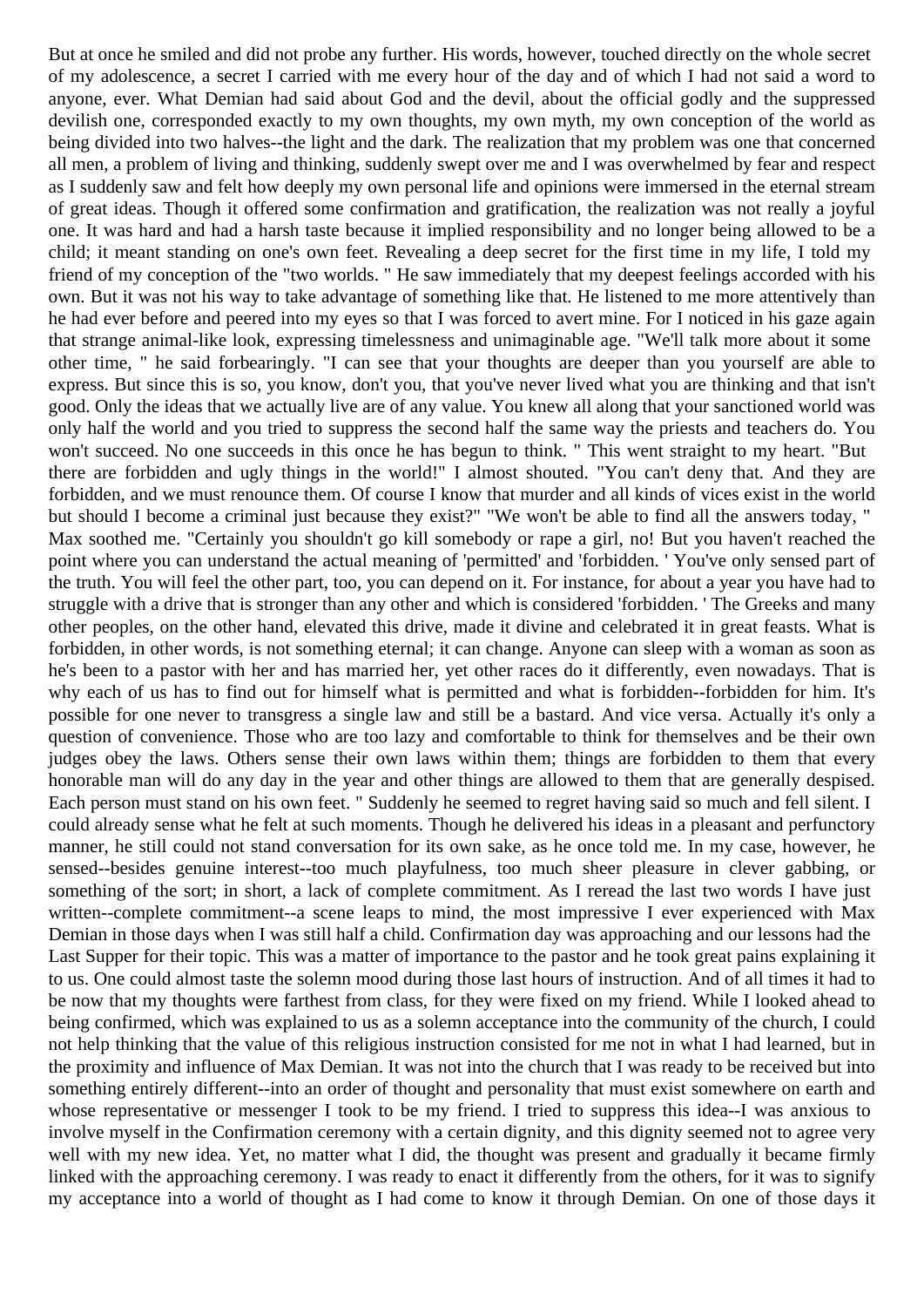But at once he smiled and did not probe any further. His words, however, touched directly on the whole secret of my adolescence, a secret I carried with me every hour of the day and of which I had not said a word to anyone, ever. What Demian had said about God and the devil, about the official godly and the suppressed devilish one, corresponded exactly to my own thoughts, my own myth, my own conception of the world as being divided into two halves--the light and the dark. The realization that my problem was one that concerned all men, a problem of living and thinking, suddenly swept over me and I was overwhelmed by fear and respect as I suddenly saw and felt how deeply my own personal life and opinions were immersed in the eternal stream of great ideas. Though it offered some confirmation and gratification, the realization was not really a joyful one. It was hard and had a harsh taste because it implied responsibility and no longer being allowed to be a child; it meant standing on one's own feet. Revealing a deep secret for the first time in my life, I told my friend of my conception of the "two worlds. " He saw immediately that my deepest feelings accorded with his own. But it was not his way to take advantage of something like that. He listened to me more attentively than he had ever before and peered into my eyes so that I was forced to avert mine. For I noticed in his gaze again that strange animal-like look, expressing timelessness and unimaginable age. "We'll talk more about it some other time, " he said forbearingly. "I can see that your thoughts are deeper than you yourself are able to express. But since this is so, you know, don't you, that you've never lived what you are thinking and that isn't good. Only the ideas that we actually live are of any value. You knew all along that your sanctioned world was only half the world and you tried to suppress the second half the same way the priests and teachers do. You won't succeed. No one succeeds in this once he has begun to think. " This went straight to my heart. "But there are forbidden and ugly things in the world!" I almost shouted. "You can't deny that. And they are forbidden, and we must renounce them. Of course I know that murder and all kinds of vices exist in the world but should I become a criminal just because they exist?" "We won't be able to find all the answers today, " Max soothed me. "Certainly you shouldn't go kill somebody or rape a girl, no! But you haven't reached the point where you can understand the actual meaning of 'permitted' and 'forbidden. ' You've only sensed part of the truth. You will feel the other part, too, you can depend on it. For instance, for about a year you have had to struggle with a drive that is stronger than any other and which is considered 'forbidden. ' The Greeks and many other peoples, on the other hand, elevated this drive, made it divine and celebrated it in great feasts. What is forbidden, in other words, is not something eternal; it can change. Anyone can sleep with a woman as soon as he's been to a pastor with her and has married her, yet other races do it differently, even nowadays. That is why each of us has to find out for himself what is permitted and what is forbidden--forbidden for him. It's possible for one never to transgress a single law and still be a bastard. And vice versa. Actually it's only a question of convenience. Those who are too lazy and comfortable to think for themselves and be their own judges obey the laws. Others sense their own laws within them; things are forbidden to them that every honorable man will do any day in the year and other things are allowed to them that are generally despised. Each person must stand on his own feet. " Suddenly he seemed to regret having said so much and fell silent. I could already sense what he felt at such moments. Though he delivered his ideas in a pleasant and perfunctory manner, he still could not stand conversation for its own sake, as he once told me. In my case, however, he sensed--besides genuine interest--too much playfulness, too much sheer pleasure in clever gabbing, or something of the sort; in short, a lack of complete commitment. As I reread the last two words I have just written--complete commitment--a scene leaps to mind, the most impressive I ever experienced with Max Demian in those days when I was still half a child. Confirmation day was approaching and our lessons had the Last Supper for their topic. This was a matter of importance to the pastor and he took great pains explaining it to us. One could almost taste the solemn mood during those last hours of instruction. And of all times it had to be now that my thoughts were farthest from class, for they were fixed on my friend. While I looked ahead to being confirmed, which was explained to us as a solemn acceptance into the community of the church, I could not help thinking that the value of this religious instruction consisted for me not in what I had learned, but in the proximity and influence of Max Demian. It was not into the church that I was ready to be received but into something entirely different--into an order of thought and personality that must exist somewhere on earth and whose representative or messenger I took to be my friend. I tried to suppress this idea--I was anxious to involve myself in the Confirmation ceremony with a certain dignity, and this dignity seemed not to agree very well with my new idea. Yet, no matter what I did, the thought was present and gradually it became firmly linked with the approaching ceremony. I was ready to enact it differently from the others, for it was to signify my acceptance into a world of thought as I had come to know it through Demian. On one of those days it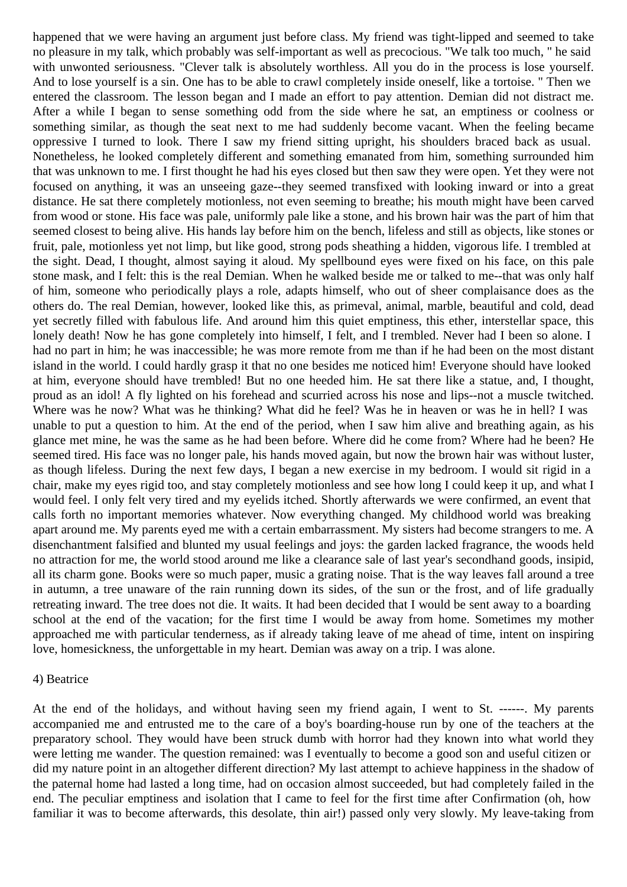happened that we were having an argument just before class. My friend was tight-lipped and seemed to take no pleasure in my talk, which probably was self-important as well as precocious. "We talk too much, " he said with unwonted seriousness. "Clever talk is absolutely worthless. All you do in the process is lose yourself. And to lose yourself is a sin. One has to be able to crawl completely inside oneself, like a tortoise. " Then we entered the classroom. The lesson began and I made an effort to pay attention. Demian did not distract me. After a while I began to sense something odd from the side where he sat, an emptiness or coolness or something similar, as though the seat next to me had suddenly become vacant. When the feeling became oppressive I turned to look. There I saw my friend sitting upright, his shoulders braced back as usual. Nonetheless, he looked completely different and something emanated from him, something surrounded him that was unknown to me. I first thought he had his eyes closed but then saw they were open. Yet they were not focused on anything, it was an unseeing gaze--they seemed transfixed with looking inward or into a great distance. He sat there completely motionless, not even seeming to breathe; his mouth might have been carved from wood or stone. His face was pale, uniformly pale like a stone, and his brown hair was the part of him that seemed closest to being alive. His hands lay before him on the bench, lifeless and still as objects, like stones or fruit, pale, motionless yet not limp, but like good, strong pods sheathing a hidden, vigorous life. I trembled at the sight. Dead, I thought, almost saying it aloud. My spellbound eyes were fixed on his face, on this pale stone mask, and I felt: this is the real Demian. When he walked beside me or talked to me--that was only half of him, someone who periodically plays a role, adapts himself, who out of sheer complaisance does as the others do. The real Demian, however, looked like this, as primeval, animal, marble, beautiful and cold, dead yet secretly filled with fabulous life. And around him this quiet emptiness, this ether, interstellar space, this lonely death! Now he has gone completely into himself, I felt, and I trembled. Never had I been so alone. I had no part in him; he was inaccessible; he was more remote from me than if he had been on the most distant island in the world. I could hardly grasp it that no one besides me noticed him! Everyone should have looked at him, everyone should have trembled! But no one heeded him. He sat there like a statue, and, I thought, proud as an idol! A fly lighted on his forehead and scurried across his nose and lips--not a muscle twitched. Where was he now? What was he thinking? What did he feel? Was he in heaven or was he in hell? I was unable to put a question to him. At the end of the period, when I saw him alive and breathing again, as his glance met mine, he was the same as he had been before. Where did he come from? Where had he been? He seemed tired. His face was no longer pale, his hands moved again, but now the brown hair was without luster, as though lifeless. During the next few days, I began a new exercise in my bedroom. I would sit rigid in a chair, make my eyes rigid too, and stay completely motionless and see how long I could keep it up, and what I would feel. I only felt very tired and my eyelids itched. Shortly afterwards we were confirmed, an event that calls forth no important memories whatever. Now everything changed. My childhood world was breaking apart around me. My parents eyed me with a certain embarrassment. My sisters had become strangers to me. A disenchantment falsified and blunted my usual feelings and joys: the garden lacked fragrance, the woods held no attraction for me, the world stood around me like a clearance sale of last year's secondhand goods, insipid, all its charm gone. Books were so much paper, music a grating noise. That is the way leaves fall around a tree in autumn, a tree unaware of the rain running down its sides, of the sun or the frost, and of life gradually retreating inward. The tree does not die. It waits. It had been decided that I would be sent away to a boarding school at the end of the vacation; for the first time I would be away from home. Sometimes my mother approached me with particular tenderness, as if already taking leave of me ahead of time, intent on inspiring love, homesickness, the unforgettable in my heart. Demian was away on a trip. I was alone.

## 4) Beatrice

At the end of the holidays, and without having seen my friend again, I went to St. ------. My parents accompanied me and entrusted me to the care of a boy's boarding-house run by one of the teachers at the preparatory school. They would have been struck dumb with horror had they known into what world they were letting me wander. The question remained: was I eventually to become a good son and useful citizen or did my nature point in an altogether different direction? My last attempt to achieve happiness in the shadow of the paternal home had lasted a long time, had on occasion almost succeeded, but had completely failed in the end. The peculiar emptiness and isolation that I came to feel for the first time after Confirmation (oh, how familiar it was to become afterwards, this desolate, thin air!) passed only very slowly. My leave-taking from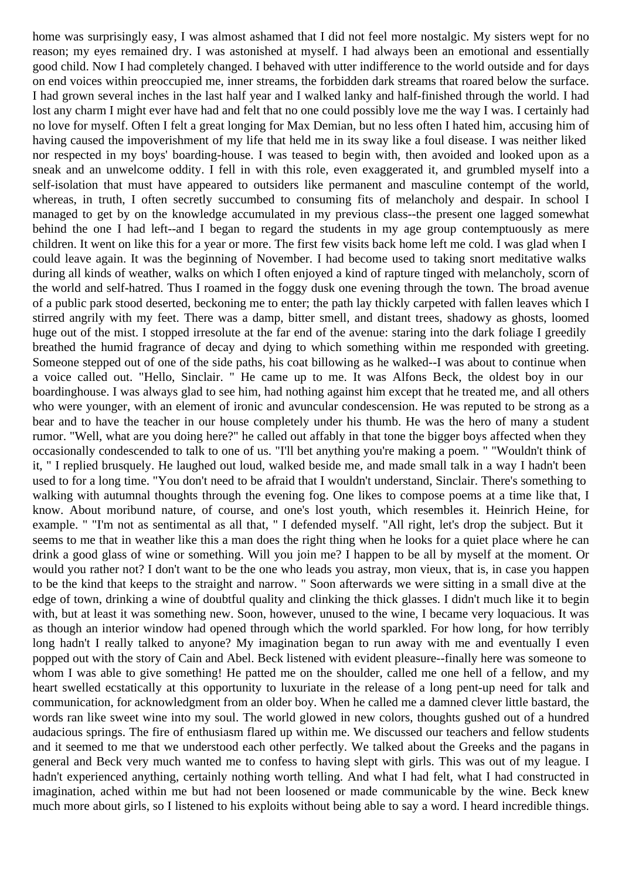home was surprisingly easy, I was almost ashamed that I did not feel more nostalgic. My sisters wept for no reason; my eyes remained dry. I was astonished at myself. I had always been an emotional and essentially good child. Now I had completely changed. I behaved with utter indifference to the world outside and for days on end voices within preoccupied me, inner streams, the forbidden dark streams that roared below the surface. I had grown several inches in the last half year and I walked lanky and half-finished through the world. I had lost any charm I might ever have had and felt that no one could possibly love me the way I was. I certainly had no love for myself. Often I felt a great longing for Max Demian, but no less often I hated him, accusing him of having caused the impoverishment of my life that held me in its sway like a foul disease. I was neither liked nor respected in my boys' boarding-house. I was teased to begin with, then avoided and looked upon as a sneak and an unwelcome oddity. I fell in with this role, even exaggerated it, and grumbled myself into a self-isolation that must have appeared to outsiders like permanent and masculine contempt of the world, whereas, in truth, I often secretly succumbed to consuming fits of melancholy and despair. In school I managed to get by on the knowledge accumulated in my previous class--the present one lagged somewhat behind the one I had left--and I began to regard the students in my age group contemptuously as mere children. It went on like this for a year or more. The first few visits back home left me cold. I was glad when I could leave again. It was the beginning of November. I had become used to taking snort meditative walks during all kinds of weather, walks on which I often enjoyed a kind of rapture tinged with melancholy, scorn of the world and self-hatred. Thus I roamed in the foggy dusk one evening through the town. The broad avenue of a public park stood deserted, beckoning me to enter; the path lay thickly carpeted with fallen leaves which I stirred angrily with my feet. There was a damp, bitter smell, and distant trees, shadowy as ghosts, loomed huge out of the mist. I stopped irresolute at the far end of the avenue: staring into the dark foliage I greedily breathed the humid fragrance of decay and dying to which something within me responded with greeting. Someone stepped out of one of the side paths, his coat billowing as he walked--I was about to continue when a voice called out. "Hello, Sinclair. " He came up to me. It was Alfons Beck, the oldest boy in our boardinghouse. I was always glad to see him, had nothing against him except that he treated me, and all others who were younger, with an element of ironic and avuncular condescension. He was reputed to be strong as a bear and to have the teacher in our house completely under his thumb. He was the hero of many a student rumor. "Well, what are you doing here?" he called out affably in that tone the bigger boys affected when they occasionally condescended to talk to one of us. "I'll bet anything you're making a poem. " "Wouldn't think of it, " I replied brusquely. He laughed out loud, walked beside me, and made small talk in a way I hadn't been used to for a long time. "You don't need to be afraid that I wouldn't understand, Sinclair. There's something to walking with autumnal thoughts through the evening fog. One likes to compose poems at a time like that, I know. About moribund nature, of course, and one's lost youth, which resembles it. Heinrich Heine, for example. " "I'm not as sentimental as all that, " I defended myself. "All right, let's drop the subject. But it seems to me that in weather like this a man does the right thing when he looks for a quiet place where he can drink a good glass of wine or something. Will you join me? I happen to be all by myself at the moment. Or would you rather not? I don't want to be the one who leads you astray, mon vieux, that is, in case you happen to be the kind that keeps to the straight and narrow. " Soon afterwards we were sitting in a small dive at the edge of town, drinking a wine of doubtful quality and clinking the thick glasses. I didn't much like it to begin with, but at least it was something new. Soon, however, unused to the wine, I became very loquacious. It was as though an interior window had opened through which the world sparkled. For how long, for how terribly long hadn't I really talked to anyone? My imagination began to run away with me and eventually I even popped out with the story of Cain and Abel. Beck listened with evident pleasure--finally here was someone to whom I was able to give something! He patted me on the shoulder, called me one hell of a fellow, and my heart swelled ecstatically at this opportunity to luxuriate in the release of a long pent-up need for talk and communication, for acknowledgment from an older boy. When he called me a damned clever little bastard, the words ran like sweet wine into my soul. The world glowed in new colors, thoughts gushed out of a hundred audacious springs. The fire of enthusiasm flared up within me. We discussed our teachers and fellow students and it seemed to me that we understood each other perfectly. We talked about the Greeks and the pagans in general and Beck very much wanted me to confess to having slept with girls. This was out of my league. I hadn't experienced anything, certainly nothing worth telling. And what I had felt, what I had constructed in imagination, ached within me but had not been loosened or made communicable by the wine. Beck knew much more about girls, so I listened to his exploits without being able to say a word. I heard incredible things.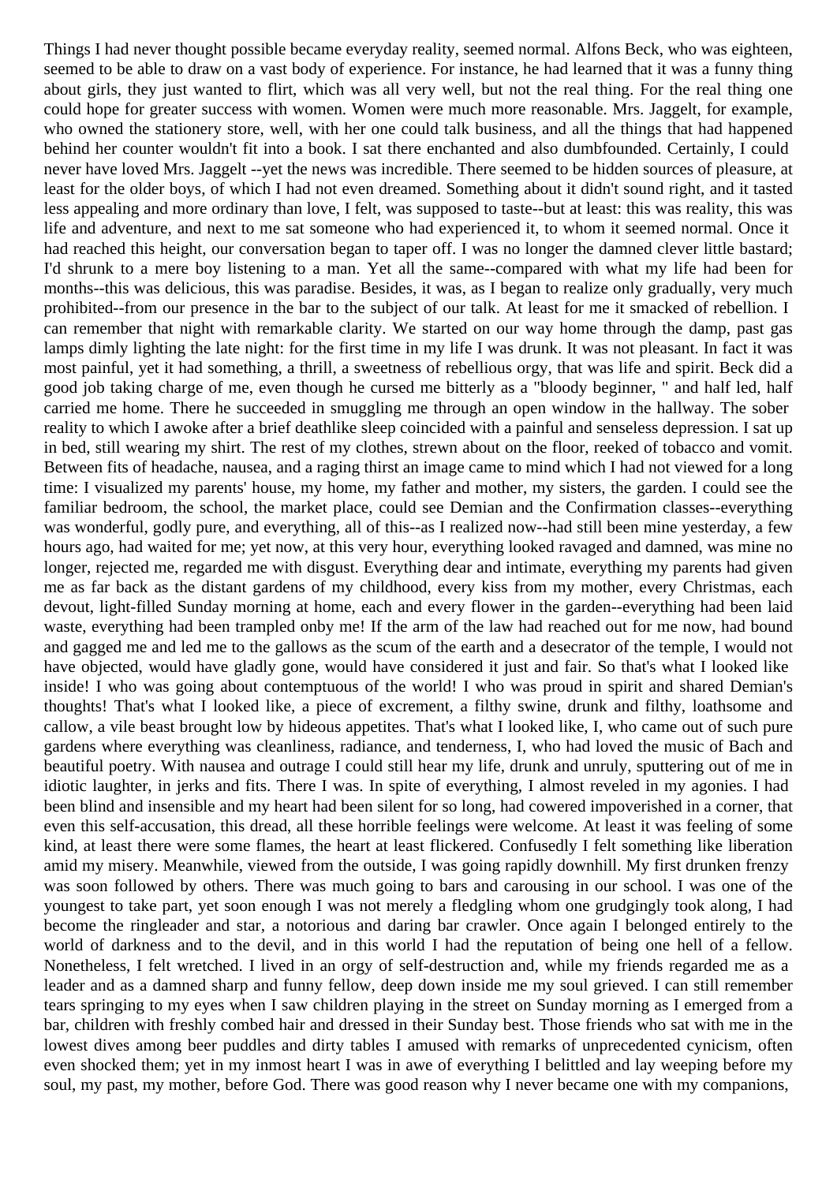Things I had never thought possible became everyday reality, seemed normal. Alfons Beck, who was eighteen, seemed to be able to draw on a vast body of experience. For instance, he had learned that it was a funny thing about girls, they just wanted to flirt, which was all very well, but not the real thing. For the real thing one could hope for greater success with women. Women were much more reasonable. Mrs. Jaggelt, for example, who owned the stationery store, well, with her one could talk business, and all the things that had happened behind her counter wouldn't fit into a book. I sat there enchanted and also dumbfounded. Certainly, I could never have loved Mrs. Jaggelt --yet the news was incredible. There seemed to be hidden sources of pleasure, at least for the older boys, of which I had not even dreamed. Something about it didn't sound right, and it tasted less appealing and more ordinary than love, I felt, was supposed to taste--but at least: this was reality, this was life and adventure, and next to me sat someone who had experienced it, to whom it seemed normal. Once it had reached this height, our conversation began to taper off. I was no longer the damned clever little bastard; I'd shrunk to a mere boy listening to a man. Yet all the same--compared with what my life had been for months--this was delicious, this was paradise. Besides, it was, as I began to realize only gradually, very much prohibited--from our presence in the bar to the subject of our talk. At least for me it smacked of rebellion. I can remember that night with remarkable clarity. We started on our way home through the damp, past gas lamps dimly lighting the late night: for the first time in my life I was drunk. It was not pleasant. In fact it was most painful, yet it had something, a thrill, a sweetness of rebellious orgy, that was life and spirit. Beck did a good job taking charge of me, even though he cursed me bitterly as a "bloody beginner, " and half led, half carried me home. There he succeeded in smuggling me through an open window in the hallway. The sober reality to which I awoke after a brief deathlike sleep coincided with a painful and senseless depression. I sat up in bed, still wearing my shirt. The rest of my clothes, strewn about on the floor, reeked of tobacco and vomit. Between fits of headache, nausea, and a raging thirst an image came to mind which I had not viewed for a long time: I visualized my parents' house, my home, my father and mother, my sisters, the garden. I could see the familiar bedroom, the school, the market place, could see Demian and the Confirmation classes--everything was wonderful, godly pure, and everything, all of this--as I realized now--had still been mine yesterday, a few hours ago, had waited for me; yet now, at this very hour, everything looked ravaged and damned, was mine no longer, rejected me, regarded me with disgust. Everything dear and intimate, everything my parents had given me as far back as the distant gardens of my childhood, every kiss from my mother, every Christmas, each devout, light-filled Sunday morning at home, each and every flower in the garden--everything had been laid waste, everything had been trampled onby me! If the arm of the law had reached out for me now, had bound and gagged me and led me to the gallows as the scum of the earth and a desecrator of the temple, I would not have objected, would have gladly gone, would have considered it just and fair. So that's what I looked like inside! I who was going about contemptuous of the world! I who was proud in spirit and shared Demian's thoughts! That's what I looked like, a piece of excrement, a filthy swine, drunk and filthy, loathsome and callow, a vile beast brought low by hideous appetites. That's what I looked like, I, who came out of such pure gardens where everything was cleanliness, radiance, and tenderness, I, who had loved the music of Bach and beautiful poetry. With nausea and outrage I could still hear my life, drunk and unruly, sputtering out of me in idiotic laughter, in jerks and fits. There I was. In spite of everything, I almost reveled in my agonies. I had been blind and insensible and my heart had been silent for so long, had cowered impoverished in a corner, that even this self-accusation, this dread, all these horrible feelings were welcome. At least it was feeling of some kind, at least there were some flames, the heart at least flickered. Confusedly I felt something like liberation amid my misery. Meanwhile, viewed from the outside, I was going rapidly downhill. My first drunken frenzy was soon followed by others. There was much going to bars and carousing in our school. I was one of the youngest to take part, yet soon enough I was not merely a fledgling whom one grudgingly took along, I had become the ringleader and star, a notorious and daring bar crawler. Once again I belonged entirely to the world of darkness and to the devil, and in this world I had the reputation of being one hell of a fellow. Nonetheless, I felt wretched. I lived in an orgy of self-destruction and, while my friends regarded me as a leader and as a damned sharp and funny fellow, deep down inside me my soul grieved. I can still remember tears springing to my eyes when I saw children playing in the street on Sunday morning as I emerged from a bar, children with freshly combed hair and dressed in their Sunday best. Those friends who sat with me in the lowest dives among beer puddles and dirty tables I amused with remarks of unprecedented cynicism, often even shocked them; yet in my inmost heart I was in awe of everything I belittled and lay weeping before my soul, my past, my mother, before God. There was good reason why I never became one with my companions,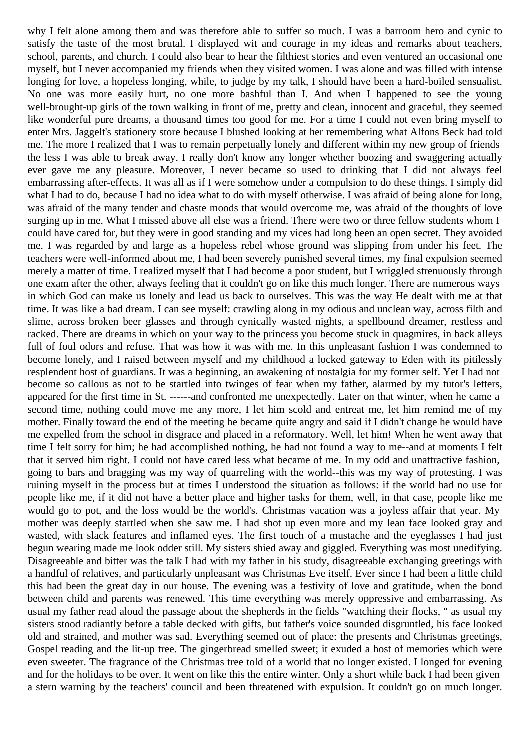why I felt alone among them and was therefore able to suffer so much. I was a barroom hero and cynic to satisfy the taste of the most brutal. I displayed wit and courage in my ideas and remarks about teachers, school, parents, and church. I could also bear to hear the filthiest stories and even ventured an occasional one myself, but I never accompanied my friends when they visited women. I was alone and was filled with intense longing for love, a hopeless longing, while, to judge by my talk, I should have been a hard-boiled sensualist. No one was more easily hurt, no one more bashful than I. And when I happened to see the young well-brought-up girls of the town walking in front of me, pretty and clean, innocent and graceful, they seemed like wonderful pure dreams, a thousand times too good for me. For a time I could not even bring myself to enter Mrs. Jaggelt's stationery store because I blushed looking at her remembering what Alfons Beck had told me. The more I realized that I was to remain perpetually lonely and different within my new group of friends the less I was able to break away. I really don't know any longer whether boozing and swaggering actually ever gave me any pleasure. Moreover, I never became so used to drinking that I did not always feel embarrassing after-effects. It was all as if I were somehow under a compulsion to do these things. I simply did what I had to do, because I had no idea what to do with myself otherwise. I was afraid of being alone for long, was afraid of the many tender and chaste moods that would overcome me, was afraid of the thoughts of love surging up in me. What I missed above all else was a friend. There were two or three fellow students whom I could have cared for, but they were in good standing and my vices had long been an open secret. They avoided me. I was regarded by and large as a hopeless rebel whose ground was slipping from under his feet. The teachers were well-informed about me, I had been severely punished several times, my final expulsion seemed merely a matter of time. I realized myself that I had become a poor student, but I wriggled strenuously through one exam after the other, always feeling that it couldn't go on like this much longer. There are numerous ways in which God can make us lonely and lead us back to ourselves. This was the way He dealt with me at that time. It was like a bad dream. I can see myself: crawling along in my odious and unclean way, across filth and slime, across broken beer glasses and through cynically wasted nights, a spellbound dreamer, restless and racked. There are dreams in which on your way to the princess you become stuck in quagmires, in back alleys full of foul odors and refuse. That was how it was with me. In this unpleasant fashion I was condemned to become lonely, and I raised between myself and my childhood a locked gateway to Eden with its pitilessly resplendent host of guardians. It was a beginning, an awakening of nostalgia for my former self. Yet I had not become so callous as not to be startled into twinges of fear when my father, alarmed by my tutor's letters, appeared for the first time in St. ------and confronted me unexpectedly. Later on that winter, when he came a second time, nothing could move me any more, I let him scold and entreat me, let him remind me of my mother. Finally toward the end of the meeting he became quite angry and said if I didn't change he would have me expelled from the school in disgrace and placed in a reformatory. Well, let him! When he went away that time I felt sorry for him; he had accomplished nothing, he had not found a way to me--and at moments I felt that it served him right. I could not have cared less what became of me. In my odd and unattractive fashion, going to bars and bragging was my way of quarreling with the world--this was my way of protesting. I was ruining myself in the process but at times I understood the situation as follows: if the world had no use for people like me, if it did not have a better place and higher tasks for them, well, in that case, people like me would go to pot, and the loss would be the world's. Christmas vacation was a joyless affair that year. My mother was deeply startled when she saw me. I had shot up even more and my lean face looked gray and wasted, with slack features and inflamed eyes. The first touch of a mustache and the eyeglasses I had just begun wearing made me look odder still. My sisters shied away and giggled. Everything was most unedifying. Disagreeable and bitter was the talk I had with my father in his study, disagreeable exchanging greetings with a handful of relatives, and particularly unpleasant was Christmas Eve itself. Ever since I had been a little child this had been the great day in our house. The evening was a festivity of love and gratitude, when the bond between child and parents was renewed. This time everything was merely oppressive and embarrassing. As usual my father read aloud the passage about the shepherds in the fields "watching their flocks, " as usual my sisters stood radiantly before a table decked with gifts, but father's voice sounded disgruntled, his face looked old and strained, and mother was sad. Everything seemed out of place: the presents and Christmas greetings, Gospel reading and the lit-up tree. The gingerbread smelled sweet; it exuded a host of memories which were even sweeter. The fragrance of the Christmas tree told of a world that no longer existed. I longed for evening and for the holidays to be over. It went on like this the entire winter. Only a short while back I had been given a stern warning by the teachers' council and been threatened with expulsion. It couldn't go on much longer.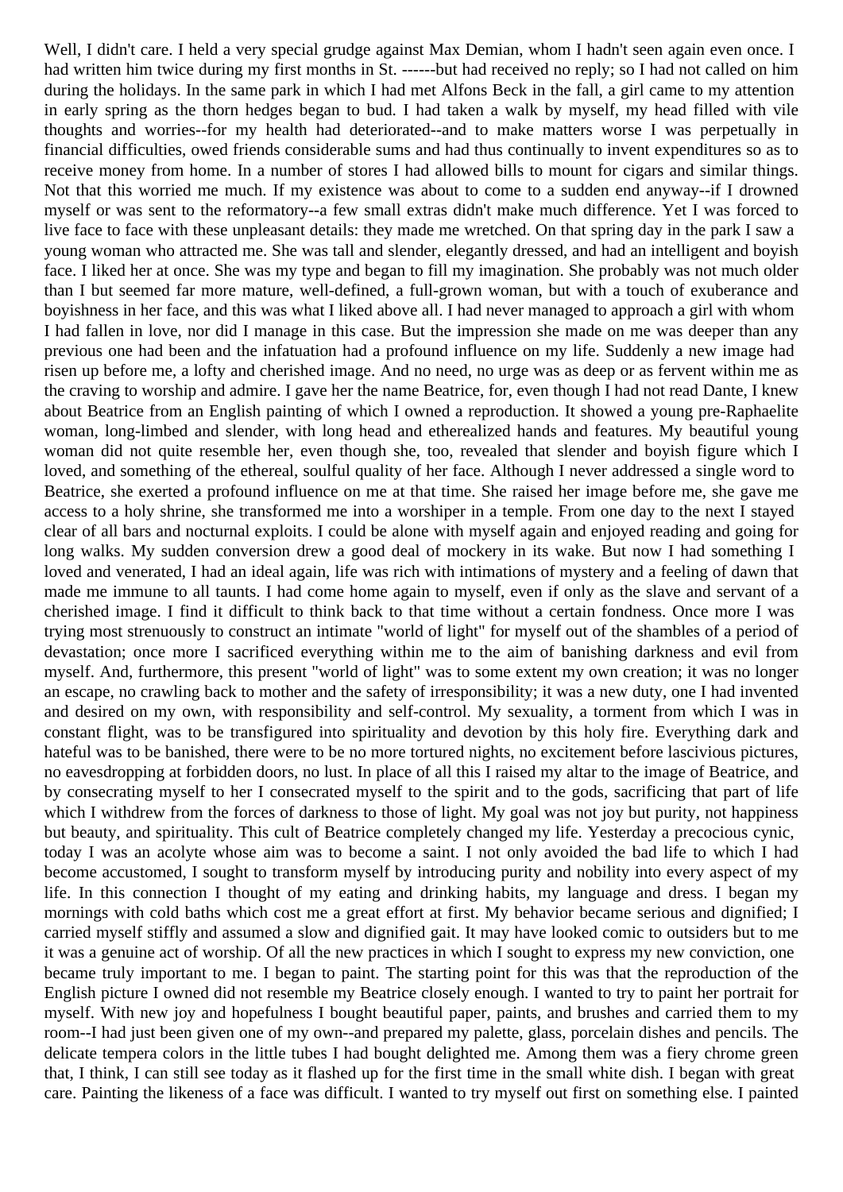Well, I didn't care. I held a very special grudge against Max Demian, whom I hadn't seen again even once. I had written him twice during my first months in St. ------but had received no reply; so I had not called on him during the holidays. In the same park in which I had met Alfons Beck in the fall, a girl came to my attention in early spring as the thorn hedges began to bud. I had taken a walk by myself, my head filled with vile thoughts and worries--for my health had deteriorated--and to make matters worse I was perpetually in financial difficulties, owed friends considerable sums and had thus continually to invent expenditures so as to receive money from home. In a number of stores I had allowed bills to mount for cigars and similar things. Not that this worried me much. If my existence was about to come to a sudden end anyway--if I drowned myself or was sent to the reformatory--a few small extras didn't make much difference. Yet I was forced to live face to face with these unpleasant details: they made me wretched. On that spring day in the park I saw a young woman who attracted me. She was tall and slender, elegantly dressed, and had an intelligent and boyish face. I liked her at once. She was my type and began to fill my imagination. She probably was not much older than I but seemed far more mature, well-defined, a full-grown woman, but with a touch of exuberance and boyishness in her face, and this was what I liked above all. I had never managed to approach a girl with whom I had fallen in love, nor did I manage in this case. But the impression she made on me was deeper than any previous one had been and the infatuation had a profound influence on my life. Suddenly a new image had risen up before me, a lofty and cherished image. And no need, no urge was as deep or as fervent within me as the craving to worship and admire. I gave her the name Beatrice, for, even though I had not read Dante, I knew about Beatrice from an English painting of which I owned a reproduction. It showed a young pre-Raphaelite woman, long-limbed and slender, with long head and etherealized hands and features. My beautiful young woman did not quite resemble her, even though she, too, revealed that slender and boyish figure which I loved, and something of the ethereal, soulful quality of her face. Although I never addressed a single word to Beatrice, she exerted a profound influence on me at that time. She raised her image before me, she gave me access to a holy shrine, she transformed me into a worshiper in a temple. From one day to the next I stayed clear of all bars and nocturnal exploits. I could be alone with myself again and enjoyed reading and going for long walks. My sudden conversion drew a good deal of mockery in its wake. But now I had something I loved and venerated, I had an ideal again, life was rich with intimations of mystery and a feeling of dawn that made me immune to all taunts. I had come home again to myself, even if only as the slave and servant of a cherished image. I find it difficult to think back to that time without a certain fondness. Once more I was trying most strenuously to construct an intimate "world of light" for myself out of the shambles of a period of devastation; once more I sacrificed everything within me to the aim of banishing darkness and evil from myself. And, furthermore, this present "world of light" was to some extent my own creation; it was no longer an escape, no crawling back to mother and the safety of irresponsibility; it was a new duty, one I had invented and desired on my own, with responsibility and self-control. My sexuality, a torment from which I was in constant flight, was to be transfigured into spirituality and devotion by this holy fire. Everything dark and hateful was to be banished, there were to be no more tortured nights, no excitement before lascivious pictures, no eavesdropping at forbidden doors, no lust. In place of all this I raised my altar to the image of Beatrice, and by consecrating myself to her I consecrated myself to the spirit and to the gods, sacrificing that part of life which I withdrew from the forces of darkness to those of light. My goal was not joy but purity, not happiness but beauty, and spirituality. This cult of Beatrice completely changed my life. Yesterday a precocious cynic, today I was an acolyte whose aim was to become a saint. I not only avoided the bad life to which I had become accustomed, I sought to transform myself by introducing purity and nobility into every aspect of my life. In this connection I thought of my eating and drinking habits, my language and dress. I began my mornings with cold baths which cost me a great effort at first. My behavior became serious and dignified; I carried myself stiffly and assumed a slow and dignified gait. It may have looked comic to outsiders but to me it was a genuine act of worship. Of all the new practices in which I sought to express my new conviction, one became truly important to me. I began to paint. The starting point for this was that the reproduction of the English picture I owned did not resemble my Beatrice closely enough. I wanted to try to paint her portrait for myself. With new joy and hopefulness I bought beautiful paper, paints, and brushes and carried them to my room--I had just been given one of my own--and prepared my palette, glass, porcelain dishes and pencils. The delicate tempera colors in the little tubes I had bought delighted me. Among them was a fiery chrome green that, I think, I can still see today as it flashed up for the first time in the small white dish. I began with great care. Painting the likeness of a face was difficult. I wanted to try myself out first on something else. I painted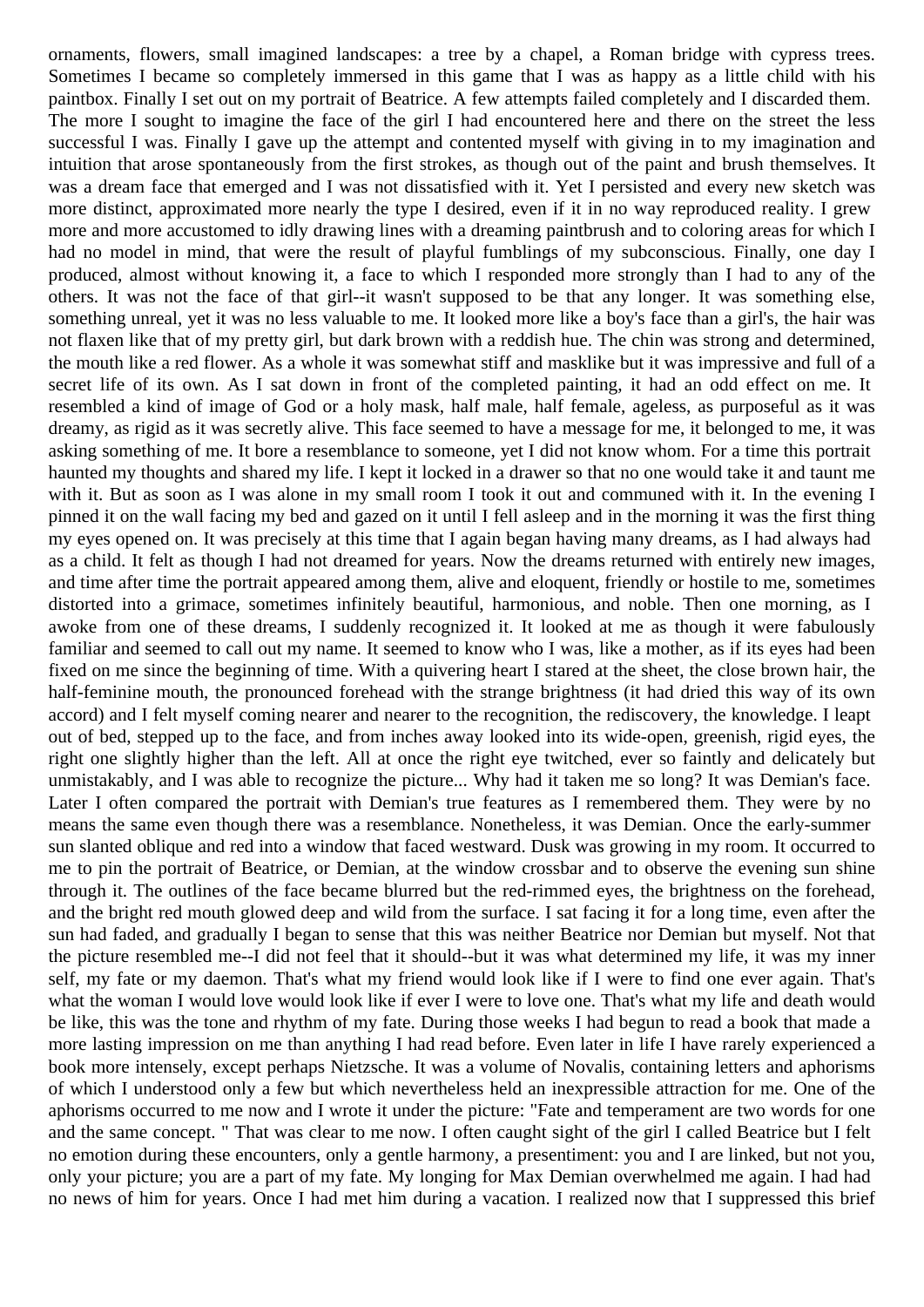ornaments, flowers, small imagined landscapes: a tree by a chapel, a Roman bridge with cypress trees. Sometimes I became so completely immersed in this game that I was as happy as a little child with his paintbox. Finally I set out on my portrait of Beatrice. A few attempts failed completely and I discarded them. The more I sought to imagine the face of the girl I had encountered here and there on the street the less successful I was. Finally I gave up the attempt and contented myself with giving in to my imagination and intuition that arose spontaneously from the first strokes, as though out of the paint and brush themselves. It was a dream face that emerged and I was not dissatisfied with it. Yet I persisted and every new sketch was more distinct, approximated more nearly the type I desired, even if it in no way reproduced reality. I grew more and more accustomed to idly drawing lines with a dreaming paintbrush and to coloring areas for which I had no model in mind, that were the result of playful fumblings of my subconscious. Finally, one day I produced, almost without knowing it, a face to which I responded more strongly than I had to any of the others. It was not the face of that girl--it wasn't supposed to be that any longer. It was something else, something unreal, yet it was no less valuable to me. It looked more like a boy's face than a girl's, the hair was not flaxen like that of my pretty girl, but dark brown with a reddish hue. The chin was strong and determined, the mouth like a red flower. As a whole it was somewhat stiff and masklike but it was impressive and full of a secret life of its own. As I sat down in front of the completed painting, it had an odd effect on me. It resembled a kind of image of God or a holy mask, half male, half female, ageless, as purposeful as it was dreamy, as rigid as it was secretly alive. This face seemed to have a message for me, it belonged to me, it was asking something of me. It bore a resemblance to someone, yet I did not know whom. For a time this portrait haunted my thoughts and shared my life. I kept it locked in a drawer so that no one would take it and taunt me with it. But as soon as I was alone in my small room I took it out and communed with it. In the evening I pinned it on the wall facing my bed and gazed on it until I fell asleep and in the morning it was the first thing my eyes opened on. It was precisely at this time that I again began having many dreams, as I had always had as a child. It felt as though I had not dreamed for years. Now the dreams returned with entirely new images, and time after time the portrait appeared among them, alive and eloquent, friendly or hostile to me, sometimes distorted into a grimace, sometimes infinitely beautiful, harmonious, and noble. Then one morning, as I awoke from one of these dreams, I suddenly recognized it. It looked at me as though it were fabulously familiar and seemed to call out my name. It seemed to know who I was, like a mother, as if its eyes had been fixed on me since the beginning of time. With a quivering heart I stared at the sheet, the close brown hair, the half-feminine mouth, the pronounced forehead with the strange brightness (it had dried this way of its own accord) and I felt myself coming nearer and nearer to the recognition, the rediscovery, the knowledge. I leapt out of bed, stepped up to the face, and from inches away looked into its wide-open, greenish, rigid eyes, the right one slightly higher than the left. All at once the right eye twitched, ever so faintly and delicately but unmistakably, and I was able to recognize the picture... Why had it taken me so long? It was Demian's face. Later I often compared the portrait with Demian's true features as I remembered them. They were by no means the same even though there was a resemblance. Nonetheless, it was Demian. Once the early-summer sun slanted oblique and red into a window that faced westward. Dusk was growing in my room. It occurred to me to pin the portrait of Beatrice, or Demian, at the window crossbar and to observe the evening sun shine through it. The outlines of the face became blurred but the red-rimmed eyes, the brightness on the forehead, and the bright red mouth glowed deep and wild from the surface. I sat facing it for a long time, even after the sun had faded, and gradually I began to sense that this was neither Beatrice nor Demian but myself. Not that the picture resembled me--I did not feel that it should--but it was what determined my life, it was my inner self, my fate or my daemon. That's what my friend would look like if I were to find one ever again. That's what the woman I would love would look like if ever I were to love one. That's what my life and death would be like, this was the tone and rhythm of my fate. During those weeks I had begun to read a book that made a more lasting impression on me than anything I had read before. Even later in life I have rarely experienced a book more intensely, except perhaps Nietzsche. It was a volume of Novalis, containing letters and aphorisms of which I understood only a few but which nevertheless held an inexpressible attraction for me. One of the aphorisms occurred to me now and I wrote it under the picture: "Fate and temperament are two words for one and the same concept. " That was clear to me now. I often caught sight of the girl I called Beatrice but I felt no emotion during these encounters, only a gentle harmony, a presentiment: you and I are linked, but not you, only your picture; you are a part of my fate. My longing for Max Demian overwhelmed me again. I had had no news of him for years. Once I had met him during a vacation. I realized now that I suppressed this brief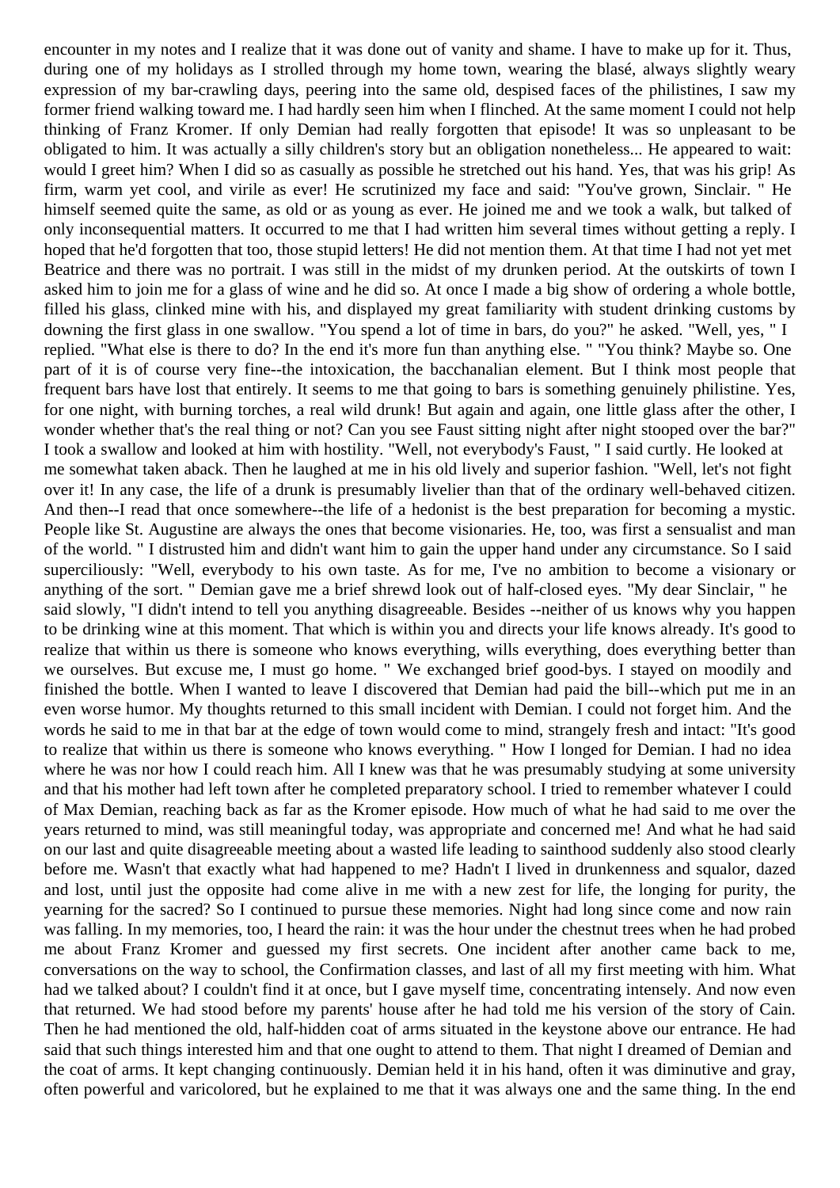encounter in my notes and I realize that it was done out of vanity and shame. I have to make up for it. Thus, during one of my holidays as I strolled through my home town, wearing the blasé, always slightly weary expression of my bar-crawling days, peering into the same old, despised faces of the philistines, I saw my former friend walking toward me. I had hardly seen him when I flinched. At the same moment I could not help thinking of Franz Kromer. If only Demian had really forgotten that episode! It was so unpleasant to be obligated to him. It was actually a silly children's story but an obligation nonetheless... He appeared to wait: would I greet him? When I did so as casually as possible he stretched out his hand. Yes, that was his grip! As firm, warm yet cool, and virile as ever! He scrutinized my face and said: "You've grown, Sinclair. " He himself seemed quite the same, as old or as young as ever. He joined me and we took a walk, but talked of only inconsequential matters. It occurred to me that I had written him several times without getting a reply. I hoped that he'd forgotten that too, those stupid letters! He did not mention them. At that time I had not yet met Beatrice and there was no portrait. I was still in the midst of my drunken period. At the outskirts of town I asked him to join me for a glass of wine and he did so. At once I made a big show of ordering a whole bottle, filled his glass, clinked mine with his, and displayed my great familiarity with student drinking customs by downing the first glass in one swallow. "You spend a lot of time in bars, do you?" he asked. "Well, yes, " I replied. "What else is there to do? In the end it's more fun than anything else. " "You think? Maybe so. One part of it is of course very fine--the intoxication, the bacchanalian element. But I think most people that frequent bars have lost that entirely. It seems to me that going to bars is something genuinely philistine. Yes, for one night, with burning torches, a real wild drunk! But again and again, one little glass after the other, I wonder whether that's the real thing or not? Can you see Faust sitting night after night stooped over the bar?" I took a swallow and looked at him with hostility. "Well, not everybody's Faust, " I said curtly. He looked at me somewhat taken aback. Then he laughed at me in his old lively and superior fashion. "Well, let's not fight over it! In any case, the life of a drunk is presumably livelier than that of the ordinary well-behaved citizen. And then--I read that once somewhere--the life of a hedonist is the best preparation for becoming a mystic. People like St. Augustine are always the ones that become visionaries. He, too, was first a sensualist and man of the world. " I distrusted him and didn't want him to gain the upper hand under any circumstance. So I said superciliously: "Well, everybody to his own taste. As for me, I've no ambition to become a visionary or anything of the sort. " Demian gave me a brief shrewd look out of half-closed eyes. "My dear Sinclair, " he said slowly, "I didn't intend to tell you anything disagreeable. Besides --neither of us knows why you happen to be drinking wine at this moment. That which is within you and directs your life knows already. It's good to realize that within us there is someone who knows everything, wills everything, does everything better than we ourselves. But excuse me, I must go home. " We exchanged brief good-bys. I stayed on moodily and finished the bottle. When I wanted to leave I discovered that Demian had paid the bill--which put me in an even worse humor. My thoughts returned to this small incident with Demian. I could not forget him. And the words he said to me in that bar at the edge of town would come to mind, strangely fresh and intact: "It's good to realize that within us there is someone who knows everything. " How I longed for Demian. I had no idea where he was nor how I could reach him. All I knew was that he was presumably studying at some university and that his mother had left town after he completed preparatory school. I tried to remember whatever I could of Max Demian, reaching back as far as the Kromer episode. How much of what he had said to me over the years returned to mind, was still meaningful today, was appropriate and concerned me! And what he had said on our last and quite disagreeable meeting about a wasted life leading to sainthood suddenly also stood clearly before me. Wasn't that exactly what had happened to me? Hadn't I lived in drunkenness and squalor, dazed and lost, until just the opposite had come alive in me with a new zest for life, the longing for purity, the yearning for the sacred? So I continued to pursue these memories. Night had long since come and now rain was falling. In my memories, too, I heard the rain: it was the hour under the chestnut trees when he had probed me about Franz Kromer and guessed my first secrets. One incident after another came back to me, conversations on the way to school, the Confirmation classes, and last of all my first meeting with him. What had we talked about? I couldn't find it at once, but I gave myself time, concentrating intensely. And now even that returned. We had stood before my parents' house after he had told me his version of the story of Cain. Then he had mentioned the old, half-hidden coat of arms situated in the keystone above our entrance. He had said that such things interested him and that one ought to attend to them. That night I dreamed of Demian and the coat of arms. It kept changing continuously. Demian held it in his hand, often it was diminutive and gray, often powerful and varicolored, but he explained to me that it was always one and the same thing. In the end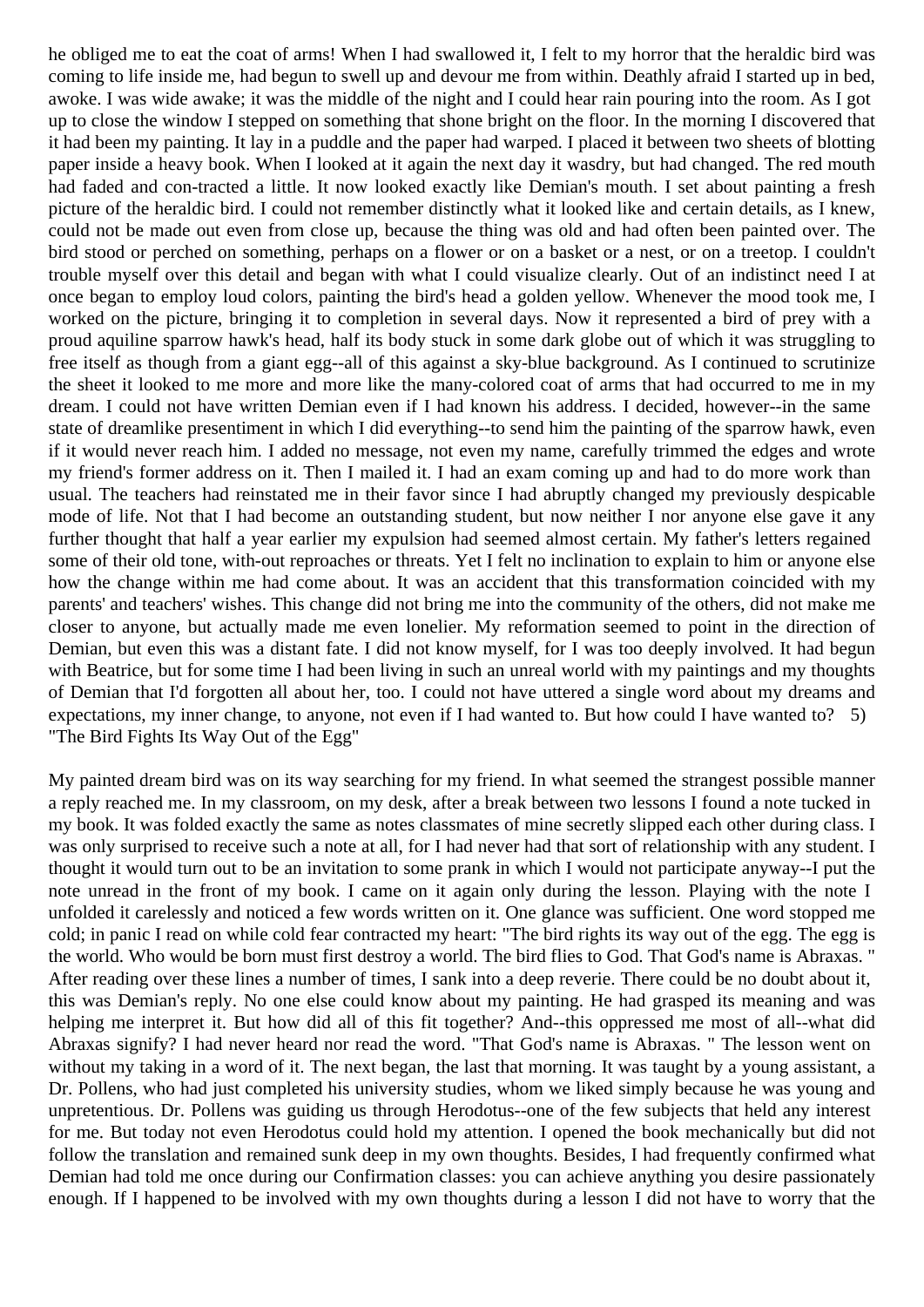he obliged me to eat the coat of arms! When I had swallowed it, I felt to my horror that the heraldic bird was coming to life inside me, had begun to swell up and devour me from within. Deathly afraid I started up in bed, awoke. I was wide awake; it was the middle of the night and I could hear rain pouring into the room. As I got up to close the window I stepped on something that shone bright on the floor. In the morning I discovered that it had been my painting. It lay in a puddle and the paper had warped. I placed it between two sheets of blotting paper inside a heavy book. When I looked at it again the next day it wasdry, but had changed. The red mouth had faded and con-tracted a little. It now looked exactly like Demian's mouth. I set about painting a fresh picture of the heraldic bird. I could not remember distinctly what it looked like and certain details, as I knew, could not be made out even from close up, because the thing was old and had often been painted over. The bird stood or perched on something, perhaps on a flower or on a basket or a nest, or on a treetop. I couldn't trouble myself over this detail and began with what I could visualize clearly. Out of an indistinct need I at once began to employ loud colors, painting the bird's head a golden yellow. Whenever the mood took me, I worked on the picture, bringing it to completion in several days. Now it represented a bird of prey with a proud aquiline sparrow hawk's head, half its body stuck in some dark globe out of which it was struggling to free itself as though from a giant egg--all of this against a sky-blue background. As I continued to scrutinize the sheet it looked to me more and more like the many-colored coat of arms that had occurred to me in my dream. I could not have written Demian even if I had known his address. I decided, however--in the same state of dreamlike presentiment in which I did everything--to send him the painting of the sparrow hawk, even if it would never reach him. I added no message, not even my name, carefully trimmed the edges and wrote my friend's former address on it. Then I mailed it. I had an exam coming up and had to do more work than usual. The teachers had reinstated me in their favor since I had abruptly changed my previously despicable mode of life. Not that I had become an outstanding student, but now neither I nor anyone else gave it any further thought that half a year earlier my expulsion had seemed almost certain. My father's letters regained some of their old tone, with-out reproaches or threats. Yet I felt no inclination to explain to him or anyone else how the change within me had come about. It was an accident that this transformation coincided with my parents' and teachers' wishes. This change did not bring me into the community of the others, did not make me closer to anyone, but actually made me even lonelier. My reformation seemed to point in the direction of Demian, but even this was a distant fate. I did not know myself, for I was too deeply involved. It had begun with Beatrice, but for some time I had been living in such an unreal world with my paintings and my thoughts of Demian that I'd forgotten all about her, too. I could not have uttered a single word about my dreams and expectations, my inner change, to anyone, not even if I had wanted to. But how could I have wanted to?

## 5) "The Bird Fights Its Way Out of the Egg"

My painted dream bird was on its way searching for my friend. In what seemed the strangest possible manner a reply reached me. In my classroom, on my desk, after a break between two lessons I found a note tucked in my book. It was folded exactly the same as notes classmates of mine secretly slipped each other during class. I was only surprised to receive such a note at all, for I had never had that sort of relationship with any student. I thought it would turn out to be an invitation to some prank in which I would not participate anyway--I put the note unread in the front of my book. I came on it again only during the lesson. Playing with the note I unfolded it carelessly and noticed a few words written on it. One glance was sufficient. One word stopped me cold; in panic I read on while cold fear contracted my heart: "The bird rights its way out of the egg. The egg is the world. Who would be born must first destroy a world. The bird flies to God. That God's name is Abraxas. " After reading over these lines a number of times, I sank into a deep reverie. There could be no doubt about it, this was Demian's reply. No one else could know about my painting. He had grasped its meaning and was helping me interpret it. But how did all of this fit together? And--this oppressed me most of all--what did Abraxas signify? I had never heard nor read the word. "That God's name is Abraxas. " The lesson went on without my taking in a word of it. The next began, the last that morning. It was taught by a young assistant, a Dr. Pollens, who had just completed his university studies, whom we liked simply because he was young and unpretentious. Dr. Pollens was guiding us through Herodotus--one of the few subjects that held any interest for me. But today not even Herodotus could hold my attention. I opened the book mechanically but did not follow the translation and remained sunk deep in my own thoughts. Besides, I had frequently confirmed what Demian had told me once during our Confirmation classes: you can achieve anything you desire passionately enough. If I happened to be involved with my own thoughts during a lesson I did not have to worry that the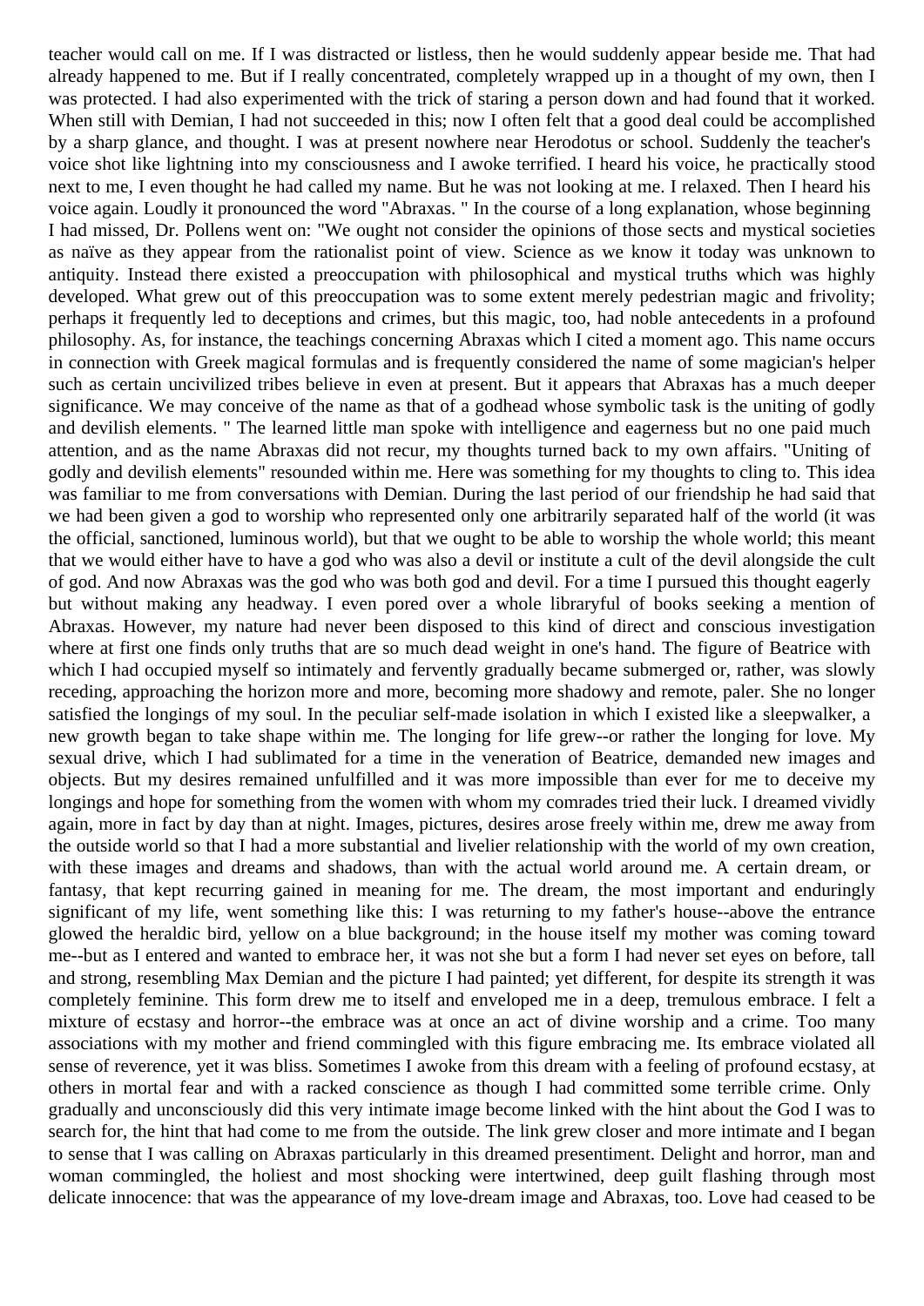teacher would call on me. If I was distracted or listless, then he would suddenly appear beside me. That had already happened to me. But if I really concentrated, completely wrapped up in a thought of my own, then I was protected. I had also experimented with the trick of staring a person down and had found that it worked. When still with Demian, I had not succeeded in this; now I often felt that a good deal could be accomplished by a sharp glance, and thought. I was at present nowhere near Herodotus or school. Suddenly the teacher's voice shot like lightning into my consciousness and I awoke terrified. I heard his voice, he practically stood next to me, I even thought he had called my name. But he was not looking at me. I relaxed. Then I heard his voice again. Loudly it pronounced the word "Abraxas. " In the course of a long explanation, whose beginning I had missed, Dr. Pollens went on: "We ought not consider the opinions of those sects and mystical societies as naïve as they appear from the rationalist point of view. Science as we know it today was unknown to antiquity. Instead there existed a preoccupation with philosophical and mystical truths which was highly developed. What grew out of this preoccupation was to some extent merely pedestrian magic and frivolity; perhaps it frequently led to deceptions and crimes, but this magic, too, had noble antecedents in a profound philosophy. As, for instance, the teachings concerning Abraxas which I cited a moment ago. This name occurs in connection with Greek magical formulas and is frequently considered the name of some magician's helper such as certain uncivilized tribes believe in even at present. But it appears that Abraxas has a much deeper significance. We may conceive of the name as that of a godhead whose symbolic task is the uniting of godly and devilish elements. " The learned little man spoke with intelligence and eagerness but no one paid much attention, and as the name Abraxas did not recur, my thoughts turned back to my own affairs. "Uniting of godly and devilish elements" resounded within me. Here was something for my thoughts to cling to. This idea was familiar to me from conversations with Demian. During the last period of our friendship he had said that we had been given a god to worship who represented only one arbitrarily separated half of the world (it was the official, sanctioned, luminous world), but that we ought to be able to worship the whole world; this meant that we would either have to have a god who was also a devil or institute a cult of the devil alongside the cult of god. And now Abraxas was the god who was both god and devil. For a time I pursued this thought eagerly but without making any headway. I even pored over a whole libraryful of books seeking a mention of Abraxas. However, my nature had never been disposed to this kind of direct and conscious investigation where at first one finds only truths that are so much dead weight in one's hand. The figure of Beatrice with which I had occupied myself so intimately and fervently gradually became submerged or, rather, was slowly receding, approaching the horizon more and more, becoming more shadowy and remote, paler. She no longer satisfied the longings of my soul. In the peculiar self-made isolation in which I existed like a sleepwalker, a new growth began to take shape within me. The longing for life grew--or rather the longing for love. My sexual drive, which I had sublimated for a time in the veneration of Beatrice, demanded new images and objects. But my desires remained unfulfilled and it was more impossible than ever for me to deceive my longings and hope for something from the women with whom my comrades tried their luck. I dreamed vividly again, more in fact by day than at night. Images, pictures, desires arose freely within me, drew me away from the outside world so that I had a more substantial and livelier relationship with the world of my own creation, with these images and dreams and shadows, than with the actual world around me. A certain dream, or fantasy, that kept recurring gained in meaning for me. The dream, the most important and enduringly significant of my life, went something like this: I was returning to my father's house--above the entrance glowed the heraldic bird, yellow on a blue background; in the house itself my mother was coming toward me--but as I entered and wanted to embrace her, it was not she but a form I had never set eyes on before, tall and strong, resembling Max Demian and the picture I had painted; yet different, for despite its strength it was completely feminine. This form drew me to itself and enveloped me in a deep, tremulous embrace. I felt a mixture of ecstasy and horror--the embrace was at once an act of divine worship and a crime. Too many associations with my mother and friend commingled with this figure embracing me. Its embrace violated all sense of reverence, yet it was bliss. Sometimes I awoke from this dream with a feeling of profound ecstasy, at others in mortal fear and with a racked conscience as though I had committed some terrible crime. Only gradually and unconsciously did this very intimate image become linked with the hint about the God I was to search for, the hint that had come to me from the outside. The link grew closer and more intimate and I began to sense that I was calling on Abraxas particularly in this dreamed presentiment. Delight and horror, man and woman commingled, the holiest and most shocking were intertwined, deep guilt flashing through most delicate innocence: that was the appearance of my love-dream image and Abraxas, too. Love had ceased to be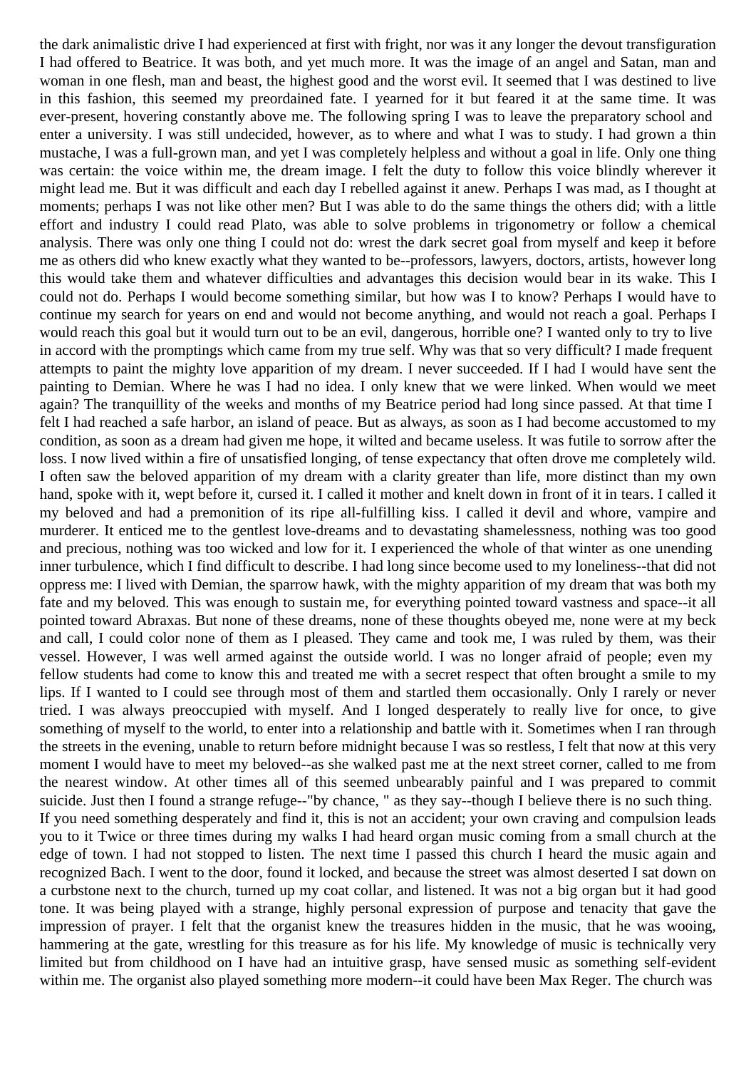the dark animalistic drive I had experienced at first with fright, nor was it any longer the devout transfiguration I had offered to Beatrice. It was both, and yet much more. It was the image of an angel and Satan, man and woman in one flesh, man and beast, the highest good and the worst evil. It seemed that I was destined to live in this fashion, this seemed my preordained fate. I yearned for it but feared it at the same time. It was ever-present, hovering constantly above me. The following spring I was to leave the preparatory school and enter a university. I was still undecided, however, as to where and what I was to study. I had grown a thin mustache, I was a full-grown man, and yet I was completely helpless and without a goal in life. Only one thing was certain: the voice within me, the dream image. I felt the duty to follow this voice blindly wherever it might lead me. But it was difficult and each day I rebelled against it anew. Perhaps I was mad, as I thought at moments; perhaps I was not like other men? But I was able to do the same things the others did; with a little effort and industry I could read Plato, was able to solve problems in trigonometry or follow a chemical analysis. There was only one thing I could not do: wrest the dark secret goal from myself and keep it before me as others did who knew exactly what they wanted to be--professors, lawyers, doctors, artists, however long this would take them and whatever difficulties and advantages this decision would bear in its wake. This I could not do. Perhaps I would become something similar, but how was I to know? Perhaps I would have to continue my search for years on end and would not become anything, and would not reach a goal. Perhaps I would reach this goal but it would turn out to be an evil, dangerous, horrible one? I wanted only to try to live in accord with the promptings which came from my true self. Why was that so very difficult? I made frequent attempts to paint the mighty love apparition of my dream. I never succeeded. If I had I would have sent the painting to Demian. Where he was I had no idea. I only knew that we were linked. When would we meet again? The tranquillity of the weeks and months of my Beatrice period had long since passed. At that time I felt I had reached a safe harbor, an island of peace. But as always, as soon as I had become accustomed to my condition, as soon as a dream had given me hope, it wilted and became useless. It was futile to sorrow after the loss. I now lived within a fire of unsatisfied longing, of tense expectancy that often drove me completely wild. I often saw the beloved apparition of my dream with a clarity greater than life, more distinct than my own hand, spoke with it, wept before it, cursed it. I called it mother and knelt down in front of it in tears. I called it my beloved and had a premonition of its ripe all-fulfilling kiss. I called it devil and whore, vampire and murderer. It enticed me to the gentlest love-dreams and to devastating shamelessness, nothing was too good and precious, nothing was too wicked and low for it. I experienced the whole of that winter as one unending inner turbulence, which I find difficult to describe. I had long since become used to my loneliness--that did not oppress me: I lived with Demian, the sparrow hawk, with the mighty apparition of my dream that was both my fate and my beloved. This was enough to sustain me, for everything pointed toward vastness and space--it all pointed toward Abraxas. But none of these dreams, none of these thoughts obeyed me, none were at my beck and call, I could color none of them as I pleased. They came and took me, I was ruled by them, was their vessel. However, I was well armed against the outside world. I was no longer afraid of people; even my fellow students had come to know this and treated me with a secret respect that often brought a smile to my lips. If I wanted to I could see through most of them and startled them occasionally. Only I rarely or never tried. I was always preoccupied with myself. And I longed desperately to really live for once, to give something of myself to the world, to enter into a relationship and battle with it. Sometimes when I ran through the streets in the evening, unable to return before midnight because I was so restless, I felt that now at this very moment I would have to meet my beloved--as she walked past me at the next street corner, called to me from the nearest window. At other times all of this seemed unbearably painful and I was prepared to commit suicide. Just then I found a strange refuge--"by chance, " as they say--though I believe there is no such thing. If you need something desperately and find it, this is not an accident; your own craving and compulsion leads you to it Twice or three times during my walks I had heard organ music coming from a small church at the edge of town. I had not stopped to listen. The next time I passed this church I heard the music again and recognized Bach. I went to the door, found it locked, and because the street was almost deserted I sat down on a curbstone next to the church, turned up my coat collar, and listened. It was not a big organ but it had good tone. It was being played with a strange, highly personal expression of purpose and tenacity that gave the impression of prayer. I felt that the organist knew the treasures hidden in the music, that he was wooing, hammering at the gate, wrestling for this treasure as for his life. My knowledge of music is technically very limited but from childhood on I have had an intuitive grasp, have sensed music as something self-evident within me. The organist also played something more modern--it could have been Max Reger. The church was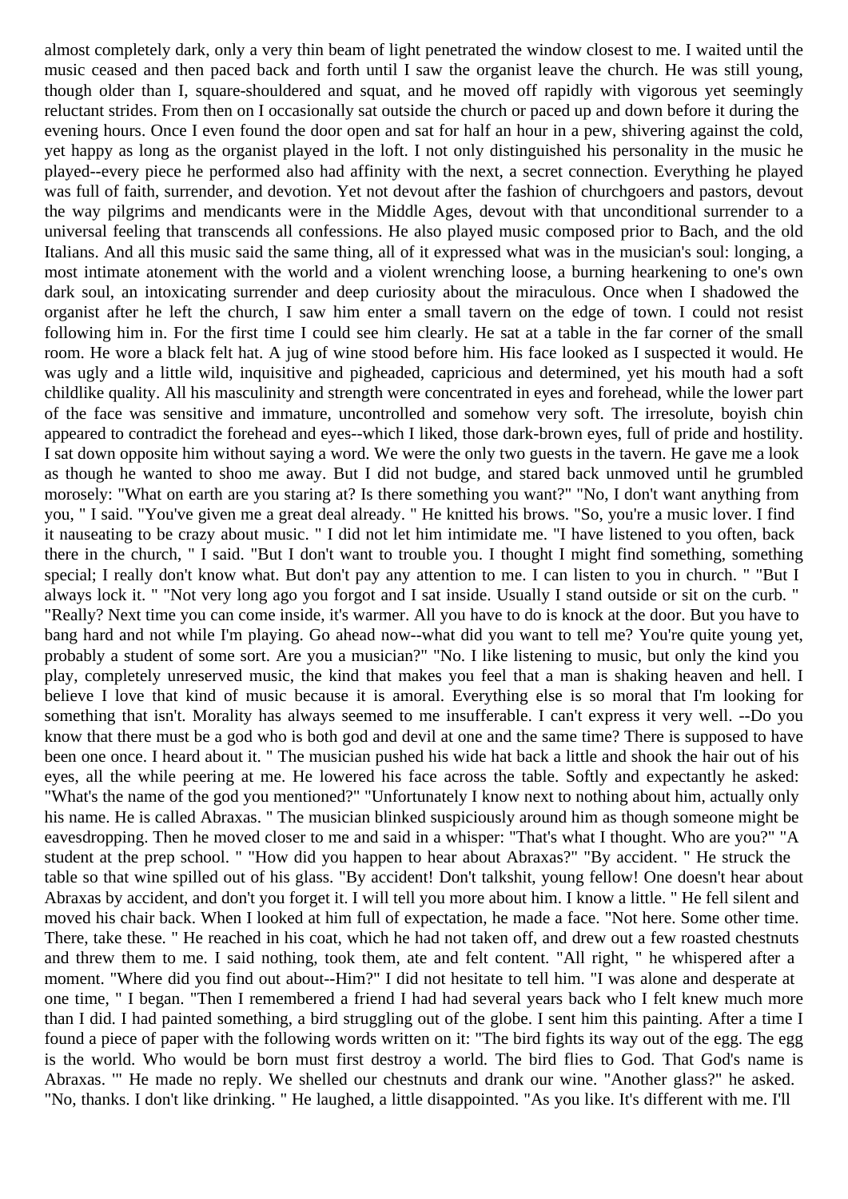almost completely dark, only a very thin beam of light penetrated the window closest to me. I waited until the music ceased and then paced back and forth until I saw the organist leave the church. He was still young, though older than I, square-shouldered and squat, and he moved off rapidly with vigorous yet seemingly reluctant strides. From then on I occasionally sat outside the church or paced up and down before it during the evening hours. Once I even found the door open and sat for half an hour in a pew, shivering against the cold, yet happy as long as the organist played in the loft. I not only distinguished his personality in the music he played--every piece he performed also had affinity with the next, a secret connection. Everything he played was full of faith, surrender, and devotion. Yet not devout after the fashion of churchgoers and pastors, devout the way pilgrims and mendicants were in the Middle Ages, devout with that unconditional surrender to a universal feeling that transcends all confessions. He also played music composed prior to Bach, and the old Italians. And all this music said the same thing, all of it expressed what was in the musician's soul: longing, a most intimate atonement with the world and a violent wrenching loose, a burning hearkening to one's own dark soul, an intoxicating surrender and deep curiosity about the miraculous. Once when I shadowed the organist after he left the church, I saw him enter a small tavern on the edge of town. I could not resist following him in. For the first time I could see him clearly. He sat at a table in the far corner of the small room. He wore a black felt hat. A jug of wine stood before him. His face looked as I suspected it would. He was ugly and a little wild, inquisitive and pigheaded, capricious and determined, yet his mouth had a soft childlike quality. All his masculinity and strength were concentrated in eyes and forehead, while the lower part of the face was sensitive and immature, uncontrolled and somehow very soft. The irresolute, boyish chin appeared to contradict the forehead and eyes--which I liked, those dark-brown eyes, full of pride and hostility. I sat down opposite him without saying a word. We were the only two guests in the tavern. He gave me a look as though he wanted to shoo me away. But I did not budge, and stared back unmoved until he grumbled morosely: "What on earth are you staring at? Is there something you want?" "No, I don't want anything from you, " I said. "You've given me a great deal already. " He knitted his brows. "So, you're a music lover. I find it nauseating to be crazy about music. " I did not let him intimidate me. "I have listened to you often, back there in the church, " I said. "But I don't want to trouble you. I thought I might find something, something special; I really don't know what. But don't pay any attention to me. I can listen to you in church. " "But I always lock it. " "Not very long ago you forgot and I sat inside. Usually I stand outside or sit on the curb. " "Really? Next time you can come inside, it's warmer. All you have to do is knock at the door. But you have to bang hard and not while I'm playing. Go ahead now--what did you want to tell me? You're quite young yet, probably a student of some sort. Are you a musician?" "No. I like listening to music, but only the kind you play, completely unreserved music, the kind that makes you feel that a man is shaking heaven and hell. I believe I love that kind of music because it is amoral. Everything else is so moral that I'm looking for something that isn't. Morality has always seemed to me insufferable. I can't express it very well. --Do you know that there must be a god who is both god and devil at one and the same time? There is supposed to have been one once. I heard about it. " The musician pushed his wide hat back a little and shook the hair out of his eyes, all the while peering at me. He lowered his face across the table. Softly and expectantly he asked: "What's the name of the god you mentioned?" "Unfortunately I know next to nothing about him, actually only his name. He is called Abraxas. " The musician blinked suspiciously around him as though someone might be eavesdropping. Then he moved closer to me and said in a whisper: "That's what I thought. Who are you?" "A student at the prep school. " "How did you happen to hear about Abraxas?" "By accident. " He struck the table so that wine spilled out of his glass. "By accident! Don't talkshit, young fellow! One doesn't hear about Abraxas by accident, and don't you forget it. I will tell you more about him. I know a little. " He fell silent and moved his chair back. When I looked at him full of expectation, he made a face. "Not here. Some other time. There, take these. " He reached in his coat, which he had not taken off, and drew out a few roasted chestnuts and threw them to me. I said nothing, took them, ate and felt content. "All right, " he whispered after a moment. "Where did you find out about--Him?" I did not hesitate to tell him. "I was alone and desperate at one time, " I began. "Then I remembered a friend I had had several years back who I felt knew much more than I did. I had painted something, a bird struggling out of the globe. I sent him this painting. After a time I found a piece of paper with the following words written on it: "The bird fights its way out of the egg. The egg is the world. Who would be born must first destroy a world. The bird flies to God. That God's name is Abraxas. '" He made no reply. We shelled our chestnuts and drank our wine. "Another glass?" he asked. "No, thanks. I don't like drinking. " He laughed, a little disappointed. "As you like. It's different with me. I'll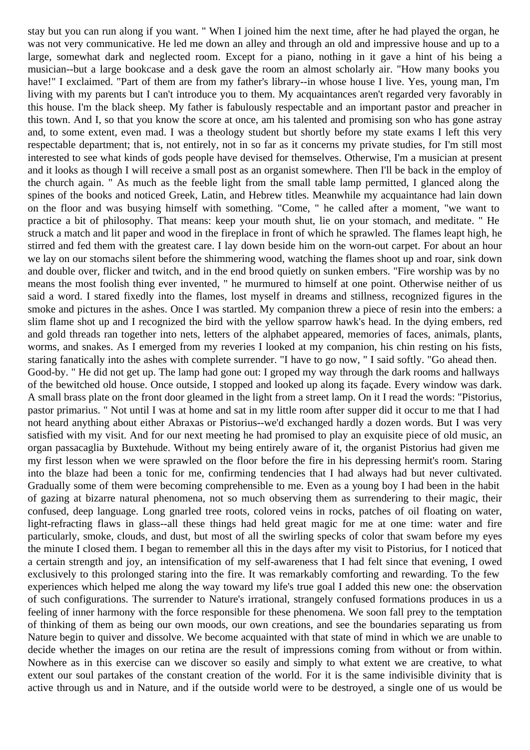stay but you can run along if you want. " When I joined him the next time, after he had played the organ, he was not very communicative. He led me down an alley and through an old and impressive house and up to a large, somewhat dark and neglected room. Except for a piano, nothing in it gave a hint of his being a musician--but a large bookcase and a desk gave the room an almost scholarly air. "How many books you have!" I exclaimed. "Part of them are from my father's library--in whose house I live. Yes, young man, I'm living with my parents but I can't introduce you to them. My acquaintances aren't regarded very favorably in this house. I'm the black sheep. My father is fabulously respectable and an important pastor and preacher in this town. And I, so that you know the score at once, am his talented and promising son who has gone astray and, to some extent, even mad. I was a theology student but shortly before my state exams I left this very respectable department; that is, not entirely, not in so far as it concerns my private studies, for I'm still most interested to see what kinds of gods people have devised for themselves. Otherwise, I'm a musician at present and it looks as though I will receive a small post as an organist somewhere. Then I'll be back in the employ of the church again. " As much as the feeble light from the small table lamp permitted, I glanced along the spines of the books and noticed Greek, Latin, and Hebrew titles. Meanwhile my acquaintance had lain down on the floor and was busying himself with something. "Come, " he called after a moment, "we want to practice a bit of philosophy. That means: keep your mouth shut, lie on your stomach, and meditate. " He struck a match and lit paper and wood in the fireplace in front of which he sprawled. The flames leapt high, he stirred and fed them with the greatest care. I lay down beside him on the worn-out carpet. For about an hour we lay on our stomachs silent before the shimmering wood, watching the flames shoot up and roar, sink down and double over, flicker and twitch, and in the end brood quietly on sunken embers. "Fire worship was by no means the most foolish thing ever invented, " he murmured to himself at one point. Otherwise neither of us said a word. I stared fixedly into the flames, lost myself in dreams and stillness, recognized figures in the smoke and pictures in the ashes. Once I was startled. My companion threw a piece of resin into the embers: a slim flame shot up and I recognized the bird with the yellow sparrow hawk's head. In the dying embers, red and gold threads ran together into nets, letters of the alphabet appeared, memories of faces, animals, plants, worms, and snakes. As I emerged from my reveries I looked at my companion, his chin resting on his fists, staring fanatically into the ashes with complete surrender. "I have to go now, " I said softly. "Go ahead then. Good-by. " He did not get up. The lamp had gone out: I groped my way through the dark rooms and hallways of the bewitched old house. Once outside, I stopped and looked up along its façade. Every window was dark. A small brass plate on the front door gleamed in the light from a street lamp. On it I read the words: "Pistorius, pastor primarius. " Not until I was at home and sat in my little room after supper did it occur to me that I had not heard anything about either Abraxas or Pistorius--we'd exchanged hardly a dozen words. But I was very satisfied with my visit. And for our next meeting he had promised to play an exquisite piece of old music, an organ passacaglia by Buxtehude. Without my being entirely aware of it, the organist Pistorius had given me my first lesson when we were sprawled on the floor before the fire in his depressing hermit's room. Staring into the blaze had been a tonic for me, confirming tendencies that I had always had but never cultivated. Gradually some of them were becoming comprehensible to me. Even as a young boy I had been in the habit of gazing at bizarre natural phenomena, not so much observing them as surrendering to their magic, their confused, deep language. Long gnarled tree roots, colored veins in rocks, patches of oil floating on water, light-refracting flaws in glass--all these things had held great magic for me at one time: water and fire particularly, smoke, clouds, and dust, but most of all the swirling specks of color that swam before my eyes the minute I closed them. I began to remember all this in the days after my visit to Pistorius, for I noticed that a certain strength and joy, an intensification of my self-awareness that I had felt since that evening, I owed exclusively to this prolonged staring into the fire. It was remarkably comforting and rewarding. To the few experiences which helped me along the way toward my life's true goal I added this new one: the observation of such configurations. The surrender to Nature's irrational, strangely confused formations produces in us a feeling of inner harmony with the force responsible for these phenomena. We soon fall prey to the temptation of thinking of them as being our own moods, our own creations, and see the boundaries separating us from Nature begin to quiver and dissolve. We become acquainted with that state of mind in which we are unable to decide whether the images on our retina are the result of impressions coming from without or from within. Nowhere as in this exercise can we discover so easily and simply to what extent we are creative, to what extent our soul partakes of the constant creation of the world. For it is the same indivisible divinity that is active through us and in Nature, and if the outside world were to be destroyed, a single one of us would be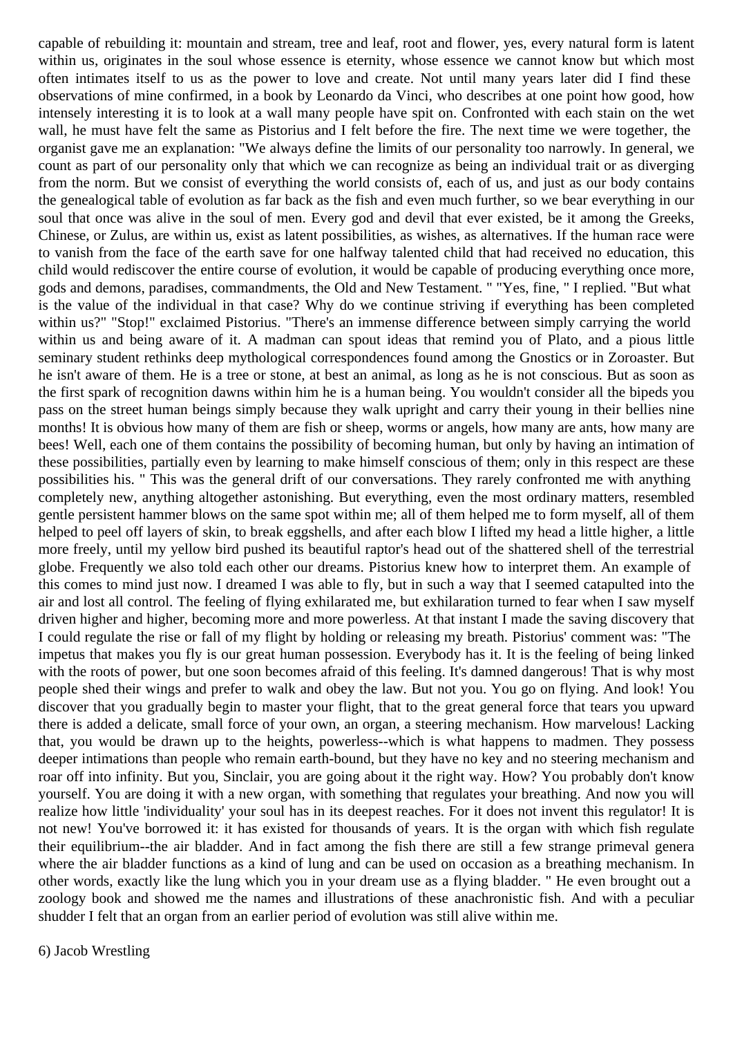capable of rebuilding it: mountain and stream, tree and leaf, root and flower, yes, every natural form is latent within us, originates in the soul whose essence is eternity, whose essence we cannot know but which most often intimates itself to us as the power to love and create. Not until many years later did I find these observations of mine confirmed, in a book by Leonardo da Vinci, who describes at one point how good, how intensely interesting it is to look at a wall many people have spit on. Confronted with each stain on the wet wall, he must have felt the same as Pistorius and I felt before the fire. The next time we were together, the organist gave me an explanation: "We always define the limits of our personality too narrowly. In general, we count as part of our personality only that which we can recognize as being an individual trait or as diverging from the norm. But we consist of everything the world consists of, each of us, and just as our body contains the genealogical table of evolution as far back as the fish and even much further, so we bear everything in our soul that once was alive in the soul of men. Every god and devil that ever existed, be it among the Greeks, Chinese, or Zulus, are within us, exist as latent possibilities, as wishes, as alternatives. If the human race were to vanish from the face of the earth save for one halfway talented child that had received no education, this child would rediscover the entire course of evolution, it would be capable of producing everything once more, gods and demons, paradises, commandments, the Old and New Testament. " "Yes, fine, " I replied. "But what is the value of the individual in that case? Why do we continue striving if everything has been completed within us?" "Stop!" exclaimed Pistorius. "There's an immense difference between simply carrying the world within us and being aware of it. A madman can spout ideas that remind you of Plato, and a pious little seminary student rethinks deep mythological correspondences found among the Gnostics or in Zoroaster. But he isn't aware of them. He is a tree or stone, at best an animal, as long as he is not conscious. But as soon as the first spark of recognition dawns within him he is a human being. You wouldn't consider all the bipeds you pass on the street human beings simply because they walk upright and carry their young in their bellies nine months! It is obvious how many of them are fish or sheep, worms or angels, how many are ants, how many are bees! Well, each one of them contains the possibility of becoming human, but only by having an intimation of these possibilities, partially even by learning to make himself conscious of them; only in this respect are these possibilities his. " This was the general drift of our conversations. They rarely confronted me with anything completely new, anything altogether astonishing. But everything, even the most ordinary matters, resembled gentle persistent hammer blows on the same spot within me; all of them helped me to form myself, all of them helped to peel off layers of skin, to break eggshells, and after each blow I lifted my head a little higher, a little more freely, until my yellow bird pushed its beautiful raptor's head out of the shattered shell of the terrestrial globe. Frequently we also told each other our dreams. Pistorius knew how to interpret them. An example of this comes to mind just now. I dreamed I was able to fly, but in such a way that I seemed catapulted into the air and lost all control. The feeling of flying exhilarated me, but exhilaration turned to fear when I saw myself driven higher and higher, becoming more and more powerless. At that instant I made the saving discovery that I could regulate the rise or fall of my flight by holding or releasing my breath. Pistorius' comment was: "The impetus that makes you fly is our great human possession. Everybody has it. It is the feeling of being linked with the roots of power, but one soon becomes afraid of this feeling. It's damned dangerous! That is why most people shed their wings and prefer to walk and obey the law. But not you. You go on flying. And look! You discover that you gradually begin to master your flight, that to the great general force that tears you upward there is added a delicate, small force of your own, an organ, a steering mechanism. How marvelous! Lacking that, you would be drawn up to the heights, powerless--which is what happens to madmen. They possess deeper intimations than people who remain earth-bound, but they have no key and no steering mechanism and roar off into infinity. But you, Sinclair, you are going about it the right way. How? You probably don't know yourself. You are doing it with a new organ, with something that regulates your breathing. And now you will realize how little 'individuality' your soul has in its deepest reaches. For it does not invent this regulator! It is not new! You've borrowed it: it has existed for thousands of years. It is the organ with which fish regulate their equilibrium--the air bladder. And in fact among the fish there are still a few strange primeval genera where the air bladder functions as a kind of lung and can be used on occasion as a breathing mechanism. In other words, exactly like the lung which you in your dream use as a flying bladder. " He even brought out a zoology book and showed me the names and illustrations of these anachronistic fish. And with a peculiar shudder I felt that an organ from an earlier period of evolution was still alive within me.

## 6) Jacob Wrestling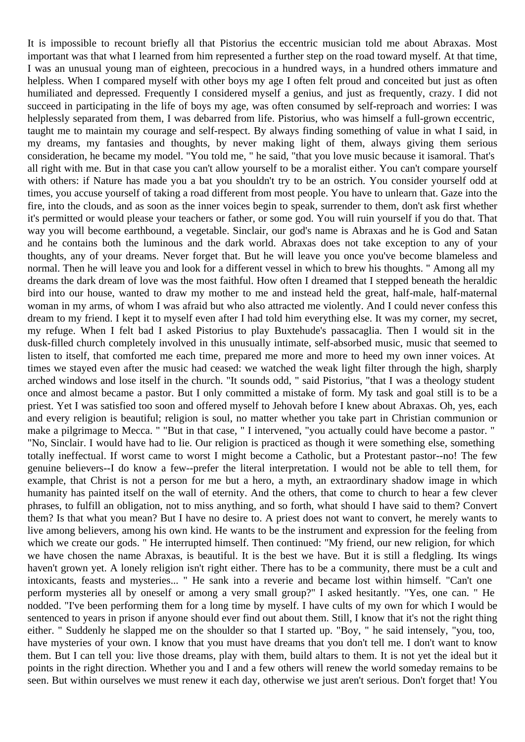It is impossible to recount briefly all that Pistorius the eccentric musician told me about Abraxas. Most important was that what I learned from him represented a further step on the road toward myself. At that time, I was an unusual young man of eighteen, precocious in a hundred ways, in a hundred others immature and helpless. When I compared myself with other boys my age I often felt proud and conceited but just as often humiliated and depressed. Frequently I considered myself a genius, and just as frequently, crazy. I did not succeed in participating in the life of boys my age, was often consumed by self-reproach and worries: I was helplessly separated from them, I was debarred from life. Pistorius, who was himself a full-grown eccentric, taught me to maintain my courage and self-respect. By always finding something of value in what I said, in my dreams, my fantasies and thoughts, by never making light of them, always giving them serious consideration, he became my model. "You told me, " he said, "that you love music because it isamoral. That's all right with me. But in that case you can't allow yourself to be a moralist either. You can't compare yourself with others: if Nature has made you a bat you shouldn't try to be an ostrich. You consider yourself odd at times, you accuse yourself of taking a road different from most people. You have to unlearn that. Gaze into the fire, into the clouds, and as soon as the inner voices begin to speak, surrender to them, don't ask first whether it's permitted or would please your teachers or father, or some god. You will ruin yourself if you do that. That way you will become earthbound, a vegetable. Sinclair, our god's name is Abraxas and he is God and Satan and he contains both the luminous and the dark world. Abraxas does not take exception to any of your thoughts, any of your dreams. Never forget that. But he will leave you once you've become blameless and normal. Then he will leave you and look for a different vessel in which to brew his thoughts. " Among all my dreams the dark dream of love was the most faithful. How often I dreamed that I stepped beneath the heraldic bird into our house, wanted to draw my mother to me and instead held the great, half-male, half-maternal woman in my arms, of whom I was afraid but who also attracted me violently. And I could never confess this dream to my friend. I kept it to myself even after I had told him everything else. It was my corner, my secret, my refuge. When I felt bad I asked Pistorius to play Buxtehude's passacaglia. Then I would sit in the dusk-filled church completely involved in this unusually intimate, self-absorbed music, music that seemed to listen to itself, that comforted me each time, prepared me more and more to heed my own inner voices. At times we stayed even after the music had ceased: we watched the weak light filter through the high, sharply arched windows and lose itself in the church. "It sounds odd, " said Pistorius, "that I was a theology student once and almost became a pastor. But I only committed a mistake of form. My task and goal still is to be a priest. Yet I was satisfied too soon and offered myself to Jehovah before I knew about Abraxas. Oh, yes, each and every religion is beautiful; religion is soul, no matter whether you take part in Christian communion or make a pilgrimage to Mecca. " "But in that case, " I intervened, "you actually could have become a pastor. " "No, Sinclair. I would have had to lie. Our religion is practiced as though it were something else, something totally ineffectual. If worst came to worst I might become a Catholic, but a Protestant pastor--no! The few genuine believers--I do know a few--prefer the literal interpretation. I would not be able to tell them, for example, that Christ is not a person for me but a hero, a myth, an extraordinary shadow image in which humanity has painted itself on the wall of eternity. And the others, that come to church to hear a few clever phrases, to fulfill an obligation, not to miss anything, and so forth, what should I have said to them? Convert them? Is that what you mean? But I have no desire to. A priest does not want to convert, he merely wants to live among believers, among his own kind. He wants to be the instrument and expression for the feeling from which we create our gods. " He interrupted himself. Then continued: "My friend, our new religion, for which we have chosen the name Abraxas, is beautiful. It is the best we have. But it is still a fledgling. Its wings haven't grown yet. A lonely religion isn't right either. There has to be a community, there must be a cult and intoxicants, feasts and mysteries... " He sank into a reverie and became lost within himself. "Can't one perform mysteries all by oneself or among a very small group?" I asked hesitantly. "Yes, one can. " He nodded. "I've been performing them for a long time by myself. I have cults of my own for which I would be sentenced to years in prison if anyone should ever find out about them. Still, I know that it's not the right thing either. " Suddenly he slapped me on the shoulder so that I started up. "Boy, " he said intensely, "you, too, have mysteries of your own. I know that you must have dreams that you don't tell me. I don't want to know them. But I can tell you: live those dreams, play with them, build altars to them. It is not yet the ideal but it points in the right direction. Whether you and I and a few others will renew the world someday remains to be seen. But within ourselves we must renew it each day, otherwise we just aren't serious. Don't forget that! You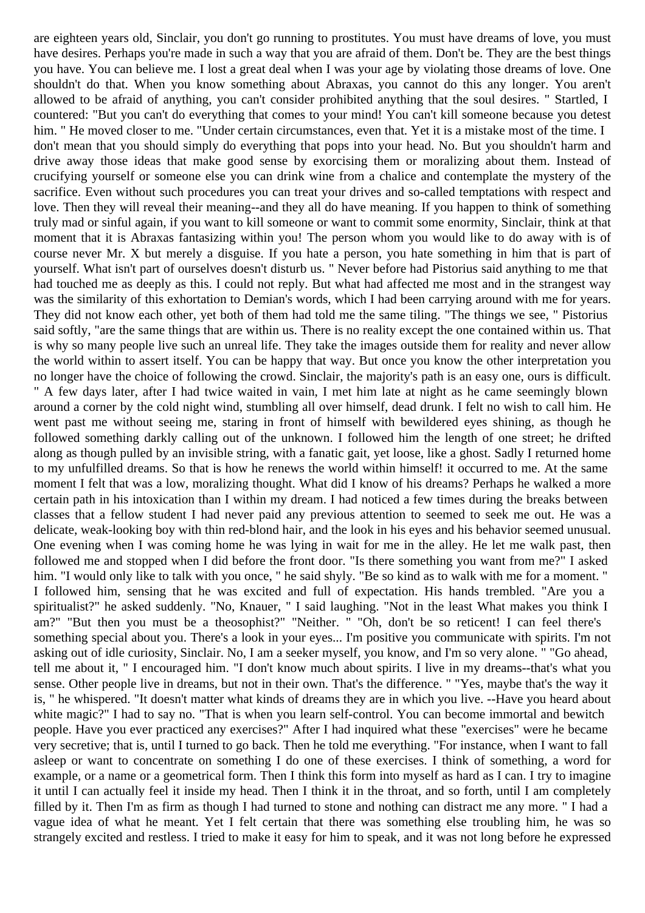are eighteen years old, Sinclair, you don't go running to prostitutes. You must have dreams of love, you must have desires. Perhaps you're made in such a way that you are afraid of them. Don't be. They are the best things you have. You can believe me. I lost a great deal when I was your age by violating those dreams of love. One shouldn't do that. When you know something about Abraxas, you cannot do this any longer. You aren't allowed to be afraid of anything, you can't consider prohibited anything that the soul desires. " Startled, I countered: "But you can't do everything that comes to your mind! You can't kill someone because you detest him. " He moved closer to me. "Under certain circumstances, even that. Yet it is a mistake most of the time. I don't mean that you should simply do everything that pops into your head. No. But you shouldn't harm and drive away those ideas that make good sense by exorcising them or moralizing about them. Instead of crucifying yourself or someone else you can drink wine from a chalice and contemplate the mystery of the sacrifice. Even without such procedures you can treat your drives and so-called temptations with respect and love. Then they will reveal their meaning--and they all do have meaning. If you happen to think of something truly mad or sinful again, if you want to kill someone or want to commit some enormity, Sinclair, think at that moment that it is Abraxas fantasizing within you! The person whom you would like to do away with is of course never Mr. X but merely a disguise. If you hate a person, you hate something in him that is part of yourself. What isn't part of ourselves doesn't disturb us. " Never before had Pistorius said anything to me that had touched me as deeply as this. I could not reply. But what had affected me most and in the strangest way was the similarity of this exhortation to Demian's words, which I had been carrying around with me for years. They did not know each other, yet both of them had told me the same tiling. "The things we see, " Pistorius said softly, "are the same things that are within us. There is no reality except the one contained within us. That is why so many people live such an unreal life. They take the images outside them for reality and never allow the world within to assert itself. You can be happy that way. But once you know the other interpretation you no longer have the choice of following the crowd. Sinclair, the majority's path is an easy one, ours is difficult. " A few days later, after I had twice waited in vain, I met him late at night as he came seemingly blown around a corner by the cold night wind, stumbling all over himself, dead drunk. I felt no wish to call him. He went past me without seeing me, staring in front of himself with bewildered eyes shining, as though he followed something darkly calling out of the unknown. I followed him the length of one street; he drifted along as though pulled by an invisible string, with a fanatic gait, yet loose, like a ghost. Sadly I returned home to my unfulfilled dreams. So that is how he renews the world within himself! it occurred to me. At the same moment I felt that was a low, moralizing thought. What did I know of his dreams? Perhaps he walked a more certain path in his intoxication than I within my dream. I had noticed a few times during the breaks between classes that a fellow student I had never paid any previous attention to seemed to seek me out. He was a delicate, weak-looking boy with thin red-blond hair, and the look in his eyes and his behavior seemed unusual. One evening when I was coming home he was lying in wait for me in the alley. He let me walk past, then followed me and stopped when I did before the front door. "Is there something you want from me?" I asked him. "I would only like to talk with you once, " he said shyly. "Be so kind as to walk with me for a moment. " I followed him, sensing that he was excited and full of expectation. His hands trembled. "Are you a spiritualist?" he asked suddenly. "No, Knauer, " I said laughing. "Not in the least What makes you think I am?" "But then you must be a theosophist?" "Neither. " "Oh, don't be so reticent! I can feel there's something special about you. There's a look in your eyes... I'm positive you communicate with spirits. I'm not asking out of idle curiosity, Sinclair. No, I am a seeker myself, you know, and I'm so very alone. " "Go ahead, tell me about it, " I encouraged him. "I don't know much about spirits. I live in my dreams--that's what you sense. Other people live in dreams, but not in their own. That's the difference. " "Yes, maybe that's the way it is, " he whispered. "It doesn't matter what kinds of dreams they are in which you live. --Have you heard about white magic?" I had to say no. "That is when you learn self-control. You can become immortal and bewitch people. Have you ever practiced any exercises?" After I had inquired what these "exercises" were he became very secretive; that is, until I turned to go back. Then he told me everything. "For instance, when I want to fall asleep or want to concentrate on something I do one of these exercises. I think of something, a word for example, or a name or a geometrical form. Then I think this form into myself as hard as I can. I try to imagine it until I can actually feel it inside my head. Then I think it in the throat, and so forth, until I am completely filled by it. Then I'm as firm as though I had turned to stone and nothing can distract me any more. " I had a vague idea of what he meant. Yet I felt certain that there was something else troubling him, he was so strangely excited and restless. I tried to make it easy for him to speak, and it was not long before he expressed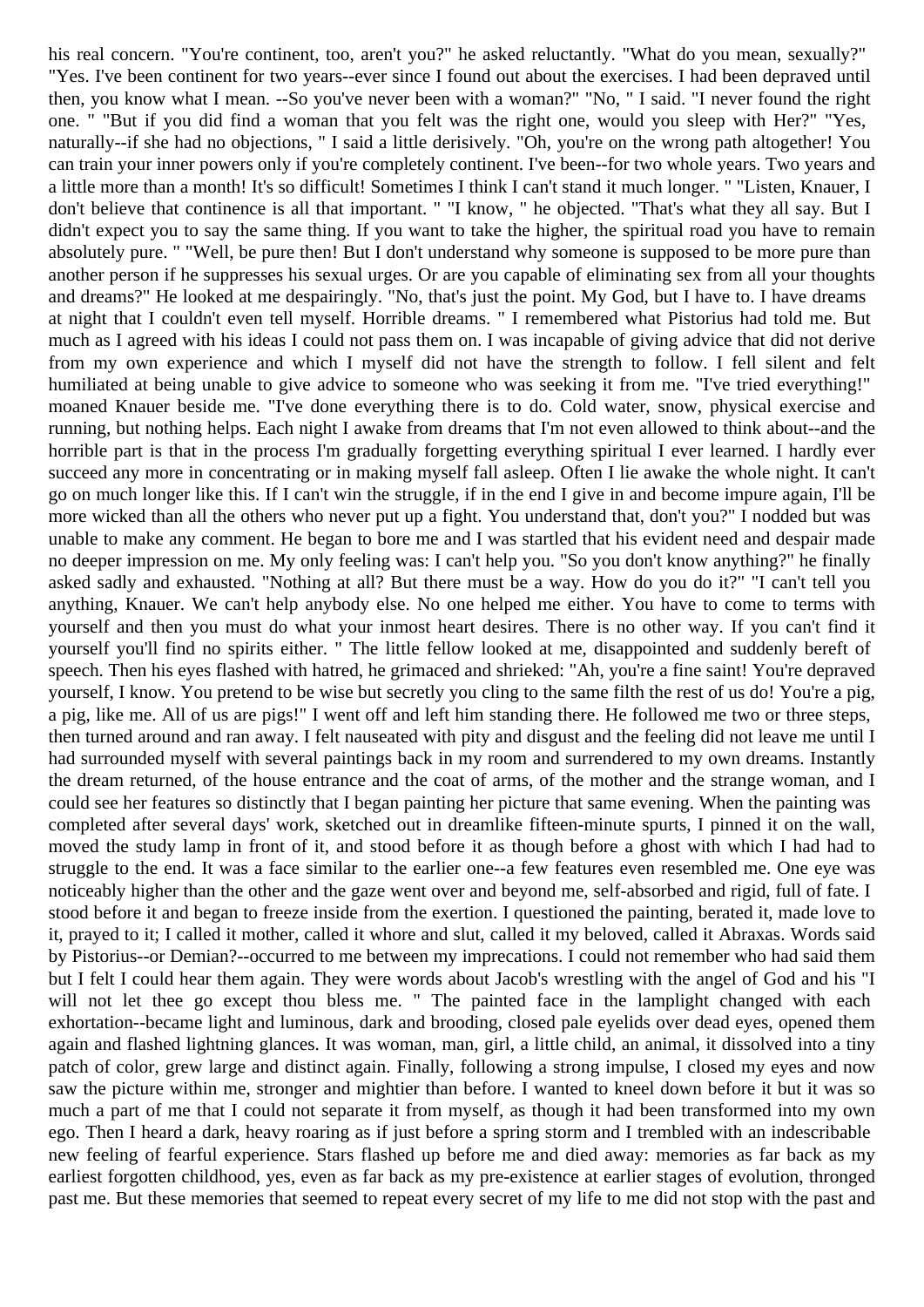his real concern. "You're continent, too, aren't you?" he asked reluctantly. "What do you mean, sexually?" "Yes. I've been continent for two years--ever since I found out about the exercises. I had been depraved until then, you know what I mean. --So you've never been with a woman?" "No, " I said. "I never found the right one. " "But if you did find a woman that you felt was the right one, would you sleep with Her?" "Yes, naturally--if she had no objections, " I said a little derisively. "Oh, you're on the wrong path altogether! You can train your inner powers only if you're completely continent. I've been--for two whole years. Two years and a little more than a month! It's so difficult! Sometimes I think I can't stand it much longer. " "Listen, Knauer, I don't believe that continence is all that important. " "I know, " he objected. "That's what they all say. But I didn't expect you to say the same thing. If you want to take the higher, the spiritual road you have to remain absolutely pure. " "Well, be pure then! But I don't understand why someone is supposed to be more pure than another person if he suppresses his sexual urges. Or are you capable of eliminating sex from all your thoughts and dreams?" He looked at me despairingly. "No, that's just the point. My God, but I have to. I have dreams at night that I couldn't even tell myself. Horrible dreams. " I remembered what Pistorius had told me. But much as I agreed with his ideas I could not pass them on. I was incapable of giving advice that did not derive from my own experience and which I myself did not have the strength to follow. I fell silent and felt humiliated at being unable to give advice to someone who was seeking it from me. "I've tried everything!" moaned Knauer beside me. "I've done everything there is to do. Cold water, snow, physical exercise and running, but nothing helps. Each night I awake from dreams that I'm not even allowed to think about--and the horrible part is that in the process I'm gradually forgetting everything spiritual I ever learned. I hardly ever succeed any more in concentrating or in making myself fall asleep. Often I lie awake the whole night. It can't go on much longer like this. If I can't win the struggle, if in the end I give in and become impure again, I'll be more wicked than all the others who never put up a fight. You understand that, don't you?" I nodded but was unable to make any comment. He began to bore me and I was startled that his evident need and despair made no deeper impression on me. My only feeling was: I can't help you. "So you don't know anything?" he finally asked sadly and exhausted. "Nothing at all? But there must be a way. How do you do it?" "I can't tell you anything, Knauer. We can't help anybody else. No one helped me either. You have to come to terms with yourself and then you must do what your inmost heart desires. There is no other way. If you can't find it yourself you'll find no spirits either. " The little fellow looked at me, disappointed and suddenly bereft of speech. Then his eyes flashed with hatred, he grimaced and shrieked: "Ah, you're a fine saint! You're depraved yourself, I know. You pretend to be wise but secretly you cling to the same filth the rest of us do! You're a pig, a pig, like me. All of us are pigs!" I went off and left him standing there. He followed me two or three steps, then turned around and ran away. I felt nauseated with pity and disgust and the feeling did not leave me until I had surrounded myself with several paintings back in my room and surrendered to my own dreams. Instantly the dream returned, of the house entrance and the coat of arms, of the mother and the strange woman, and I could see her features so distinctly that I began painting her picture that same evening. When the painting was completed after several days' work, sketched out in dreamlike fifteen-minute spurts, I pinned it on the wall, moved the study lamp in front of it, and stood before it as though before a ghost with which I had had to struggle to the end. It was a face similar to the earlier one--a few features even resembled me. One eye was noticeably higher than the other and the gaze went over and beyond me, self-absorbed and rigid, full of fate. I stood before it and began to freeze inside from the exertion. I questioned the painting, berated it, made love to it, prayed to it; I called it mother, called it whore and slut, called it my beloved, called it Abraxas. Words said by Pistorius--or Demian?--occurred to me between my imprecations. I could not remember who had said them but I felt I could hear them again. They were words about Jacob's wrestling with the angel of God and his "I will not let thee go except thou bless me. " The painted face in the lamplight changed with each exhortation--became light and luminous, dark and brooding, closed pale eyelids over dead eyes, opened them again and flashed lightning glances. It was woman, man, girl, a little child, an animal, it dissolved into a tiny patch of color, grew large and distinct again. Finally, following a strong impulse, I closed my eyes and now saw the picture within me, stronger and mightier than before. I wanted to kneel down before it but it was so much a part of me that I could not separate it from myself, as though it had been transformed into my own ego. Then I heard a dark, heavy roaring as if just before a spring storm and I trembled with an indescribable new feeling of fearful experience. Stars flashed up before me and died away: memories as far back as my earliest forgotten childhood, yes, even as far back as my pre-existence at earlier stages of evolution, thronged past me. But these memories that seemed to repeat every secret of my life to me did not stop with the past and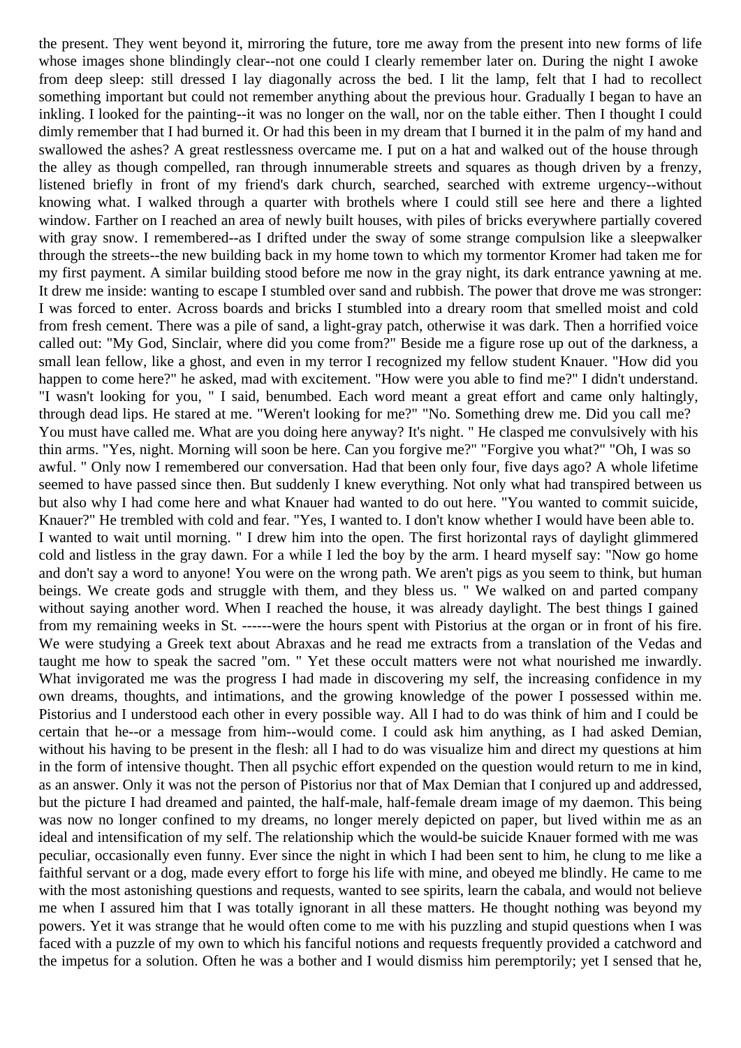the present. They went beyond it, mirroring the future, tore me away from the present into new forms of life whose images shone blindingly clear--not one could I clearly remember later on. During the night I awoke from deep sleep: still dressed I lay diagonally across the bed. I lit the lamp, felt that I had to recollect something important but could not remember anything about the previous hour. Gradually I began to have an inkling. I looked for the painting--it was no longer on the wall, nor on the table either. Then I thought I could dimly remember that I had burned it. Or had this been in my dream that I burned it in the palm of my hand and swallowed the ashes? A great restlessness overcame me. I put on a hat and walked out of the house through the alley as though compelled, ran through innumerable streets and squares as though driven by a frenzy, listened briefly in front of my friend's dark church, searched, searched with extreme urgency--without knowing what. I walked through a quarter with brothels where I could still see here and there a lighted window. Farther on I reached an area of newly built houses, with piles of bricks everywhere partially covered with gray snow. I remembered--as I drifted under the sway of some strange compulsion like a sleepwalker through the streets--the new building back in my home town to which my tormentor Kromer had taken me for my first payment. A similar building stood before me now in the gray night, its dark entrance yawning at me. It drew me inside: wanting to escape I stumbled over sand and rubbish. The power that drove me was stronger: I was forced to enter. Across boards and bricks I stumbled into a dreary room that smelled moist and cold from fresh cement. There was a pile of sand, a light-gray patch, otherwise it was dark. Then a horrified voice called out: "My God, Sinclair, where did you come from?" Beside me a figure rose up out of the darkness, a small lean fellow, like a ghost, and even in my terror I recognized my fellow student Knauer. "How did you happen to come here?" he asked, mad with excitement. "How were you able to find me?" I didn't understand. "I wasn't looking for you, " I said, benumbed. Each word meant a great effort and came only haltingly, through dead lips. He stared at me. "Weren't looking for me?" "No. Something drew me. Did you call me? You must have called me. What are you doing here anyway? It's night. " He clasped me convulsively with his thin arms. "Yes, night. Morning will soon be here. Can you forgive me?" "Forgive you what?" "Oh, I was so awful. " Only now I remembered our conversation. Had that been only four, five days ago? A whole lifetime seemed to have passed since then. But suddenly I knew everything. Not only what had transpired between us but also why I had come here and what Knauer had wanted to do out here. "You wanted to commit suicide, Knauer?" He trembled with cold and fear. "Yes, I wanted to. I don't know whether I would have been able to. I wanted to wait until morning. " I drew him into the open. The first horizontal rays of daylight glimmered cold and listless in the gray dawn. For a while I led the boy by the arm. I heard myself say: "Now go home and don't say a word to anyone! You were on the wrong path. We aren't pigs as you seem to think, but human beings. We create gods and struggle with them, and they bless us. " We walked on and parted company without saying another word. When I reached the house, it was already daylight. The best things I gained from my remaining weeks in St. ------were the hours spent with Pistorius at the organ or in front of his fire. We were studying a Greek text about Abraxas and he read me extracts from a translation of the Vedas and taught me how to speak the sacred "om. " Yet these occult matters were not what nourished me inwardly. What invigorated me was the progress I had made in discovering my self, the increasing confidence in my own dreams, thoughts, and intimations, and the growing knowledge of the power I possessed within me. Pistorius and I understood each other in every possible way. All I had to do was think of him and I could be certain that he--or a message from him--would come. I could ask him anything, as I had asked Demian, without his having to be present in the flesh: all I had to do was visualize him and direct my questions at him in the form of intensive thought. Then all psychic effort expended on the question would return to me in kind, as an answer. Only it was not the person of Pistorius nor that of Max Demian that I conjured up and addressed, but the picture I had dreamed and painted, the half-male, half-female dream image of my daemon. This being was now no longer confined to my dreams, no longer merely depicted on paper, but lived within me as an ideal and intensification of my self. The relationship which the would-be suicide Knauer formed with me was peculiar, occasionally even funny. Ever since the night in which I had been sent to him, he clung to me like a faithful servant or a dog, made every effort to forge his life with mine, and obeyed me blindly. He came to me with the most astonishing questions and requests, wanted to see spirits, learn the cabala, and would not believe me when I assured him that I was totally ignorant in all these matters. He thought nothing was beyond my powers. Yet it was strange that he would often come to me with his puzzling and stupid questions when I was faced with a puzzle of my own to which his fanciful notions and requests frequently provided a catchword and the impetus for a solution. Often he was a bother and I would dismiss him peremptorily; yet I sensed that he,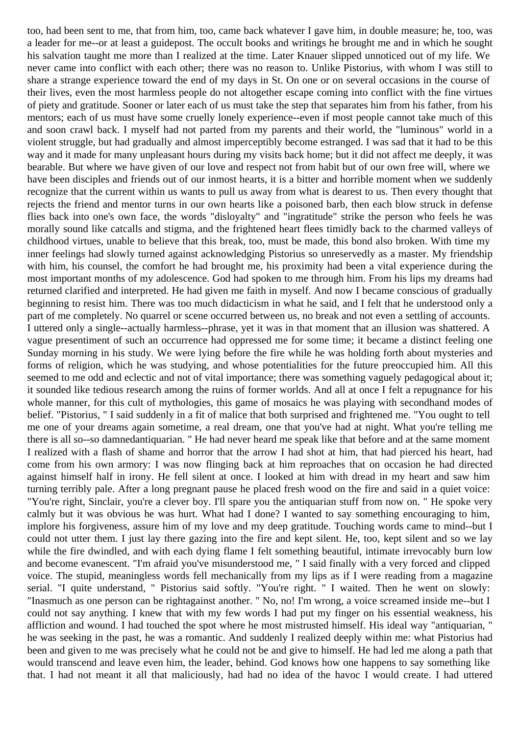too, had been sent to me, that from him, too, came back whatever I gave him, in double measure; he, too, was a leader for me--or at least a guidepost. The occult books and writings he brought me and in which he sought his salvation taught me more than I realized at the time. Later Knauer slipped unnoticed out of my life. We never came into conflict with each other; there was no reason to. Unlike Pistorius, with whom I was still to share a strange experience toward the end of my days in St. On one or on several occasions in the course of their lives, even the most harmless people do not altogether escape coming into conflict with the fine virtues of piety and gratitude. Sooner or later each of us must take the step that separates him from his father, from his mentors; each of us must have some cruelly lonely experience--even if most people cannot take much of this and soon crawl back. I myself had not parted from my parents and their world, the "luminous" world in a violent struggle, but had gradually and almost imperceptibly become estranged. I was sad that it had to be this way and it made for many unpleasant hours during my visits back home; but it did not affect me deeply, it was bearable. But where we have given of our love and respect not from habit but of our own free will, where we have been disciples and friends out of our inmost hearts, it is a bitter and horrible moment when we suddenly recognize that the current within us wants to pull us away from what is dearest to us. Then every thought that rejects the friend and mentor turns in our own hearts like a poisoned barb, then each blow struck in defense flies back into one's own face, the words "disloyalty" and "ingratitude" strike the person who feels he was morally sound like catcalls and stigma, and the frightened heart flees timidly back to the charmed valleys of childhood virtues, unable to believe that this break, too, must be made, this bond also broken. With time my inner feelings had slowly turned against acknowledging Pistorius so unreservedly as a master. My friendship with him, his counsel, the comfort he had brought me, his proximity had been a vital experience during the most important months of my adolescence. God had spoken to me through him. From his lips my dreams had returned clarified and interpreted. He had given me faith in myself. And now I became conscious of gradually beginning to resist him. There was too much didacticism in what he said, and I felt that he understood only a part of me completely. No quarrel or scene occurred between us, no break and not even a settling of accounts. I uttered only a single--actually harmless--phrase, yet it was in that moment that an illusion was shattered. A vague presentiment of such an occurrence had oppressed me for some time; it became a distinct feeling one Sunday morning in his study. We were lying before the fire while he was holding forth about mysteries and forms of religion, which he was studying, and whose potentialities for the future preoccupied him. All this seemed to me odd and eclectic and not of vital importance; there was something vaguely pedagogical about it; it sounded like tedious research among the ruins of former worlds. And all at once I felt a repugnance for his whole manner, for this cult of mythologies, this game of mosaics he was playing with secondhand modes of belief. "Pistorius, " I said suddenly in a fit of malice that both surprised and frightened me. "You ought to tell me one of your dreams again sometime, a real dream, one that you've had at night. What you're telling me there is all so--so damnedantiquarian. " He had never heard me speak like that before and at the same moment I realized with a flash of shame and horror that the arrow I had shot at him, that had pierced his heart, had come from his own armory: I was now flinging back at him reproaches that on occasion he had directed against himself half in irony. He fell silent at once. I looked at him with dread in my heart and saw him turning terribly pale. After a long pregnant pause he placed fresh wood on the fire and said in a quiet voice: "You're right, Sinclair, you're a clever boy. I'll spare you the antiquarian stuff from now on. " He spoke very calmly but it was obvious he was hurt. What had I done? I wanted to say something encouraging to him, implore his forgiveness, assure him of my love and my deep gratitude. Touching words came to mind--but I could not utter them. I just lay there gazing into the fire and kept silent. He, too, kept silent and so we lay while the fire dwindled, and with each dying flame I felt something beautiful, intimate irrevocably burn low and become evanescent. "I'm afraid you've misunderstood me, " I said finally with a very forced and clipped voice. The stupid, meaningless words fell mechanically from my lips as if I were reading from a magazine serial. "I quite understand, " Pistorius said softly. "You're right. " I waited. Then he went on slowly: "Inasmuch as one person can be rightagainst another. " No, no! I'm wrong, a voice screamed inside me--but I could not say anything. I knew that with my few words I had put my finger on his essential weakness, his affliction and wound. I had touched the spot where he most mistrusted himself. His ideal way "antiquarian, " he was seeking in the past, he was a romantic. And suddenly I realized deeply within me: what Pistorius had been and given to me was precisely what he could not be and give to himself. He had led me along a path that would transcend and leave even him, the leader, behind. God knows how one happens to say something like that. I had not meant it all that maliciously, had had no idea of the havoc I would create. I had uttered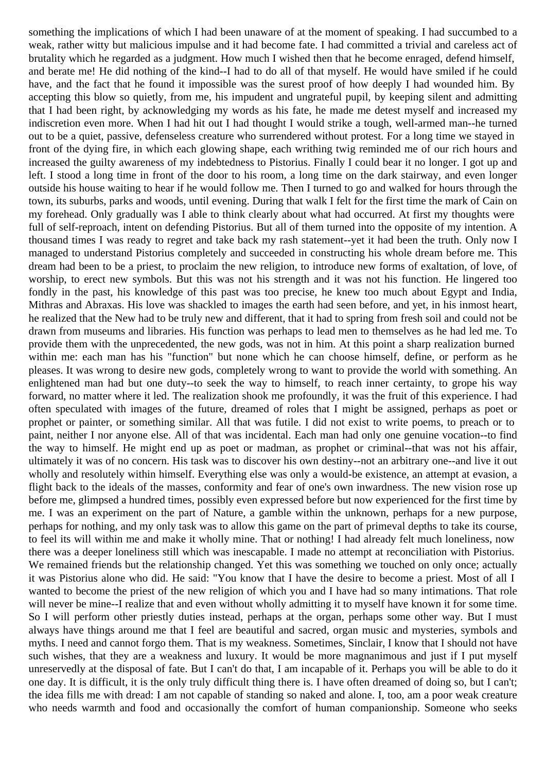something the implications of which I had been unaware of at the moment of speaking. I had succumbed to a weak, rather witty but malicious impulse and it had become fate. I had committed a trivial and careless act of brutality which he regarded as a judgment. How much I wished then that he become enraged, defend himself, and berate me! He did nothing of the kind--I had to do all of that myself. He would have smiled if he could have, and the fact that he found it impossible was the surest proof of how deeply I had wounded him. By accepting this blow so quietly, from me, his impudent and ungrateful pupil, by keeping silent and admitting that I had been right, by acknowledging my words as his fate, he made me detest myself and increased my indiscretion even more. When I had hit out I had thought I would strike a tough, well-armed man--he turned out to be a quiet, passive, defenseless creature who surrendered without protest. For a long time we stayed in front of the dying fire, in which each glowing shape, each writhing twig reminded me of our rich hours and increased the guilty awareness of my indebtedness to Pistorius. Finally I could bear it no longer. I got up and left. I stood a long time in front of the door to his room, a long time on the dark stairway, and even longer outside his house waiting to hear if he would follow me. Then I turned to go and walked for hours through the town, its suburbs, parks and woods, until evening. During that walk I felt for the first time the mark of Cain on my forehead. Only gradually was I able to think clearly about what had occurred. At first my thoughts were full of self-reproach, intent on defending Pistorius. But all of them turned into the opposite of my intention. A thousand times I was ready to regret and take back my rash statement--yet it had been the truth. Only now I managed to understand Pistorius completely and succeeded in constructing his whole dream before me. This dream had been to be a priest, to proclaim the new religion, to introduce new forms of exaltation, of love, of worship, to erect new symbols. But this was not his strength and it was not his function. He lingered too fondly in the past, his knowledge of this past was too precise, he knew too much about Egypt and India, Mithras and Abraxas. His love was shackled to images the earth had seen before, and yet, in his inmost heart, he realized that the New had to be truly new and different, that it had to spring from fresh soil and could not be drawn from museums and libraries. His function was perhaps to lead men to themselves as he had led me. To provide them with the unprecedented, the new gods, was not in him. At this point a sharp realization burned within me: each man has his "function" but none which he can choose himself, define, or perform as he pleases. It was wrong to desire new gods, completely wrong to want to provide the world with something. An enlightened man had but one duty--to seek the way to himself, to reach inner certainty, to grope his way forward, no matter where it led. The realization shook me profoundly, it was the fruit of this experience. I had often speculated with images of the future, dreamed of roles that I might be assigned, perhaps as poet or prophet or painter, or something similar. All that was futile. I did not exist to write poems, to preach or to paint, neither I nor anyone else. All of that was incidental. Each man had only one genuine vocation--to find the way to himself. He might end up as poet or madman, as prophet or criminal--that was not his affair, ultimately it was of no concern. His task was to discover his own destiny--not an arbitrary one--and live it out wholly and resolutely within himself. Everything else was only a would-be existence, an attempt at evasion, a flight back to the ideals of the masses, conformity and fear of one's own inwardness. The new vision rose up before me, glimpsed a hundred times, possibly even expressed before but now experienced for the first time by me. I was an experiment on the part of Nature, a gamble within the unknown, perhaps for a new purpose, perhaps for nothing, and my only task was to allow this game on the part of primeval depths to take its course, to feel its will within me and make it wholly mine. That or nothing! I had already felt much loneliness, now there was a deeper loneliness still which was inescapable. I made no attempt at reconciliation with Pistorius. We remained friends but the relationship changed. Yet this was something we touched on only once; actually it was Pistorius alone who did. He said: "You know that I have the desire to become a priest. Most of all I wanted to become the priest of the new religion of which you and I have had so many intimations. That role will never be mine--I realize that and even without wholly admitting it to myself have known it for some time. So I will perform other priestly duties instead, perhaps at the organ, perhaps some other way. But I must always have things around me that I feel are beautiful and sacred, organ music and mysteries, symbols and myths. I need and cannot forgo them. That is my weakness. Sometimes, Sinclair, I know that I should not have such wishes, that they are a weakness and luxury. It would be more magnanimous and just if I put myself unreservedly at the disposal of fate. But I can't do that, I am incapable of it. Perhaps you will be able to do it one day. It is difficult, it is the only truly difficult thing there is. I have often dreamed of doing so, but I can't; the idea fills me with dread: I am not capable of standing so naked and alone. I, too, am a poor weak creature who needs warmth and food and occasionally the comfort of human companionship. Someone who seeks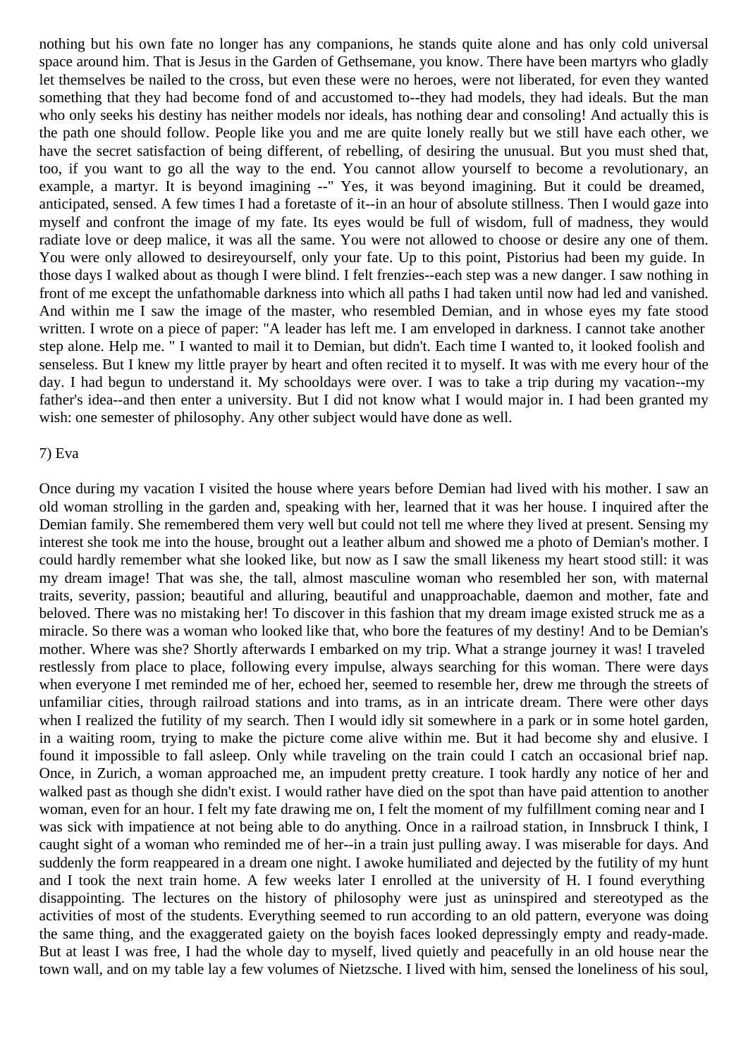nothing but his own fate no longer has any companions, he stands quite alone and has only cold universal space around him. That is Jesus in the Garden of Gethsemane, you know. There have been martyrs who gladly let themselves be nailed to the cross, but even these were no heroes, were not liberated, for even they wanted something that they had become fond of and accustomed to--they had models, they had ideals. But the man who only seeks his destiny has neither models nor ideals, has nothing dear and consoling! And actually this is the path one should follow. People like you and me are quite lonely really but we still have each other, we have the secret satisfaction of being different, of rebelling, of desiring the unusual. But you must shed that, too, if you want to go all the way to the end. You cannot allow yourself to become a revolutionary, an example, a martyr. It is beyond imagining --" Yes, it was beyond imagining. But it could be dreamed, anticipated, sensed. A few times I had a foretaste of it--in an hour of absolute stillness. Then I would gaze into myself and confront the image of my fate. Its eyes would be full of wisdom, full of madness, they would radiate love or deep malice, it was all the same. You were not allowed to choose or desire any one of them. You were only allowed to desireyourself, only your fate. Up to this point, Pistorius had been my guide. In those days I walked about as though I were blind. I felt frenzies--each step was a new danger. I saw nothing in front of me except the unfathomable darkness into which all paths I had taken until now had led and vanished. And within me I saw the image of the master, who resembled Demian, and in whose eyes my fate stood written. I wrote on a piece of paper: "A leader has left me. I am enveloped in darkness. I cannot take another step alone. Help me. " I wanted to mail it to Demian, but didn't. Each time I wanted to, it looked foolish and senseless. But I knew my little prayer by heart and often recited it to myself. It was with me every hour of the day. I had begun to understand it. My schooldays were over. I was to take a trip during my vacation--my father's idea--and then enter a university. But I did not know what I would major in. I had been granted my wish: one semester of philosophy. Any other subject would have done as well.

7) Eva

Once during my vacation I visited the house where years before Demian had lived with his mother. I saw an old woman strolling in the garden and, speaking with her, learned that it was her house. I inquired after the Demian family. She remembered them very well but could not tell me where they lived at present. Sensing my interest she took me into the house, brought out a leather album and showed me a photo of Demian's mother. I could hardly remember what she looked like, but now as I saw the small likeness my heart stood still: it was my dream image! That was she, the tall, almost masculine woman who resembled her son, with maternal traits, severity, passion; beautiful and alluring, beautiful and unapproachable, daemon and mother, fate and beloved. There was no mistaking her! To discover in this fashion that my dream image existed struck me as a miracle. So there was a woman who looked like that, who bore the features of my destiny! And to be Demian's mother. Where was she? Shortly afterwards I embarked on my trip. What a strange journey it was! I traveled restlessly from place to place, following every impulse, always searching for this woman. There were days when everyone I met reminded me of her, echoed her, seemed to resemble her, drew me through the streets of unfamiliar cities, through railroad stations and into trams, as in an intricate dream. There were other days when I realized the futility of my search. Then I would idly sit somewhere in a park or in some hotel garden, in a waiting room, trying to make the picture come alive within me. But it had become shy and elusive. I found it impossible to fall asleep. Only while traveling on the train could I catch an occasional brief nap. Once, in Zurich, a woman approached me, an impudent pretty creature. I took hardly any notice of her and walked past as though she didn't exist. I would rather have died on the spot than have paid attention to another woman, even for an hour. I felt my fate drawing me on, I felt the moment of my fulfillment coming near and I was sick with impatience at not being able to do anything. Once in a railroad station, in Innsbruck I think, I caught sight of a woman who reminded me of her--in a train just pulling away. I was miserable for days. And suddenly the form reappeared in a dream one night. I awoke humiliated and dejected by the futility of my hunt and I took the next train home. A few weeks later I enrolled at the university of H. I found everything disappointing. The lectures on the history of philosophy were just as uninspired and stereotyped as the activities of most of the students. Everything seemed to run according to an old pattern, everyone was doing the same thing, and the exaggerated gaiety on the boyish faces looked depressingly empty and ready-made. But at least I was free, I had the whole day to myself, lived quietly and peacefully in an old house near the town wall, and on my table lay a few volumes of Nietzsche. I lived with him, sensed the loneliness of his soul,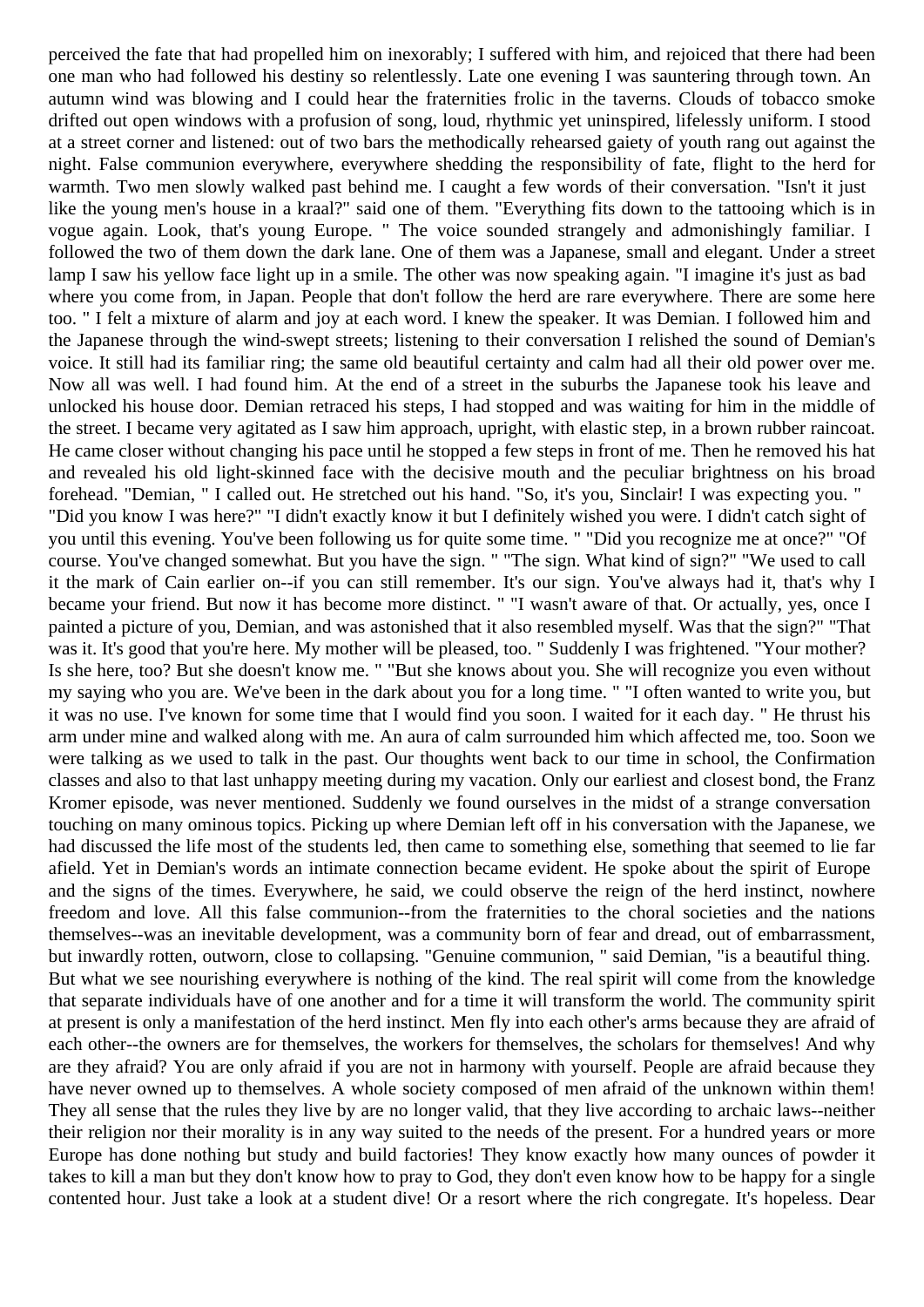perceived the fate that had propelled him on inexorably; I suffered with him, and rejoiced that there had been one man who had followed his destiny so relentlessly. Late one evening I was sauntering through town. An autumn wind was blowing and I could hear the fraternities frolic in the taverns. Clouds of tobacco smoke drifted out open windows with a profusion of song, loud, rhythmic yet uninspired, lifelessly uniform. I stood at a street corner and listened: out of two bars the methodically rehearsed gaiety of youth rang out against the night. False communion everywhere, everywhere shedding the responsibility of fate, flight to the herd for warmth. Two men slowly walked past behind me. I caught a few words of their conversation. "Isn't it just like the young men's house in a kraal?" said one of them. "Everything fits down to the tattooing which is in vogue again. Look, that's young Europe. " The voice sounded strangely and admonishingly familiar. I followed the two of them down the dark lane. One of them was a Japanese, small and elegant. Under a street lamp I saw his yellow face light up in a smile. The other was now speaking again. "I imagine it's just as bad where you come from, in Japan. People that don't follow the herd are rare everywhere. There are some here too. " I felt a mixture of alarm and joy at each word. I knew the speaker. It was Demian. I followed him and the Japanese through the wind-swept streets; listening to their conversation I relished the sound of Demian's voice. It still had its familiar ring; the same old beautiful certainty and calm had all their old power over me. Now all was well. I had found him. At the end of a street in the suburbs the Japanese took his leave and unlocked his house door. Demian retraced his steps, I had stopped and was waiting for him in the middle of the street. I became very agitated as I saw him approach, upright, with elastic step, in a brown rubber raincoat. He came closer without changing his pace until he stopped a few steps in front of me. Then he removed his hat and revealed his old light-skinned face with the decisive mouth and the peculiar brightness on his broad forehead. "Demian, " I called out. He stretched out his hand. "So, it's you, Sinclair! I was expecting you. " "Did you know I was here?" "I didn't exactly know it but I definitely wished you were. I didn't catch sight of you until this evening. You've been following us for quite some time. " "Did you recognize me at once?" "Of course. You've changed somewhat. But you have the sign. " "The sign. What kind of sign?" "We used to call it the mark of Cain earlier on--if you can still remember. It's our sign. You've always had it, that's why I became your friend. But now it has become more distinct. " "I wasn't aware of that. Or actually, yes, once I painted a picture of you, Demian, and was astonished that it also resembled myself. Was that the sign?" "That was it. It's good that you're here. My mother will be pleased, too. " Suddenly I was frightened. "Your mother? Is she here, too? But she doesn't know me. " "But she knows about you. She will recognize you even without my saying who you are. We've been in the dark about you for a long time. " "I often wanted to write you, but it was no use. I've known for some time that I would find you soon. I waited for it each day. " He thrust his arm under mine and walked along with me. An aura of calm surrounded him which affected me, too. Soon we were talking as we used to talk in the past. Our thoughts went back to our time in school, the Confirmation classes and also to that last unhappy meeting during my vacation. Only our earliest and closest bond, the Franz Kromer episode, was never mentioned. Suddenly we found ourselves in the midst of a strange conversation touching on many ominous topics. Picking up where Demian left off in his conversation with the Japanese, we had discussed the life most of the students led, then came to something else, something that seemed to lie far afield. Yet in Demian's words an intimate connection became evident. He spoke about the spirit of Europe and the signs of the times. Everywhere, he said, we could observe the reign of the herd instinct, nowhere freedom and love. All this false communion--from the fraternities to the choral societies and the nations themselves--was an inevitable development, was a community born of fear and dread, out of embarrassment, but inwardly rotten, outworn, close to collapsing. "Genuine communion, " said Demian, "is a beautiful thing. But what we see nourishing everywhere is nothing of the kind. The real spirit will come from the knowledge that separate individuals have of one another and for a time it will transform the world. The community spirit at present is only a manifestation of the herd instinct. Men fly into each other's arms because they are afraid of each other--the owners are for themselves, the workers for themselves, the scholars for themselves! And why are they afraid? You are only afraid if you are not in harmony with yourself. People are afraid because they have never owned up to themselves. A whole society composed of men afraid of the unknown within them! They all sense that the rules they live by are no longer valid, that they live according to archaic laws--neither their religion nor their morality is in any way suited to the needs of the present. For a hundred years or more Europe has done nothing but study and build factories! They know exactly how many ounces of powder it takes to kill a man but they don't know how to pray to God, they don't even know how to be happy for a single contented hour. Just take a look at a student dive! Or a resort where the rich congregate. It's hopeless. Dear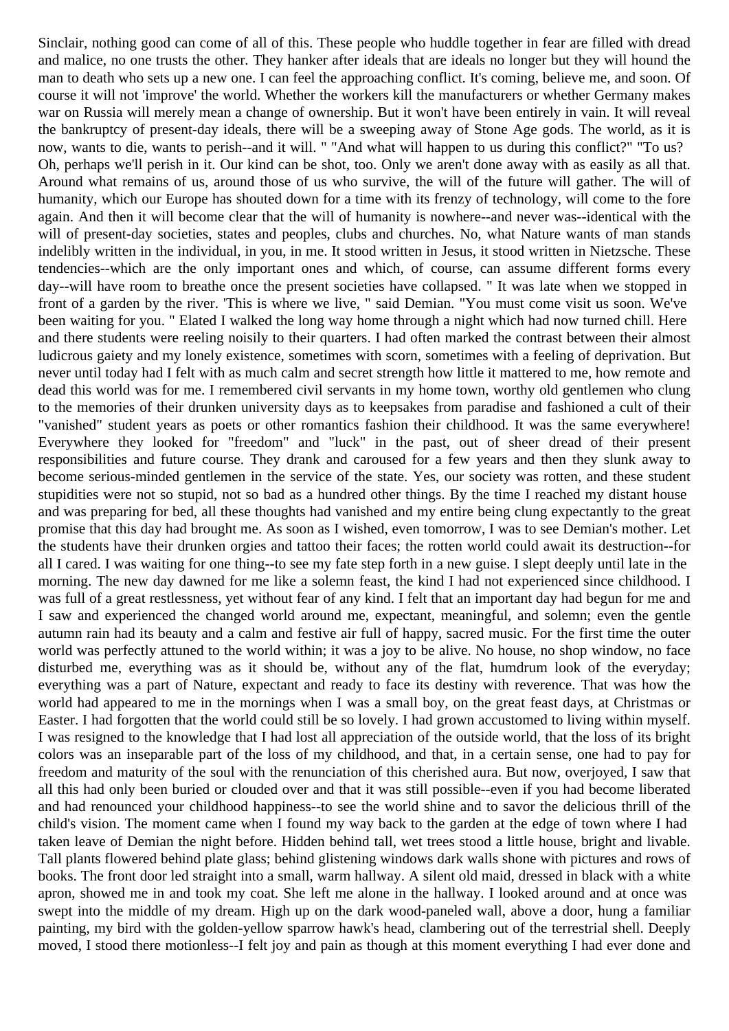Sinclair, nothing good can come of all of this. These people who huddle together in fear are filled with dread and malice, no one trusts the other. They hanker after ideals that are ideals no longer but they will hound the man to death who sets up a new one. I can feel the approaching conflict. It's coming, believe me, and soon. Of course it will not 'improve' the world. Whether the workers kill the manufacturers or whether Germany makes war on Russia will merely mean a change of ownership. But it won't have been entirely in vain. It will reveal the bankruptcy of present-day ideals, there will be a sweeping away of Stone Age gods. The world, as it is now, wants to die, wants to perish--and it will. " "And what will happen to us during this conflict?" "To us? Oh, perhaps we'll perish in it. Our kind can be shot, too. Only we aren't done away with as easily as all that. Around what remains of us, around those of us who survive, the will of the future will gather. The will of humanity, which our Europe has shouted down for a time with its frenzy of technology, will come to the fore again. And then it will become clear that the will of humanity is nowhere--and never was--identical with the will of present-day societies, states and peoples, clubs and churches. No, what Nature wants of man stands indelibly written in the individual, in you, in me. It stood written in Jesus, it stood written in Nietzsche. These tendencies--which are the only important ones and which, of course, can assume different forms every day--will have room to breathe once the present societies have collapsed. " It was late when we stopped in front of a garden by the river. 'This is where we live, " said Demian. "You must come visit us soon. We've been waiting for you. " Elated I walked the long way home through a night which had now turned chill. Here and there students were reeling noisily to their quarters. I had often marked the contrast between their almost ludicrous gaiety and my lonely existence, sometimes with scorn, sometimes with a feeling of deprivation. But never until today had I felt with as much calm and secret strength how little it mattered to me, how remote and dead this world was for me. I remembered civil servants in my home town, worthy old gentlemen who clung to the memories of their drunken university days as to keepsakes from paradise and fashioned a cult of their "vanished" student years as poets or other romantics fashion their childhood. It was the same everywhere! Everywhere they looked for "freedom" and "luck" in the past, out of sheer dread of their present responsibilities and future course. They drank and caroused for a few years and then they slunk away to become serious-minded gentlemen in the service of the state. Yes, our society was rotten, and these student stupidities were not so stupid, not so bad as a hundred other things. By the time I reached my distant house and was preparing for bed, all these thoughts had vanished and my entire being clung expectantly to the great promise that this day had brought me. As soon as I wished, even tomorrow, I was to see Demian's mother. Let the students have their drunken orgies and tattoo their faces; the rotten world could await its destruction--for all I cared. I was waiting for one thing--to see my fate step forth in a new guise. I slept deeply until late in the morning. The new day dawned for me like a solemn feast, the kind I had not experienced since childhood. I was full of a great restlessness, yet without fear of any kind. I felt that an important day had begun for me and I saw and experienced the changed world around me, expectant, meaningful, and solemn; even the gentle autumn rain had its beauty and a calm and festive air full of happy, sacred music. For the first time the outer world was perfectly attuned to the world within; it was a joy to be alive. No house, no shop window, no face disturbed me, everything was as it should be, without any of the flat, humdrum look of the everyday; everything was a part of Nature, expectant and ready to face its destiny with reverence. That was how the world had appeared to me in the mornings when I was a small boy, on the great feast days, at Christmas or Easter. I had forgotten that the world could still be so lovely. I had grown accustomed to living within myself. I was resigned to the knowledge that I had lost all appreciation of the outside world, that the loss of its bright colors was an inseparable part of the loss of my childhood, and that, in a certain sense, one had to pay for freedom and maturity of the soul with the renunciation of this cherished aura. But now, overjoyed, I saw that all this had only been buried or clouded over and that it was still possible--even if you had become liberated and had renounced your childhood happiness--to see the world shine and to savor the delicious thrill of the child's vision. The moment came when I found my way back to the garden at the edge of town where I had taken leave of Demian the night before. Hidden behind tall, wet trees stood a little house, bright and livable. Tall plants flowered behind plate glass; behind glistening windows dark walls shone with pictures and rows of books. The front door led straight into a small, warm hallway. A silent old maid, dressed in black with a white apron, showed me in and took my coat. She left me alone in the hallway. I looked around and at once was swept into the middle of my dream. High up on the dark wood-paneled wall, above a door, hung a familiar painting, my bird with the golden-yellow sparrow hawk's head, clambering out of the terrestrial shell. Deeply moved, I stood there motionless--I felt joy and pain as though at this moment everything I had ever done and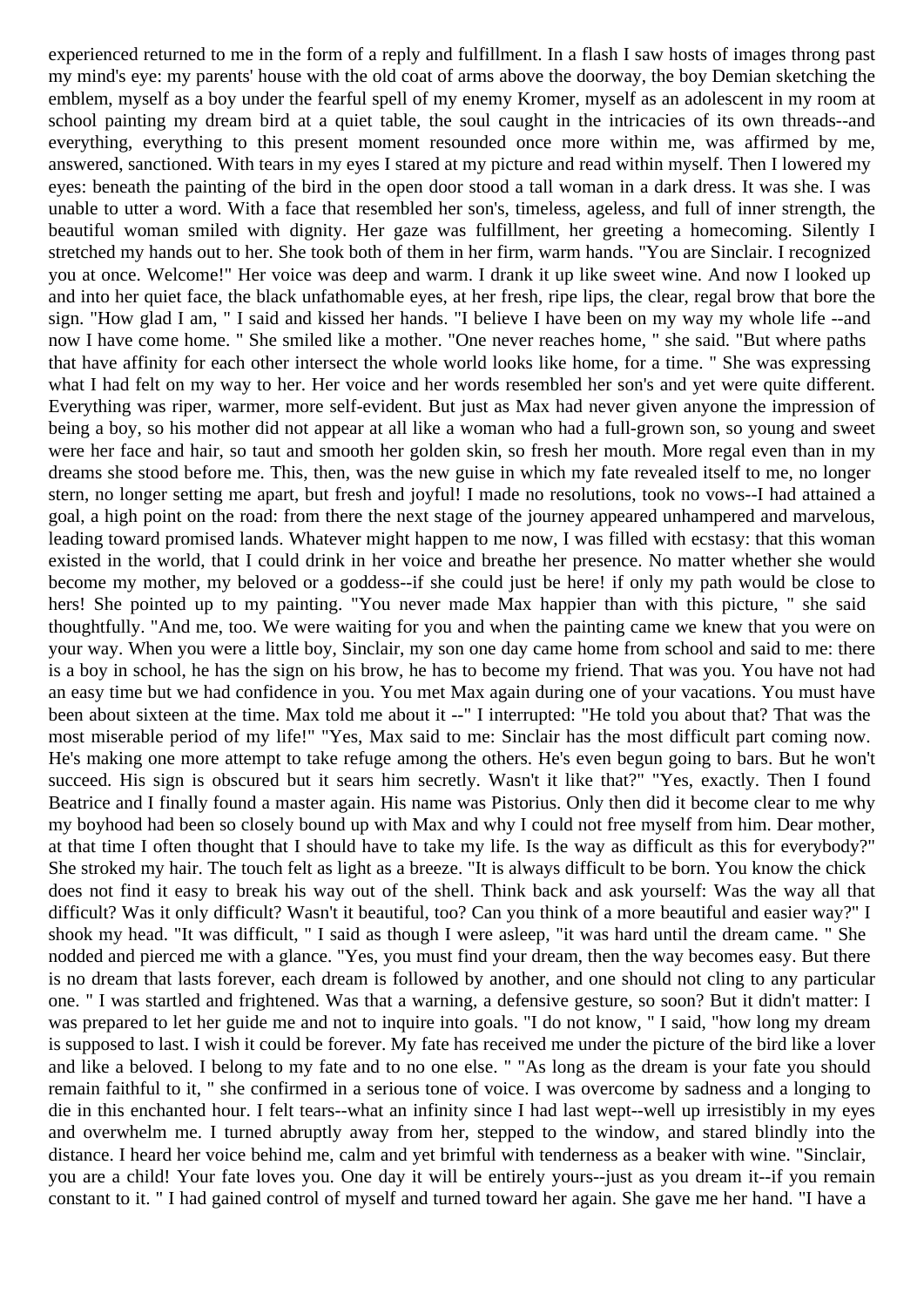experienced returned to me in the form of a reply and fulfillment. In a flash I saw hosts of images throng past my mind's eye: my parents' house with the old coat of arms above the doorway, the boy Demian sketching the emblem, myself as a boy under the fearful spell of my enemy Kromer, myself as an adolescent in my room at school painting my dream bird at a quiet table, the soul caught in the intricacies of its own threads--and everything, everything to this present moment resounded once more within me, was affirmed by me, answered, sanctioned. With tears in my eyes I stared at my picture and read within myself. Then I lowered my eyes: beneath the painting of the bird in the open door stood a tall woman in a dark dress. It was she. I was unable to utter a word. With a face that resembled her son's, timeless, ageless, and full of inner strength, the beautiful woman smiled with dignity. Her gaze was fulfillment, her greeting a homecoming. Silently I stretched my hands out to her. She took both of them in her firm, warm hands. "You are Sinclair. I recognized you at once. Welcome!" Her voice was deep and warm. I drank it up like sweet wine. And now I looked up and into her quiet face, the black unfathomable eyes, at her fresh, ripe lips, the clear, regal brow that bore the sign. "How glad I am, " I said and kissed her hands. "I believe I have been on my way my whole life --and now I have come home. " She smiled like a mother. "One never reaches home, " she said. "But where paths that have affinity for each other intersect the whole world looks like home, for a time. " She was expressing what I had felt on my way to her. Her voice and her words resembled her son's and yet were quite different. Everything was riper, warmer, more self-evident. But just as Max had never given anyone the impression of being a boy, so his mother did not appear at all like a woman who had a full-grown son, so young and sweet were her face and hair, so taut and smooth her golden skin, so fresh her mouth. More regal even than in my dreams she stood before me. This, then, was the new guise in which my fate revealed itself to me, no longer stern, no longer setting me apart, but fresh and joyful! I made no resolutions, took no vows--I had attained a goal, a high point on the road: from there the next stage of the journey appeared unhampered and marvelous, leading toward promised lands. Whatever might happen to me now, I was filled with ecstasy: that this woman existed in the world, that I could drink in her voice and breathe her presence. No matter whether she would become my mother, my beloved or a goddess--if she could just be here! if only my path would be close to hers! She pointed up to my painting. "You never made Max happier than with this picture, " she said thoughtfully. "And me, too. We were waiting for you and when the painting came we knew that you were on your way. When you were a little boy, Sinclair, my son one day came home from school and said to me: there is a boy in school, he has the sign on his brow, he has to become my friend. That was you. You have not had an easy time but we had confidence in you. You met Max again during one of your vacations. You must have been about sixteen at the time. Max told me about it --" I interrupted: "He told you about that? That was the most miserable period of my life!" "Yes, Max said to me: Sinclair has the most difficult part coming now. He's making one more attempt to take refuge among the others. He's even begun going to bars. But he won't succeed. His sign is obscured but it sears him secretly. Wasn't it like that?" "Yes, exactly. Then I found Beatrice and I finally found a master again. His name was Pistorius. Only then did it become clear to me why my boyhood had been so closely bound up with Max and why I could not free myself from him. Dear mother, at that time I often thought that I should have to take my life. Is the way as difficult as this for everybody?" She stroked my hair. The touch felt as light as a breeze. "It is always difficult to be born. You know the chick does not find it easy to break his way out of the shell. Think back and ask yourself: Was the way all that difficult? Was it only difficult? Wasn't it beautiful, too? Can you think of a more beautiful and easier way?" I shook my head. "It was difficult, " I said as though I were asleep, "it was hard until the dream came. " She nodded and pierced me with a glance. "Yes, you must find your dream, then the way becomes easy. But there is no dream that lasts forever, each dream is followed by another, and one should not cling to any particular one. " I was startled and frightened. Was that a warning, a defensive gesture, so soon? But it didn't matter: I was prepared to let her guide me and not to inquire into goals. "I do not know, " I said, "how long my dream is supposed to last. I wish it could be forever. My fate has received me under the picture of the bird like a lover and like a beloved. I belong to my fate and to no one else. " "As long as the dream is your fate you should remain faithful to it, " she confirmed in a serious tone of voice. I was overcome by sadness and a longing to die in this enchanted hour. I felt tears--what an infinity since I had last wept--well up irresistibly in my eyes and overwhelm me. I turned abruptly away from her, stepped to the window, and stared blindly into the distance. I heard her voice behind me, calm and yet brimful with tenderness as a beaker with wine. "Sinclair, you are a child! Your fate loves you. One day it will be entirely yours--just as you dream it--if you remain constant to it. " I had gained control of myself and turned toward her again. She gave me her hand. "I have a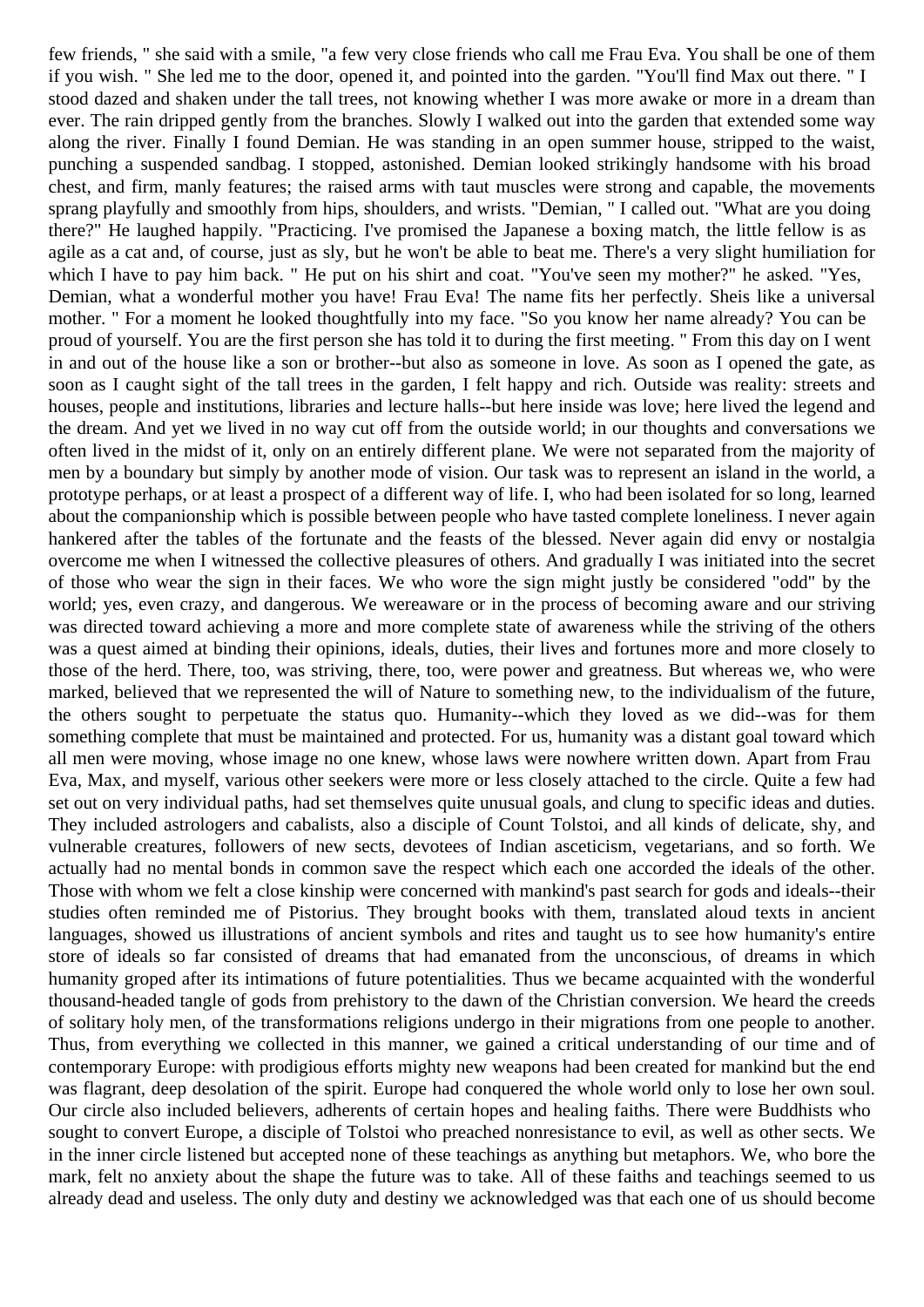few friends, " she said with a smile, "a few very close friends who call me Frau Eva. You shall be one of them if you wish. " She led me to the door, opened it, and pointed into the garden. "You'll find Max out there. " I stood dazed and shaken under the tall trees, not knowing whether I was more awake or more in a dream than ever. The rain dripped gently from the branches. Slowly I walked out into the garden that extended some way along the river. Finally I found Demian. He was standing in an open summer house, stripped to the waist, punching a suspended sandbag. I stopped, astonished. Demian looked strikingly handsome with his broad chest, and firm, manly features; the raised arms with taut muscles were strong and capable, the movements sprang playfully and smoothly from hips, shoulders, and wrists. "Demian, " I called out. "What are you doing there?" He laughed happily. "Practicing. I've promised the Japanese a boxing match, the little fellow is as agile as a cat and, of course, just as sly, but he won't be able to beat me. There's a very slight humiliation for which I have to pay him back. " He put on his shirt and coat. "You've seen my mother?" he asked. "Yes, Demian, what a wonderful mother you have! Frau Eva! The name fits her perfectly. Sheis like a universal mother. " For a moment he looked thoughtfully into my face. "So you know her name already? You can be proud of yourself. You are the first person she has told it to during the first meeting. " From this day on I went in and out of the house like a son or brother--but also as someone in love. As soon as I opened the gate, as soon as I caught sight of the tall trees in the garden, I felt happy and rich. Outside was reality: streets and houses, people and institutions, libraries and lecture halls--but here inside was love; here lived the legend and the dream. And yet we lived in no way cut off from the outside world; in our thoughts and conversations we often lived in the midst of it, only on an entirely different plane. We were not separated from the majority of men by a boundary but simply by another mode of vision. Our task was to represent an island in the world, a prototype perhaps, or at least a prospect of a different way of life. I, who had been isolated for so long, learned about the companionship which is possible between people who have tasted complete loneliness. I never again hankered after the tables of the fortunate and the feasts of the blessed. Never again did envy or nostalgia overcome me when I witnessed the collective pleasures of others. And gradually I was initiated into the secret of those who wear the sign in their faces. We who wore the sign might justly be considered "odd" by the world; yes, even crazy, and dangerous. We wereaware or in the process of becoming aware and our striving was directed toward achieving a more and more complete state of awareness while the striving of the others was a quest aimed at binding their opinions, ideals, duties, their lives and fortunes more and more closely to those of the herd. There, too, was striving, there, too, were power and greatness. But whereas we, who were marked, believed that we represented the will of Nature to something new, to the individualism of the future, the others sought to perpetuate the status quo. Humanity--which they loved as we did--was for them something complete that must be maintained and protected. For us, humanity was a distant goal toward which all men were moving, whose image no one knew, whose laws were nowhere written down. Apart from Frau Eva, Max, and myself, various other seekers were more or less closely attached to the circle. Quite a few had set out on very individual paths, had set themselves quite unusual goals, and clung to specific ideas and duties. They included astrologers and cabalists, also a disciple of Count Tolstoi, and all kinds of delicate, shy, and vulnerable creatures, followers of new sects, devotees of Indian asceticism, vegetarians, and so forth. We actually had no mental bonds in common save the respect which each one accorded the ideals of the other. Those with whom we felt a close kinship were concerned with mankind's past search for gods and ideals--their studies often reminded me of Pistorius. They brought books with them, translated aloud texts in ancient languages, showed us illustrations of ancient symbols and rites and taught us to see how humanity's entire store of ideals so far consisted of dreams that had emanated from the unconscious, of dreams in which humanity groped after its intimations of future potentialities. Thus we became acquainted with the wonderful thousand-headed tangle of gods from prehistory to the dawn of the Christian conversion. We heard the creeds of solitary holy men, of the transformations religions undergo in their migrations from one people to another. Thus, from everything we collected in this manner, we gained a critical understanding of our time and of contemporary Europe: with prodigious efforts mighty new weapons had been created for mankind but the end was flagrant, deep desolation of the spirit. Europe had conquered the whole world only to lose her own soul. Our circle also included believers, adherents of certain hopes and healing faiths. There were Buddhists who sought to convert Europe, a disciple of Tolstoi who preached nonresistance to evil, as well as other sects. We in the inner circle listened but accepted none of these teachings as anything but metaphors. We, who bore the mark, felt no anxiety about the shape the future was to take. All of these faiths and teachings seemed to us already dead and useless. The only duty and destiny we acknowledged was that each one of us should become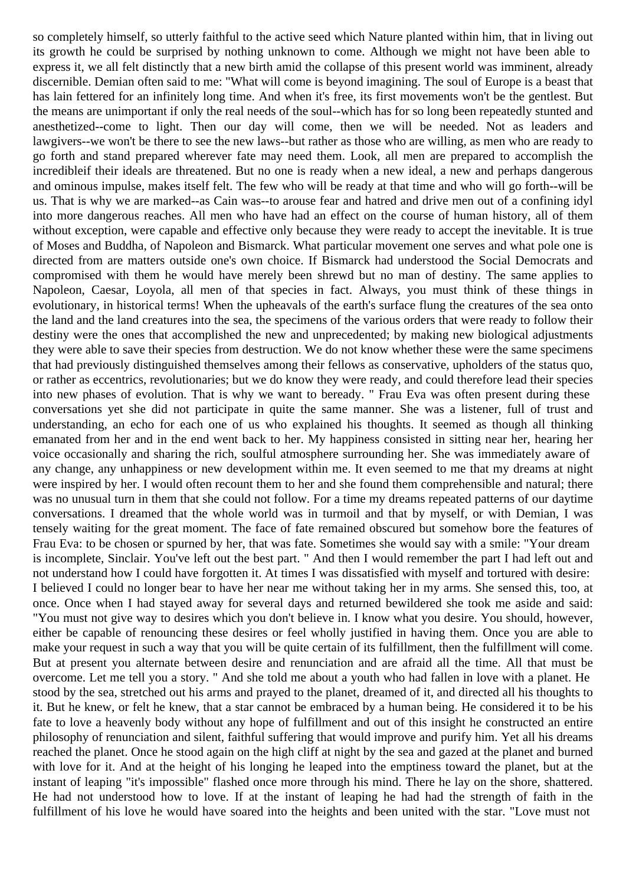so completely himself, so utterly faithful to the active seed which Nature planted within him, that in living out its growth he could be surprised by nothing unknown to come. Although we might not have been able to express it, we all felt distinctly that a new birth amid the collapse of this present world was imminent, already discernible. Demian often said to me: "What will come is beyond imagining. The soul of Europe is a beast that has lain fettered for an infinitely long time. And when it's free, its first movements won't be the gentlest. But the means are unimportant if only the real needs of the soul--which has for so long been repeatedly stunted and anesthetized--come to light. Then our day will come, then we will be needed. Not as leaders and lawgivers--we won't be there to see the new laws--but rather as those who are willing, as men who are ready to go forth and stand prepared wherever fate may need them. Look, all men are prepared to accomplish the incredibleif their ideals are threatened. But no one is ready when a new ideal, a new and perhaps dangerous and ominous impulse, makes itself felt. The few who will be ready at that time and who will go forth--will be us. That is why we are marked--as Cain was--to arouse fear and hatred and drive men out of a confining idyl into more dangerous reaches. All men who have had an effect on the course of human history, all of them without exception, were capable and effective only because they were ready to accept the inevitable. It is true of Moses and Buddha, of Napoleon and Bismarck. What particular movement one serves and what pole one is directed from are matters outside one's own choice. If Bismarck had understood the Social Democrats and compromised with them he would have merely been shrewd but no man of destiny. The same applies to Napoleon, Caesar, Loyola, all men of that species in fact. Always, you must think of these things in evolutionary, in historical terms! When the upheavals of the earth's surface flung the creatures of the sea onto the land and the land creatures into the sea, the specimens of the various orders that were ready to follow their destiny were the ones that accomplished the new and unprecedented; by making new biological adjustments they were able to save their species from destruction. We do not know whether these were the same specimens that had previously distinguished themselves among their fellows as conservative, upholders of the status quo, or rather as eccentrics, revolutionaries; but we do know they were ready, and could therefore lead their species into new phases of evolution. That is why we want to beready. " Frau Eva was often present during these conversations yet she did not participate in quite the same manner. She was a listener, full of trust and understanding, an echo for each one of us who explained his thoughts. It seemed as though all thinking emanated from her and in the end went back to her. My happiness consisted in sitting near her, hearing her voice occasionally and sharing the rich, soulful atmosphere surrounding her. She was immediately aware of any change, any unhappiness or new development within me. It even seemed to me that my dreams at night were inspired by her. I would often recount them to her and she found them comprehensible and natural; there was no unusual turn in them that she could not follow. For a time my dreams repeated patterns of our daytime conversations. I dreamed that the whole world was in turmoil and that by myself, or with Demian, I was tensely waiting for the great moment. The face of fate remained obscured but somehow bore the features of Frau Eva: to be chosen or spurned by her, that was fate. Sometimes she would say with a smile: "Your dream is incomplete, Sinclair. You've left out the best part. " And then I would remember the part I had left out and not understand how I could have forgotten it. At times I was dissatisfied with myself and tortured with desire: I believed I could no longer bear to have her near me without taking her in my arms. She sensed this, too, at once. Once when I had stayed away for several days and returned bewildered she took me aside and said: "You must not give way to desires which you don't believe in. I know what you desire. You should, however, either be capable of renouncing these desires or feel wholly justified in having them. Once you are able to make your request in such a way that you will be quite certain of its fulfillment, then the fulfillment will come. But at present you alternate between desire and renunciation and are afraid all the time. All that must be overcome. Let me tell you a story. " And she told me about a youth who had fallen in love with a planet. He stood by the sea, stretched out his arms and prayed to the planet, dreamed of it, and directed all his thoughts to it. But he knew, or felt he knew, that a star cannot be embraced by a human being. He considered it to be his fate to love a heavenly body without any hope of fulfillment and out of this insight he constructed an entire philosophy of renunciation and silent, faithful suffering that would improve and purify him. Yet all his dreams reached the planet. Once he stood again on the high cliff at night by the sea and gazed at the planet and burned with love for it. And at the height of his longing he leaped into the emptiness toward the planet, but at the instant of leaping "it's impossible" flashed once more through his mind. There he lay on the shore, shattered. He had not understood how to love. If at the instant of leaping he had had the strength of faith in the fulfillment of his love he would have soared into the heights and been united with the star. "Love must not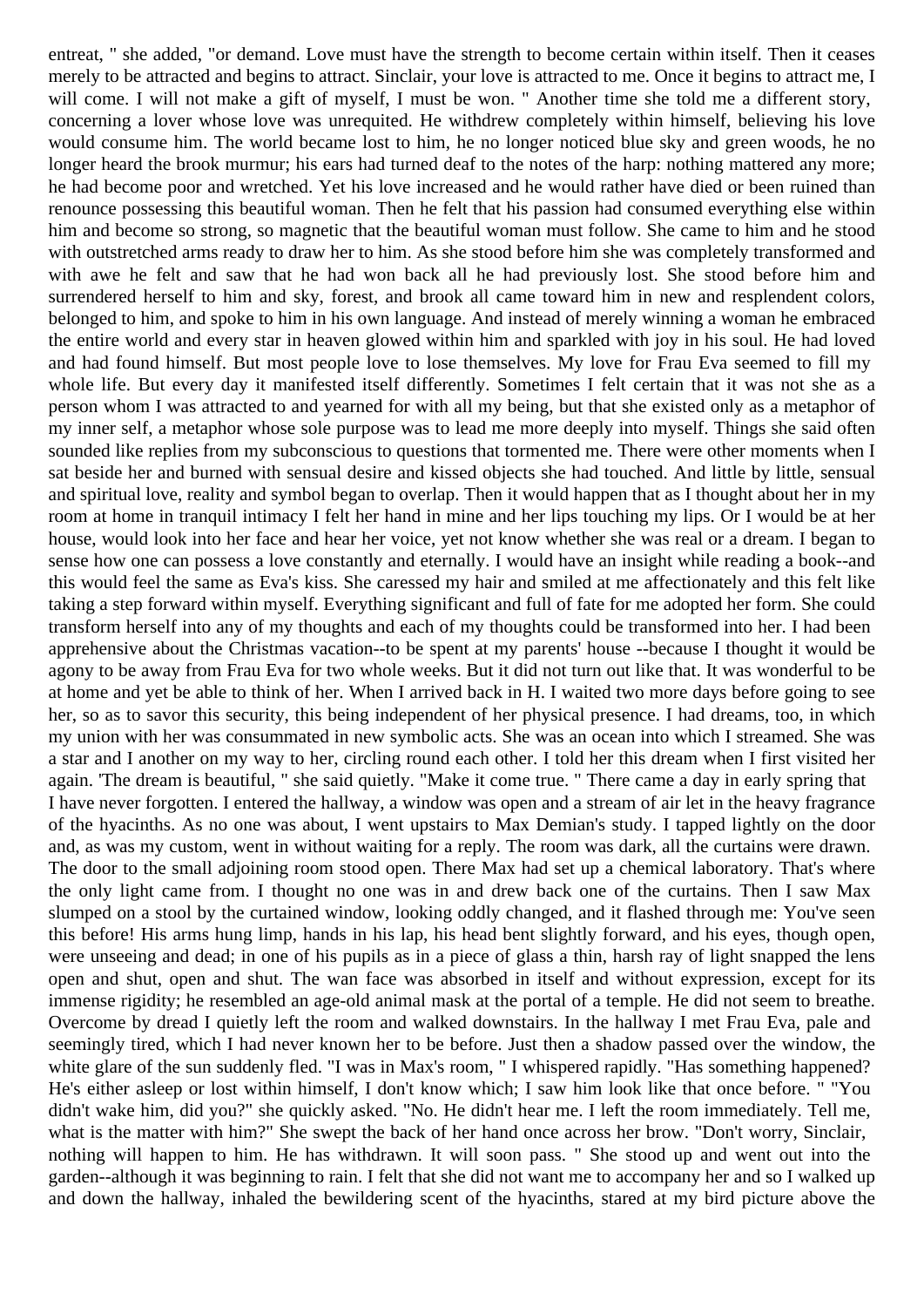entreat, " she added, "or demand. Love must have the strength to become certain within itself. Then it ceases merely to be attracted and begins to attract. Sinclair, your love is attracted to me. Once it begins to attract me, I will come. I will not make a gift of myself, I must be won. " Another time she told me a different story, concerning a lover whose love was unrequited. He withdrew completely within himself, believing his love would consume him. The world became lost to him, he no longer noticed blue sky and green woods, he no longer heard the brook murmur; his ears had turned deaf to the notes of the harp: nothing mattered any more; he had become poor and wretched. Yet his love increased and he would rather have died or been ruined than renounce possessing this beautiful woman. Then he felt that his passion had consumed everything else within him and become so strong, so magnetic that the beautiful woman must follow. She came to him and he stood with outstretched arms ready to draw her to him. As she stood before him she was completely transformed and with awe he felt and saw that he had won back all he had previously lost. She stood before him and surrendered herself to him and sky, forest, and brook all came toward him in new and resplendent colors, belonged to him, and spoke to him in his own language. And instead of merely winning a woman he embraced the entire world and every star in heaven glowed within him and sparkled with joy in his soul. He had loved and had found himself. But most people love to lose themselves. My love for Frau Eva seemed to fill my whole life. But every day it manifested itself differently. Sometimes I felt certain that it was not she as a person whom I was attracted to and yearned for with all my being, but that she existed only as a metaphor of my inner self, a metaphor whose sole purpose was to lead me more deeply into myself. Things she said often sounded like replies from my subconscious to questions that tormented me. There were other moments when I sat beside her and burned with sensual desire and kissed objects she had touched. And little by little, sensual and spiritual love, reality and symbol began to overlap. Then it would happen that as I thought about her in my room at home in tranquil intimacy I felt her hand in mine and her lips touching my lips. Or I would be at her house, would look into her face and hear her voice, yet not know whether she was real or a dream. I began to sense how one can possess a love constantly and eternally. I would have an insight while reading a book--and this would feel the same as Eva's kiss. She caressed my hair and smiled at me affectionately and this felt like taking a step forward within myself. Everything significant and full of fate for me adopted her form. She could transform herself into any of my thoughts and each of my thoughts could be transformed into her. I had been apprehensive about the Christmas vacation--to be spent at my parents' house --because I thought it would be agony to be away from Frau Eva for two whole weeks. But it did not turn out like that. It was wonderful to be at home and yet be able to think of her. When I arrived back in H. I waited two more days before going to see her, so as to savor this security, this being independent of her physical presence. I had dreams, too, in which my union with her was consummated in new symbolic acts. She was an ocean into which I streamed. She was a star and I another on my way to her, circling round each other. I told her this dream when I first visited her again. 'The dream is beautiful, " she said quietly. "Make it come true. " There came a day in early spring that I have never forgotten. I entered the hallway, a window was open and a stream of air let in the heavy fragrance of the hyacinths. As no one was about, I went upstairs to Max Demian's study. I tapped lightly on the door and, as was my custom, went in without waiting for a reply. The room was dark, all the curtains were drawn. The door to the small adjoining room stood open. There Max had set up a chemical laboratory. That's where the only light came from. I thought no one was in and drew back one of the curtains. Then I saw Max slumped on a stool by the curtained window, looking oddly changed, and it flashed through me: You've seen this before! His arms hung limp, hands in his lap, his head bent slightly forward, and his eyes, though open, were unseeing and dead; in one of his pupils as in a piece of glass a thin, harsh ray of light snapped the lens open and shut, open and shut. The wan face was absorbed in itself and without expression, except for its immense rigidity; he resembled an age-old animal mask at the portal of a temple. He did not seem to breathe. Overcome by dread I quietly left the room and walked downstairs. In the hallway I met Frau Eva, pale and seemingly tired, which I had never known her to be before. Just then a shadow passed over the window, the white glare of the sun suddenly fled. "I was in Max's room, " I whispered rapidly. "Has something happened? He's either asleep or lost within himself, I don't know which; I saw him look like that once before. " "You didn't wake him, did you?" she quickly asked. "No. He didn't hear me. I left the room immediately. Tell me, what is the matter with him?" She swept the back of her hand once across her brow. "Don't worry, Sinclair, nothing will happen to him. He has withdrawn. It will soon pass. " She stood up and went out into the garden--although it was beginning to rain. I felt that she did not want me to accompany her and so I walked up and down the hallway, inhaled the bewildering scent of the hyacinths, stared at my bird picture above the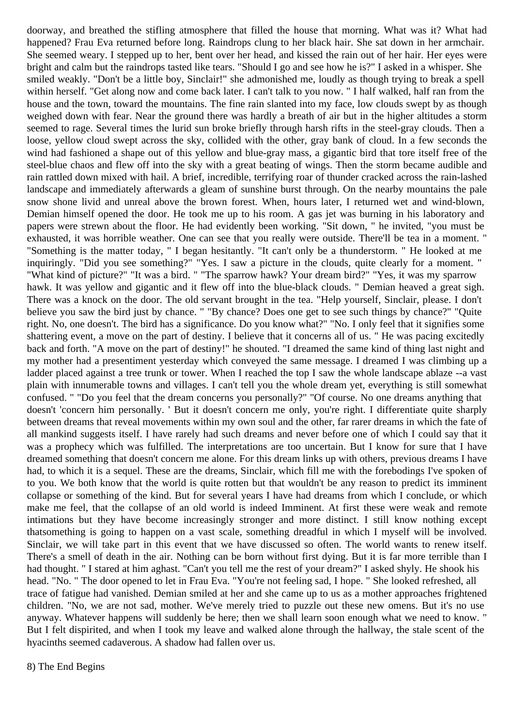doorway, and breathed the stifling atmosphere that filled the house that morning. What was it? What had happened? Frau Eva returned before long. Raindrops clung to her black hair. She sat down in her armchair. She seemed weary. I stepped up to her, bent over her head, and kissed the rain out of her hair. Her eyes were bright and calm but the raindrops tasted like tears. "Should I go and see how he is?" I asked in a whisper. She smiled weakly. "Don't be a little boy, Sinclair!" she admonished me, loudly as though trying to break a spell within herself. "Get along now and come back later. I can't talk to you now. " I half walked, half ran from the house and the town, toward the mountains. The fine rain slanted into my face, low clouds swept by as though weighed down with fear. Near the ground there was hardly a breath of air but in the higher altitudes a storm seemed to rage. Several times the lurid sun broke briefly through harsh rifts in the steel-gray clouds. Then a loose, yellow cloud swept across the sky, collided with the other, gray bank of cloud. In a few seconds the wind had fashioned a shape out of this yellow and blue-gray mass, a gigantic bird that tore itself free of the steel-blue chaos and flew off into the sky with a great beating of wings. Then the storm became audible and rain rattled down mixed with hail. A brief, incredible, terrifying roar of thunder cracked across the rain-lashed landscape and immediately afterwards a gleam of sunshine burst through. On the nearby mountains the pale snow shone livid and unreal above the brown forest. When, hours later, I returned wet and wind-blown, Demian himself opened the door. He took me up to his room. A gas jet was burning in his laboratory and papers were strewn about the floor. He had evidently been working. "Sit down, " he invited, "you must be exhausted, it was horrible weather. One can see that you really were outside. There'll be tea in a moment. " "Something is the matter today, " I began hesitantly. "It can't only be a thunderstorm. " He looked at me inquiringly. "Did you see something?" "Yes. I saw a picture in the clouds, quite clearly for a moment. " "What kind of picture?" "It was a bird. " "The sparrow hawk? Your dream bird?" "Yes, it was my sparrow hawk. It was yellow and gigantic and it flew off into the blue-black clouds. " Demian heaved a great sigh. There was a knock on the door. The old servant brought in the tea. "Help yourself, Sinclair, please. I don't believe you saw the bird just by chance. " "By chance? Does one get to see such things by chance?" "Quite right. No, one doesn't. The bird has a significance. Do you know what?" "No. I only feel that it signifies some shattering event, a move on the part of destiny. I believe that it concerns all of us. " He was pacing excitedly back and forth. "A move on the part of destiny!" he shouted. "I dreamed the same kind of thing last night and my mother had a presentiment yesterday which conveyed the same message. I dreamed I was climbing up a ladder placed against a tree trunk or tower. When I reached the top I saw the whole landscape ablaze --a vast plain with innumerable towns and villages. I can't tell you the whole dream yet, everything is still somewhat confused. " "Do you feel that the dream concerns you personally?" "Of course. No one dreams anything that doesn't 'concern him personally. ' But it doesn't concern me only, you're right. I differentiate quite sharply between dreams that reveal movements within my own soul and the other, far rarer dreams in which the fate of all mankind suggests itself. I have rarely had such dreams and never before one of which I could say that it was a prophecy which was fulfilled. The interpretations are too uncertain. But I know for sure that I have dreamed something that doesn't concern me alone. For this dream links up with others, previous dreams I have had, to which it is a sequel. These are the dreams, Sinclair, which fill me with the forebodings I've spoken of to you. We both know that the world is quite rotten but that wouldn't be any reason to predict its imminent collapse or something of the kind. But for several years I have had dreams from which I conclude, or which make me feel, that the collapse of an old world is indeed Imminent. At first these were weak and remote intimations but they have become increasingly stronger and more distinct. I still know nothing except thatsomething is going to happen on a vast scale, something dreadful in which I myself will be involved. Sinclair, we will take part in this event that we have discussed so often. The world wants to renew itself. There's a smell of death in the air. Nothing can be born without first dying. But it is far more terrible than I had thought. " I stared at him aghast. "Can't you tell me the rest of your dream?" I asked shyly. He shook his head. "No. " The door opened to let in Frau Eva. "You're not feeling sad, I hope. " She looked refreshed, all trace of fatigue had vanished. Demian smiled at her and she came up to us as a mother approaches frightened children. "No, we are not sad, mother. We've merely tried to puzzle out these new omens. But it's no use anyway. Whatever happens will suddenly be here; then we shall learn soon enough what we need to know. " But I felt dispirited, and when I took my leave and walked alone through the hallway, the stale scent of the hyacinths seemed cadaverous. A shadow had fallen over us.

## 8) The End Begins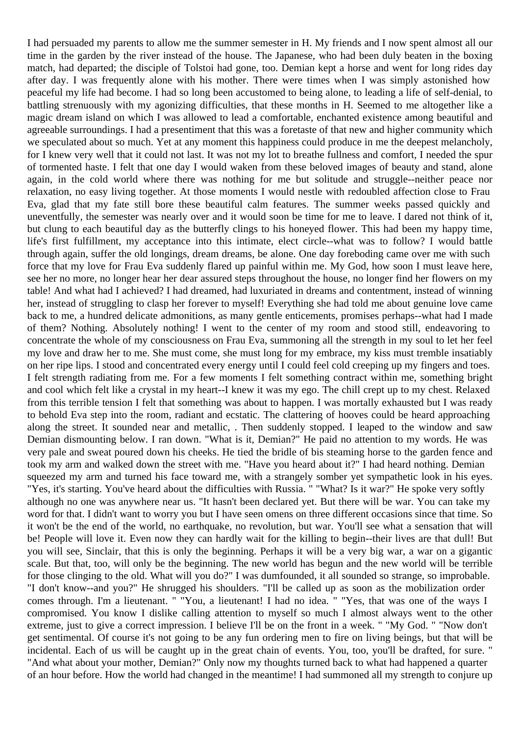I had persuaded my parents to allow me the summer semester in H. My friends and I now spent almost all our time in the garden by the river instead of the house. The Japanese, who had been duly beaten in the boxing match, had departed; the disciple of Tolstoi had gone, too. Demian kept a horse and went for long rides day after day. I was frequently alone with his mother. There were times when I was simply astonished how peaceful my life had become. I had so long been accustomed to being alone, to leading a life of self-denial, to battling strenuously with my agonizing difficulties, that these months in H. Seemed to me altogether like a magic dream island on which I was allowed to lead a comfortable, enchanted existence among beautiful and agreeable surroundings. I had a presentiment that this was a foretaste of that new and higher community which we speculated about so much. Yet at any moment this happiness could produce in me the deepest melancholy, for I knew very well that it could not last. It was not my lot to breathe fullness and comfort, I needed the spur of tormented haste. I felt that one day I would waken from these beloved images of beauty and stand, alone again, in the cold world where there was nothing for me but solitude and struggle--neither peace nor relaxation, no easy living together. At those moments I would nestle with redoubled affection close to Frau Eva, glad that my fate still bore these beautiful calm features. The summer weeks passed quickly and uneventfully, the semester was nearly over and it would soon be time for me to leave. I dared not think of it, but clung to each beautiful day as the butterfly clings to his honeyed flower. This had been my happy time, life's first fulfillment, my acceptance into this intimate, elect circle--what was to follow? I would battle through again, suffer the old longings, dream dreams, be alone. One day foreboding came over me with such force that my love for Frau Eva suddenly flared up painful within me. My God, how soon I must leave here, see her no more, no longer hear her dear assured steps throughout the house, no longer find her flowers on my table! And what had I achieved? I had dreamed, had luxuriated in dreams and contentment, instead of winning her, instead of struggling to clasp her forever to myself! Everything she had told me about genuine love came back to me, a hundred delicate admonitions, as many gentle enticements, promises perhaps--what had I made of them? Nothing. Absolutely nothing! I went to the center of my room and stood still, endeavoring to concentrate the whole of my consciousness on Frau Eva, summoning all the strength in my soul to let her feel my love and draw her to me. She must come, she must long for my embrace, my kiss must tremble insatiably on her ripe lips. I stood and concentrated every energy until I could feel cold creeping up my fingers and toes. I felt strength radiating from me. For a few moments I felt something contract within me, something bright and cool which felt like a crystal in my heart--I knew it was my ego. The chill crept up to my chest. Relaxed from this terrible tension I felt that something was about to happen. I was mortally exhausted but I was ready to behold Eva step into the room, radiant and ecstatic. The clattering of hooves could be heard approaching along the street. It sounded near and metallic, . Then suddenly stopped. I leaped to the window and saw Demian dismounting below. I ran down. "What is it, Demian?" He paid no attention to my words. He was very pale and sweat poured down his cheeks. He tied the bridle of bis steaming horse to the garden fence and took my arm and walked down the street with me. "Have you heard about it?" I had heard nothing. Demian squeezed my arm and turned his face toward me, with a strangely somber yet sympathetic look in his eyes. "Yes, it's starting. You've heard about the difficulties with Russia. " "What? Is it war?" He spoke very softly although no one was anywhere near us. "It hasn't been declared yet. But there will be war. You can take my word for that. I didn't want to worry you but I have seen omens on three different occasions since that time. So it won't be the end of the world, no earthquake, no revolution, but war. You'll see what a sensation that will be! People will love it. Even now they can hardly wait for the killing to begin--their lives are that dull! But you will see, Sinclair, that this is only the beginning. Perhaps it will be a very big war, a war on a gigantic scale. But that, too, will only be the beginning. The new world has begun and the new world will be terrible for those clinging to the old. What will you do?" I was dumfounded, it all sounded so strange, so improbable. "I don't know--and you?" He shrugged his shoulders. "I'll be called up as soon as the mobilization order comes through. I'm a lieutenant. " "You, a lieutenant! I had no idea. " "Yes, that was one of the ways I compromised. You know I dislike calling attention to myself so much I almost always went to the other extreme, just to give a correct impression. I believe I'll be on the front in a week. " "My God. " "Now don't get sentimental. Of course it's not going to be any fun ordering men to fire on living beings, but that will be incidental. Each of us will be caught up in the great chain of events. You, too, you'll be drafted, for sure. " "And what about your mother, Demian?" Only now my thoughts turned back to what had happened a quarter of an hour before. How the world had changed in the meantime! I had summoned all my strength to conjure up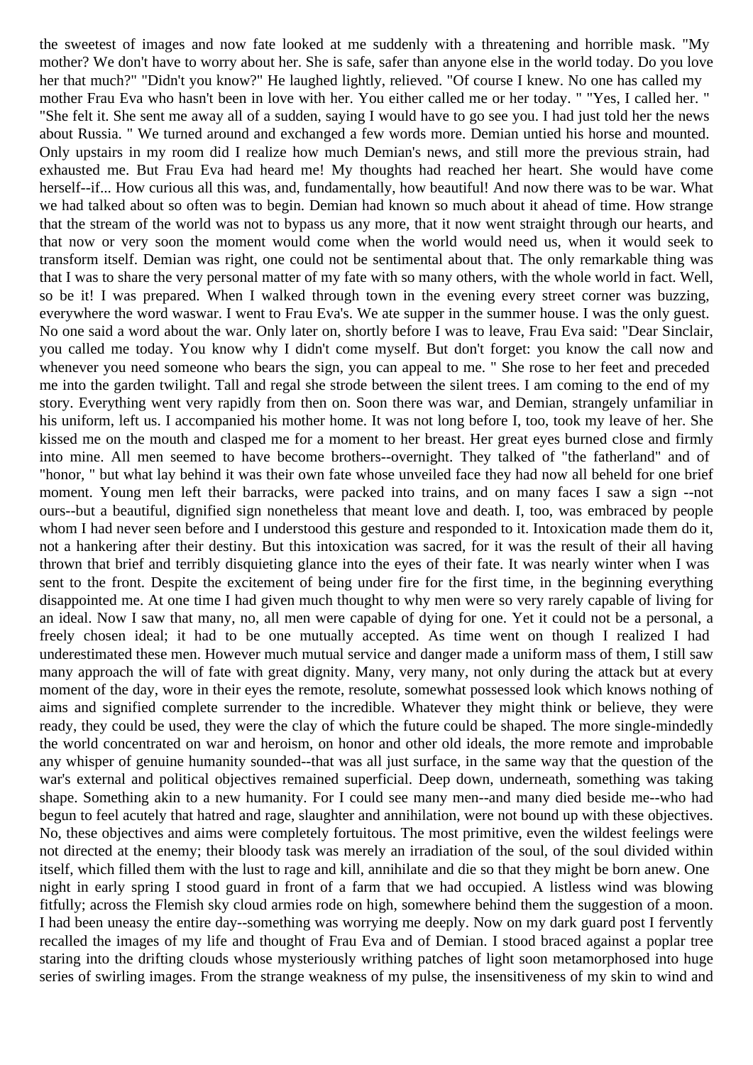the sweetest of images and now fate looked at me suddenly with a threatening and horrible mask. "My mother? We don't have to worry about her. She is safe, safer than anyone else in the world today. Do you love her that much?" "Didn't you know?" He laughed lightly, relieved. "Of course I knew. No one has called my mother Frau Eva who hasn't been in love with her. You either called me or her today. " "Yes, I called her. " "She felt it. She sent me away all of a sudden, saying I would have to go see you. I had just told her the news about Russia. " We turned around and exchanged a few words more. Demian untied his horse and mounted. Only upstairs in my room did I realize how much Demian's news, and still more the previous strain, had exhausted me. But Frau Eva had heard me! My thoughts had reached her heart. She would have come herself--if... How curious all this was, and, fundamentally, how beautiful! And now there was to be war. What we had talked about so often was to begin. Demian had known so much about it ahead of time. How strange that the stream of the world was not to bypass us any more, that it now went straight through our hearts, and that now or very soon the moment would come when the world would need us, when it would seek to transform itself. Demian was right, one could not be sentimental about that. The only remarkable thing was that I was to share the very personal matter of my fate with so many others, with the whole world in fact. Well, so be it! I was prepared. When I walked through town in the evening every street corner was buzzing, everywhere the word waswar. I went to Frau Eva's. We ate supper in the summer house. I was the only guest. No one said a word about the war. Only later on, shortly before I was to leave, Frau Eva said: "Dear Sinclair, you called me today. You know why I didn't come myself. But don't forget: you know the call now and whenever you need someone who bears the sign, you can appeal to me. " She rose to her feet and preceded me into the garden twilight. Tall and regal she strode between the silent trees. I am coming to the end of my story. Everything went very rapidly from then on. Soon there was war, and Demian, strangely unfamiliar in his uniform, left us. I accompanied his mother home. It was not long before I, too, took my leave of her. She kissed me on the mouth and clasped me for a moment to her breast. Her great eyes burned close and firmly into mine. All men seemed to have become brothers--overnight. They talked of "the fatherland" and of "honor, " but what lay behind it was their own fate whose unveiled face they had now all beheld for one brief moment. Young men left their barracks, were packed into trains, and on many faces I saw a sign --not ours--but a beautiful, dignified sign nonetheless that meant love and death. I, too, was embraced by people whom I had never seen before and I understood this gesture and responded to it. Intoxication made them do it, not a hankering after their destiny. But this intoxication was sacred, for it was the result of their all having thrown that brief and terribly disquieting glance into the eyes of their fate. It was nearly winter when I was sent to the front. Despite the excitement of being under fire for the first time, in the beginning everything disappointed me. At one time I had given much thought to why men were so very rarely capable of living for an ideal. Now I saw that many, no, all men were capable of dying for one. Yet it could not be a personal, a freely chosen ideal; it had to be one mutually accepted. As time went on though I realized I had underestimated these men. However much mutual service and danger made a uniform mass of them, I still saw many approach the will of fate with great dignity. Many, very many, not only during the attack but at every moment of the day, wore in their eyes the remote, resolute, somewhat possessed look which knows nothing of aims and signified complete surrender to the incredible. Whatever they might think or believe, they were ready, they could be used, they were the clay of which the future could be shaped. The more single-mindedly the world concentrated on war and heroism, on honor and other old ideals, the more remote and improbable any whisper of genuine humanity sounded--that was all just surface, in the same way that the question of the war's external and political objectives remained superficial. Deep down, underneath, something was taking shape. Something akin to a new humanity. For I could see many men--and many died beside me--who had begun to feel acutely that hatred and rage, slaughter and annihilation, were not bound up with these objectives. No, these objectives and aims were completely fortuitous. The most primitive, even the wildest feelings were not directed at the enemy; their bloody task was merely an irradiation of the soul, of the soul divided within itself, which filled them with the lust to rage and kill, annihilate and die so that they might be born anew. One night in early spring I stood guard in front of a farm that we had occupied. A listless wind was blowing fitfully; across the Flemish sky cloud armies rode on high, somewhere behind them the suggestion of a moon. I had been uneasy the entire day--something was worrying me deeply. Now on my dark guard post I fervently recalled the images of my life and thought of Frau Eva and of Demian. I stood braced against a poplar tree staring into the drifting clouds whose mysteriously writhing patches of light soon metamorphosed into huge series of swirling images. From the strange weakness of my pulse, the insensitiveness of my skin to wind and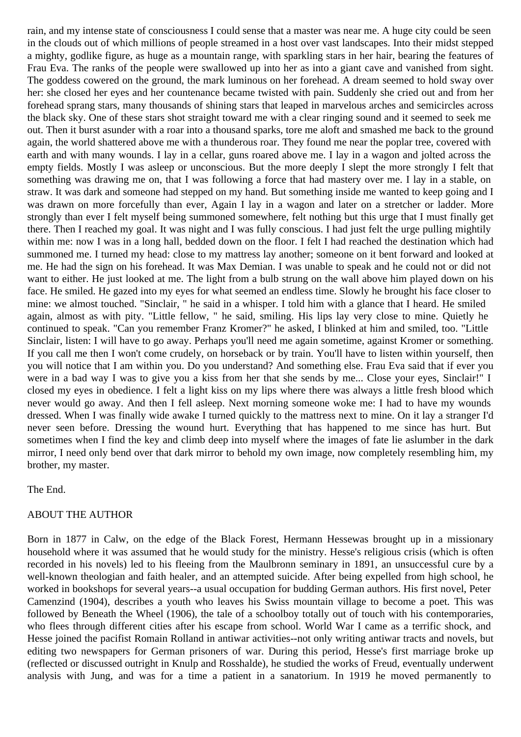rain, and my intense state of consciousness I could sense that a master was near me. A huge city could be seen in the clouds out of which millions of people streamed in a host over vast landscapes. Into their midst stepped a mighty, godlike figure, as huge as a mountain range, with sparkling stars in her hair, bearing the features of Frau Eva. The ranks of the people were swallowed up into her as into a giant cave and vanished from sight. The goddess cowered on the ground, the mark luminous on her forehead. A dream seemed to hold sway over her: she closed her eyes and her countenance became twisted with pain. Suddenly she cried out and from her forehead sprang stars, many thousands of shining stars that leaped in marvelous arches and semicircles across the black sky. One of these stars shot straight toward me with a clear ringing sound and it seemed to seek me out. Then it burst asunder with a roar into a thousand sparks, tore me aloft and smashed me back to the ground again, the world shattered above me with a thunderous roar. They found me near the poplar tree, covered with earth and with many wounds. I lay in a cellar, guns roared above me. I lay in a wagon and jolted across the empty fields. Mostly I was asleep or unconscious. But the more deeply I slept the more strongly I felt that something was drawing me on, that I was following a force that had mastery over me. I lay in a stable, on straw. It was dark and someone had stepped on my hand. But something inside me wanted to keep going and I was drawn on more forcefully than ever, Again I lay in a wagon and later on a stretcher or ladder. More strongly than ever I felt myself being summoned somewhere, felt nothing but this urge that I must finally get there. Then I reached my goal. It was night and I was fully conscious. I had just felt the urge pulling mightily within me: now I was in a long hall, bedded down on the floor. I felt I had reached the destination which had summoned me. I turned my head: close to my mattress lay another; someone on it bent forward and looked at me. He had the sign on his forehead. It was Max Demian. I was unable to speak and he could not or did not want to either. He just looked at me. The light from a bulb strung on the wall above him played down on his face. He smiled. He gazed into my eyes for what seemed an endless time. Slowly he brought his face closer to mine: we almost touched. "Sinclair, " he said in a whisper. I told him with a glance that I heard. He smiled again, almost as with pity. "Little fellow, " he said, smiling. His lips lay very close to mine. Quietly he continued to speak. "Can you remember Franz Kromer?" he asked, I blinked at him and smiled, too. "Little Sinclair, listen: I will have to go away. Perhaps you'll need me again sometime, against Kromer or something. If you call me then I won't come crudely, on horseback or by train. You'll have to listen within yourself, then you will notice that I am within you. Do you understand? And something else. Frau Eva said that if ever you were in a bad way I was to give you a kiss from her that she sends by me... Close your eyes, Sinclair!" I closed my eyes in obedience. I felt a light kiss on my lips where there was always a little fresh blood which never would go away. And then I fell asleep. Next morning someone woke me: I had to have my wounds dressed. When I was finally wide awake I turned quickly to the mattress next to mine. On it lay a stranger I'd never seen before. Dressing the wound hurt. Everything that has happened to me since has hurt. But sometimes when I find the key and climb deep into myself where the images of fate lie aslumber in the dark mirror, I need only bend over that dark mirror to behold my own image, now completely resembling him, my brother, my master.

The End.

ABOUT THE AUTHOR

Born in 1877 in Calw, on the edge of the Black Forest, Hermann Hessewas brought up in a missionary household where it was assumed that he would study for the ministry. Hesse's religious crisis (which is often recorded in his novels) led to his fleeing from the Maulbronn seminary in 1891, an unsuccessful cure by a well-known theologian and faith healer, and an attempted suicide. After being expelled from high school, he worked in bookshops for several years--a usual occupation for budding German authors. His first novel, Peter Camenzind (1904), describes a youth who leaves his Swiss mountain village to become a poet. This was followed by Beneath the Wheel (1906), the tale of a schoolboy totally out of touch with his contemporaries, who flees through different cities after his escape from school. World War I came as a terrific shock, and Hesse joined the pacifist Romain Rolland in antiwar activities--not only writing antiwar tracts and novels, but editing two newspapers for German prisoners of war. During this period, Hesse's first marriage broke up (reflected or discussed outright in Knulp and Rosshalde), he studied the works of Freud, eventually underwent analysis with Jung, and was for a time a patient in a sanatorium. In 1919 he moved permanently to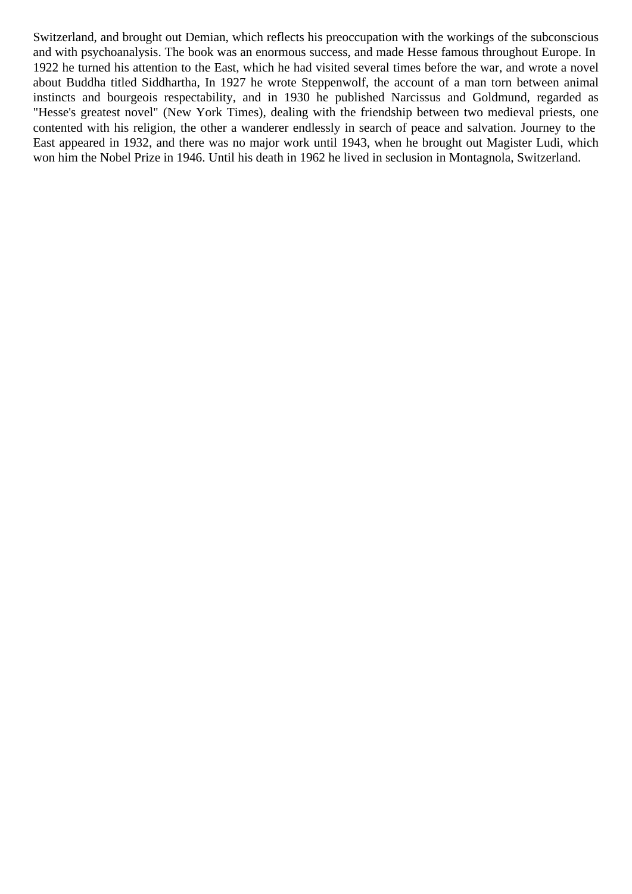Switzerland, and brought out Demian, which reflects his preoccupation with the workings of the subconscious and with psychoanalysis. The book was an enormous success, and made Hesse famous throughout Europe. In 1922 he turned his attention to the East, which he had visited several times before the war, and wrote a novel about Buddha titled Siddhartha, In 1927 he wrote Steppenwolf, the account of a man torn between animal instincts and bourgeois respectability, and in 1930 he published Narcissus and Goldmund, regarded as "Hesse's greatest novel" (New York Times), dealing with the friendship between two medieval priests, one contented with his religion, the other a wanderer endlessly in search of peace and salvation. Journey to the East appeared in 1932, and there was no major work until 1943, when he brought out Magister Ludi, which won him the Nobel Prize in 1946. Until his death in 1962 he lived in seclusion in Montagnola, Switzerland.